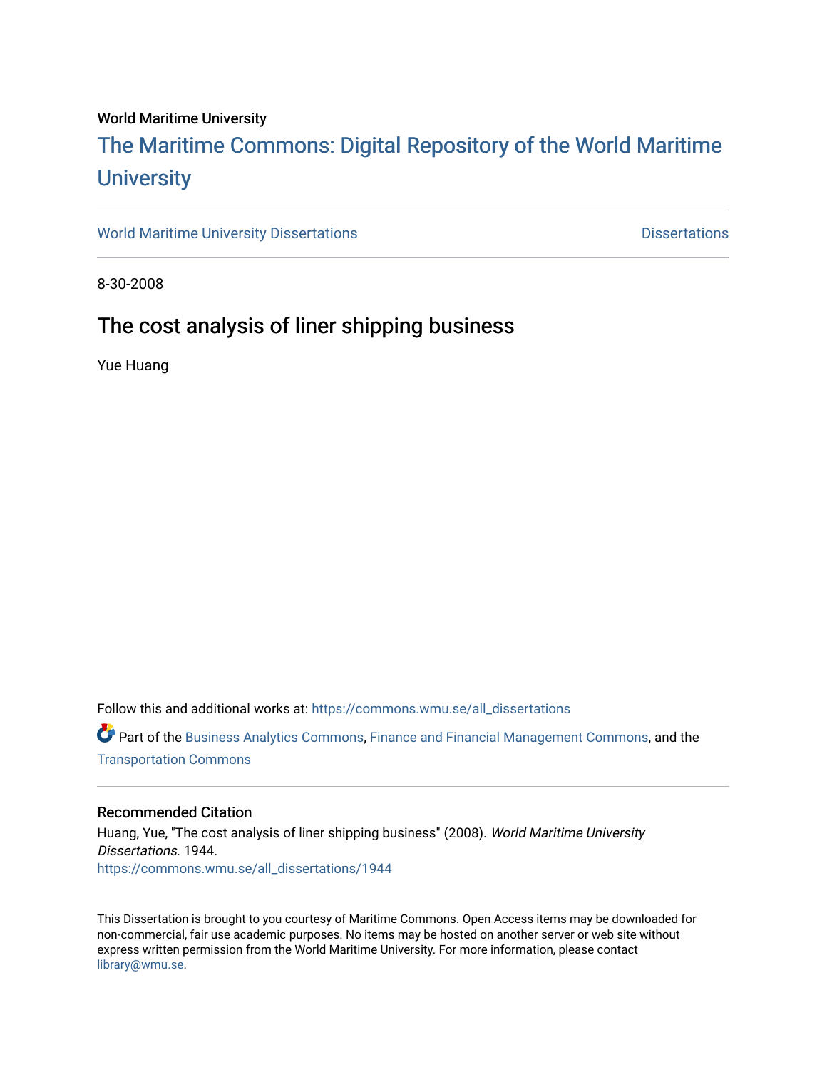World Maritime University

# The Maritime Commons: Digital Repository of the World Maritime University

World Maritime University Dissertations | Dissertations

8-30-2008

## The cost analysis of liner shipping business

Yue Huang

Follow this and additional works at: https://commons.wmu.se/all_dissertations

Part of the Business Analytics Commons, Finance and Financial Management Commons, and the Transportation Commons

### Recommended Citation

Huang, Yue, "The cost analysis of liner shipping business" (2008). *World Maritime University Dissertations*. 1944.
https://commons.wmu.se/all_dissertations/1944

This Dissertation is brought to you courtesy of Maritime Commons. Open Access items may be downloaded for non-commercial, fair use academic purposes. No items may be hosted on another server or web site without express written permission from the World Maritime University. For more information, please contact library@wmu.se.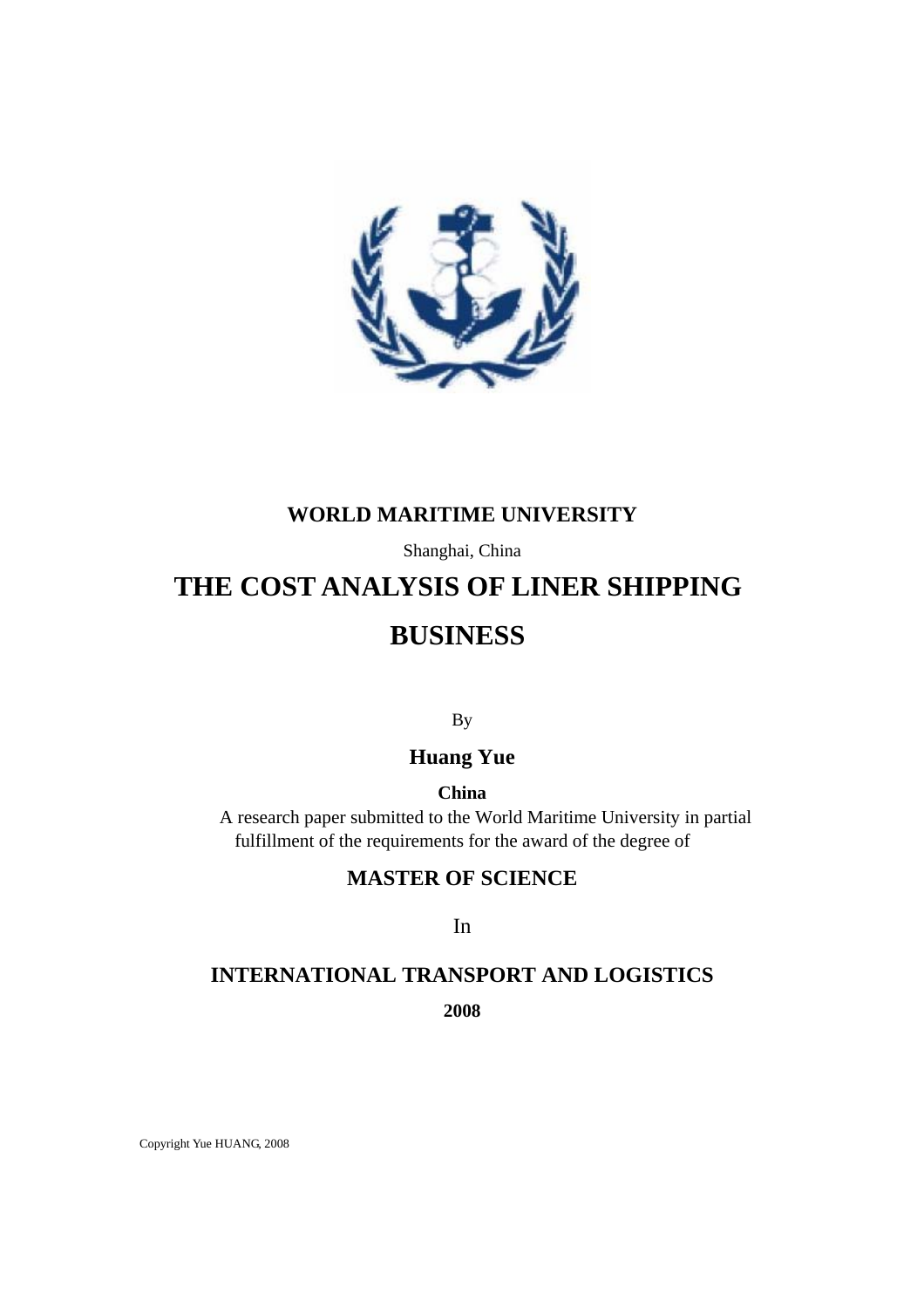**WORLD MARITIME UNIVERSITY**

Shanghai, China

# THE COST ANALYSIS OF LINER SHIPPING BUSINESS

By

**Huang Yue**

**China**

A research paper submitted to the World Maritime University in partial fulfillment of the requirements for the award of the degree of

**MASTER OF SCIENCE**

In

**INTERNATIONAL TRANSPORT AND LOGISTICS**

**2008**

Copyright Yue HUANG, 2008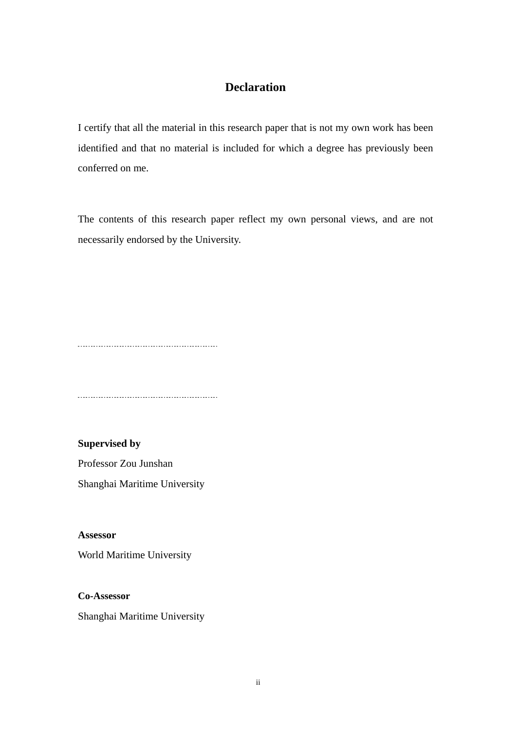# Declaration

I certify that all the material in this research paper that is not my own work has been identified and that no material is included for which a degree has previously been conferred on me.

The contents of this research paper reflect my own personal views, and are not necessarily endorsed by the University.

..............................................................

..............................................................

**Supervised by**

Professor Zou Junshan

Shanghai Maritime University

**Assessor**

World Maritime University

**Co-Assessor**

Shanghai Maritime University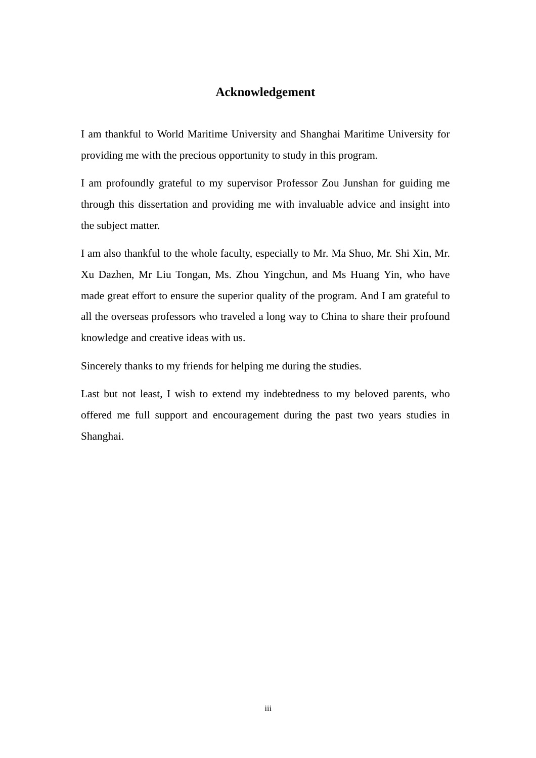# Acknowledgement

I am thankful to World Maritime University and Shanghai Maritime University for providing me with the precious opportunity to study in this program.

I am profoundly grateful to my supervisor Professor Zou Junshan for guiding me through this dissertation and providing me with invaluable advice and insight into the subject matter.

I am also thankful to the whole faculty, especially to Mr. Ma Shuo, Mr. Shi Xin, Mr. Xu Dazhen, Mr Liu Tongan, Ms. Zhou Yingchun, and Ms Huang Yin, who have made great effort to ensure the superior quality of the program. And I am grateful to all the overseas professors who traveled a long way to China to share their profound knowledge and creative ideas with us.

Sincerely thanks to my friends for helping me during the studies.

Last but not least, I wish to extend my indebtedness to my beloved parents, who offered me full support and encouragement during the past two years studies in Shanghai.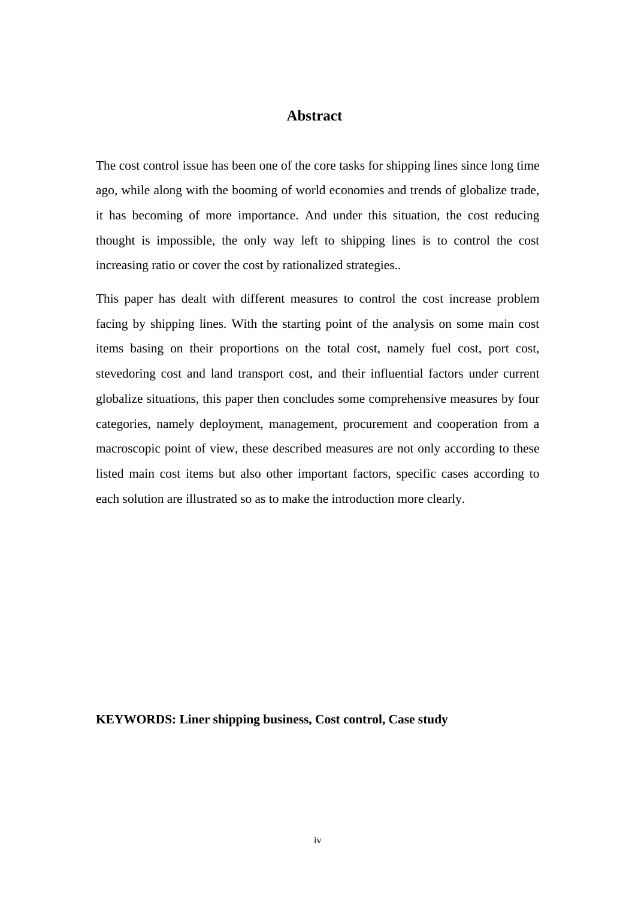# Abstract

The cost control issue has been one of the core tasks for shipping lines since long time ago, while along with the booming of world economies and trends of globalize trade, it has becoming of more importance. And under this situation, the cost reducing thought is impossible, the only way left to shipping lines is to control the cost increasing ratio or cover the cost by rationalized strategies..

This paper has dealt with different measures to control the cost increase problem facing by shipping lines. With the starting point of the analysis on some main cost items basing on their proportions on the total cost, namely fuel cost, port cost, stevedoring cost and land transport cost, and their influential factors under current globalize situations, this paper then concludes some comprehensive measures by four categories, namely deployment, management, procurement and cooperation from a macroscopic point of view, these described measures are not only according to these listed main cost items but also other important factors, specific cases according to each solution are illustrated so as to make the introduction more clearly.

**KEYWORDS: Liner shipping business, Cost control, Case study**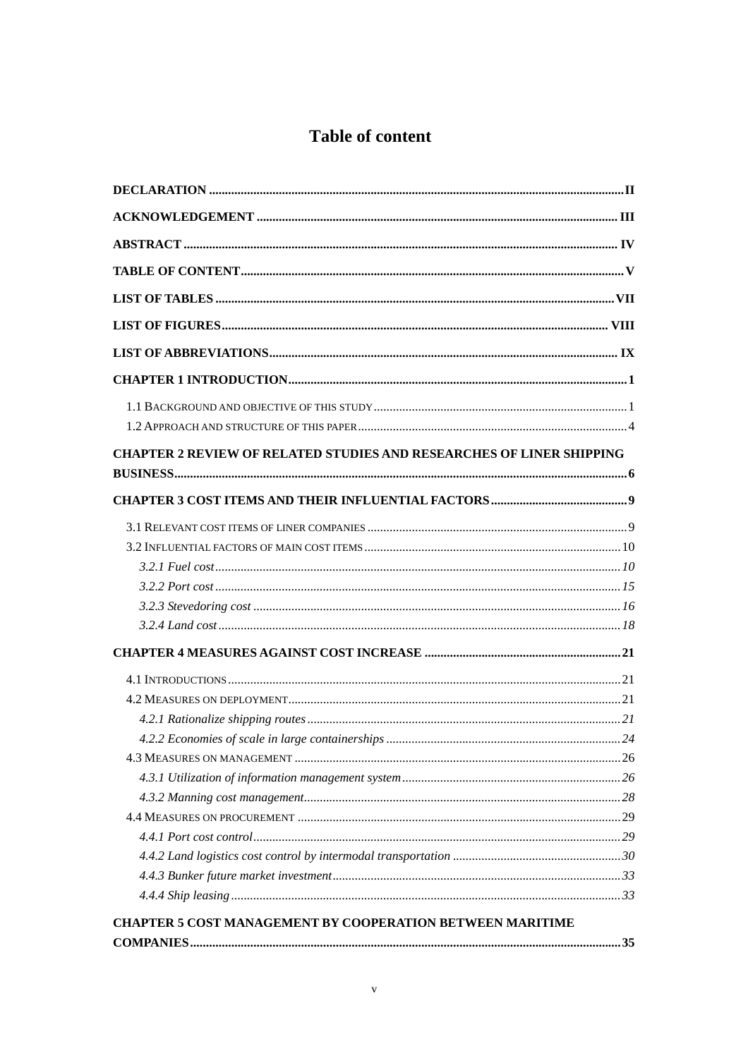# Table of content

**DECLARATION** .......... II

**ACKNOWLEDGEMENT** .......... III

**ABSTRACT** .......... IV

**TABLE OF CONTENT** .......... V

**LIST OF TABLES** .......... VII

**LIST OF FIGURES** .......... VIII

**LIST OF ABBREVIATIONS** .......... IX

**CHAPTER 1 INTRODUCTION** .......... 1

- 1.1 Background and objective of this study .......... 1
- 1.2 Approach and structure of this paper .......... 4

**CHAPTER 2 REVIEW OF RELATED STUDIES AND RESEARCHES OF LINER SHIPPING BUSINESS** .......... 6

**CHAPTER 3 COST ITEMS AND THEIR INFLUENTIAL FACTORS** .......... 9

- 3.1 Relevant cost items of liner companies .......... 9
- 3.2 Influential factors of main cost items .......... 10
  - *3.2.1 Fuel cost* .......... *10*
  - *3.2.2 Port cost* .......... *15*
  - *3.2.3 Stevedoring cost* .......... *16*
  - *3.2.4 Land cost* .......... *18*

**CHAPTER 4 MEASURES AGAINST COST INCREASE** .......... 21

- 4.1 Introductions .......... 21
- 4.2 Measures on deployment .......... 21
  - *4.2.1 Rationalize shipping routes* .......... *21*
  - *4.2.2 Economies of scale in large containerships* .......... *24*
- 4.3 Measures on management .......... 26
  - *4.3.1 Utilization of information management system* .......... *26*
  - *4.3.2 Manning cost management* .......... *28*
- 4.4 Measures on procurement .......... 29
  - *4.4.1 Port cost control* .......... *29*
  - *4.4.2 Land logistics cost control by intermodal transportation* .......... *30*
  - *4.4.3 Bunker future market investment* .......... *33*
  - *4.4.4 Ship leasing* .......... *33*

**CHAPTER 5 COST MANAGEMENT BY COOPERATION BETWEEN MARITIME COMPANIES** .......... 35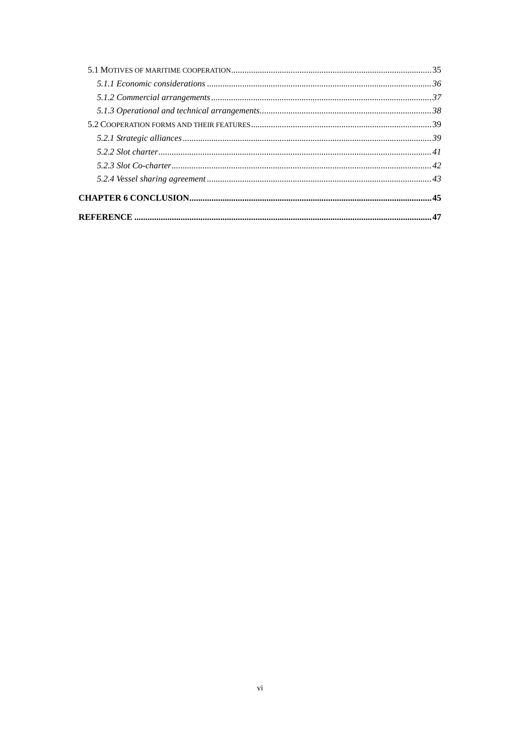5.1 MOTIVES OF MARITIME COOPERATION......35

*5.1.1 Economic considerations* ......36

*5.1.2 Commercial arrangements*......37

*5.1.3 Operational and technical arrangements*......38

5.2 COOPERATION FORMS AND THEIR FEATURES......39

*5.2.1 Strategic alliances*......39

*5.2.2 Slot charter*......41

*5.2.3 Slot Co-charter*......42

*5.2.4 Vessel sharing agreement*......43

**CHAPTER 6 CONCLUSION......45**

**REFERENCE......47**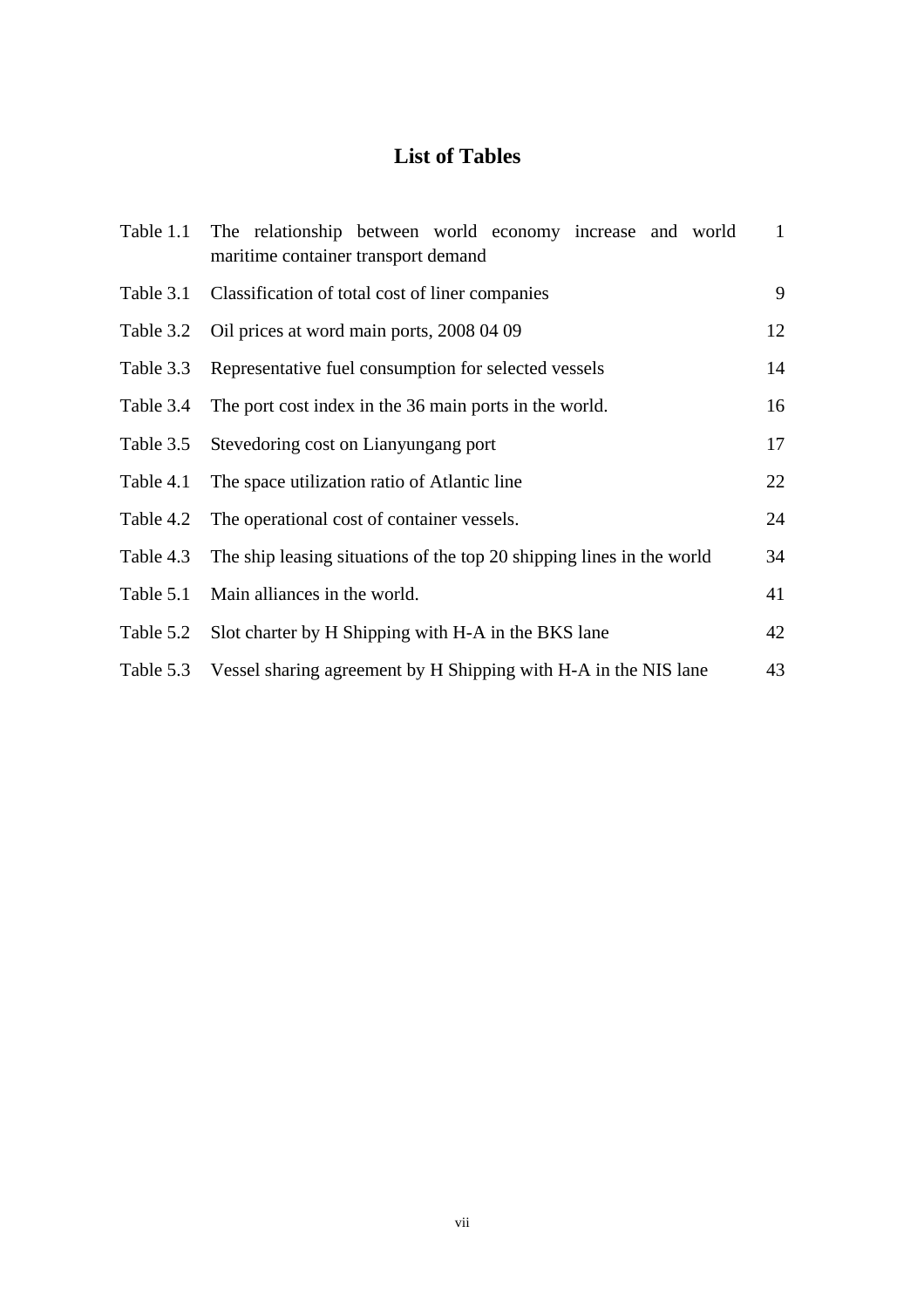# List of Tables

| | | |
|---|---|---|
| Table 1.1 | The relationship between world economy increase and world maritime container transport demand | 1 |
| Table 3.1 | Classification of total cost of liner companies | 9 |
| Table 3.2 | Oil prices at word main ports, 2008 04 09 | 12 |
| Table 3.3 | Representative fuel consumption for selected vessels | 14 |
| Table 3.4 | The port cost index in the 36 main ports in the world. | 16 |
| Table 3.5 | Stevedoring cost on Lianyungang port | 17 |
| Table 4.1 | The space utilization ratio of Atlantic line | 22 |
| Table 4.2 | The operational cost of container vessels. | 24 |
| Table 4.3 | The ship leasing situations of the top 20 shipping lines in the world | 34 |
| Table 5.1 | Main alliances in the world. | 41 |
| Table 5.2 | Slot charter by H Shipping with H-A in the BKS lane | 42 |
| Table 5.3 | Vessel sharing agreement by H Shipping with H-A in the NIS lane | 43 |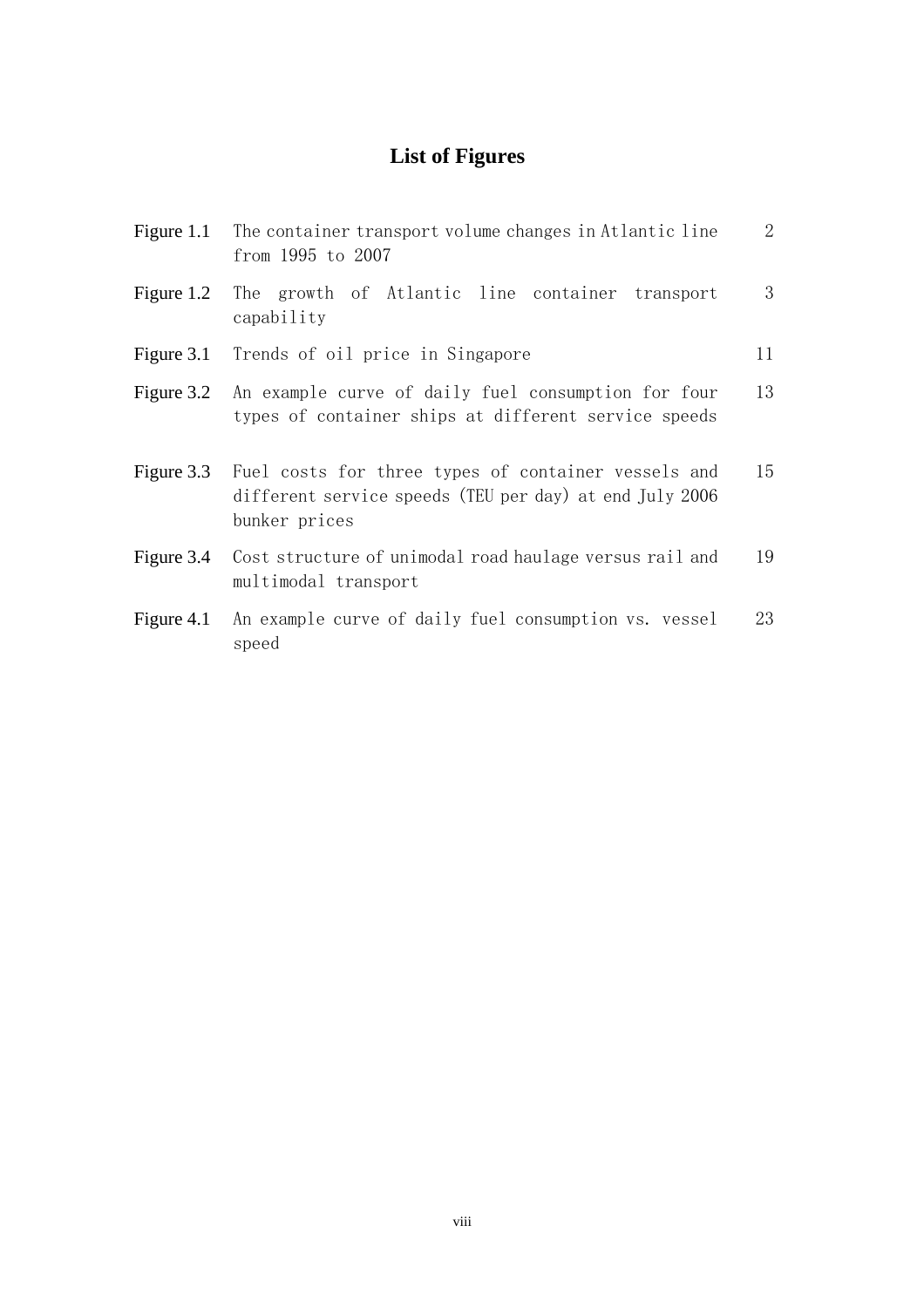# List of Figures

| | | |
|---|---|---|
| Figure 1.1 | The container transport volume changes in Atlantic line from 1995 to 2007 | 2 |
| Figure 1.2 | The growth of Atlantic line container transport capability | 3 |
| Figure 3.1 | Trends of oil price in Singapore | 11 |
| Figure 3.2 | An example curve of daily fuel consumption for four types of container ships at different service speeds | 13 |
| Figure 3.3 | Fuel costs for three types of container vessels and different service speeds (TEU per day) at end July 2006 bunker prices | 15 |
| Figure 3.4 | Cost structure of unimodal road haulage versus rail and multimodal transport | 19 |
| Figure 4.1 | An example curve of daily fuel consumption vs. vessel speed | 23 |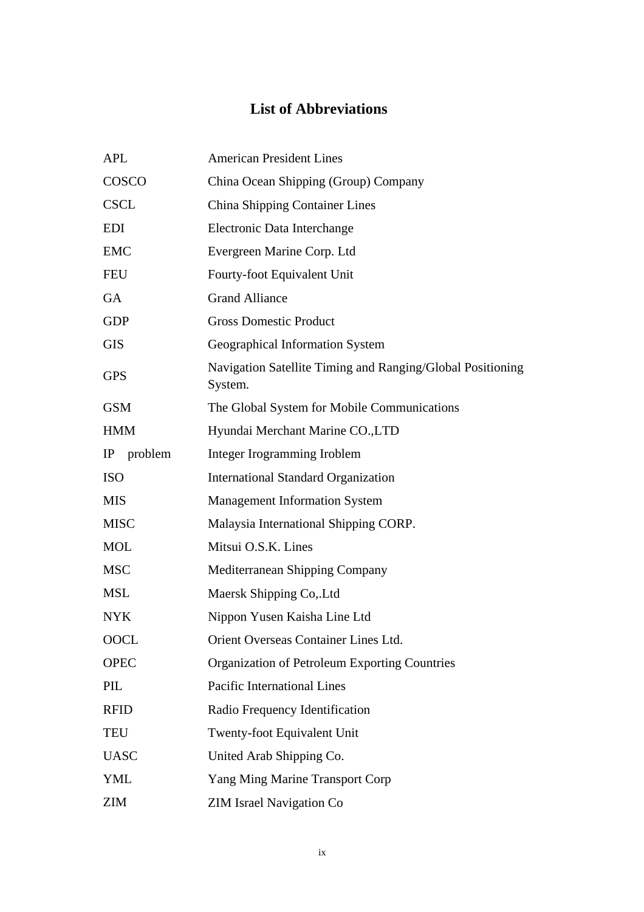# List of Abbreviations

| | |
|---|---|
| APL | American President Lines |
| COSCO | China Ocean Shipping (Group) Company |
| CSCL | China Shipping Container Lines |
| EDI | Electronic Data Interchange |
| EMC | Evergreen Marine Corp. Ltd |
| FEU | Fourty-foot Equivalent Unit |
| GA | Grand Alliance |
| GDP | Gross Domestic Product |
| GIS | Geographical Information System |
| GPS | Navigation Satellite Timing and Ranging/Global Positioning System. |
| GSM | The Global System for Mobile Communications |
| HMM | Hyundai Merchant Marine CO.,LTD |
| IP problem | Integer Irogramming Iroblem |
| ISO | International Standard Organization |
| MIS | Management Information System |
| MISC | Malaysia International Shipping CORP. |
| MOL | Mitsui O.S.K. Lines |
| MSC | Mediterranean Shipping Company |
| MSL | Maersk Shipping Co,.Ltd |
| NYK | Nippon Yusen Kaisha Line Ltd |
| OOCL | Orient Overseas Container Lines Ltd. |
| OPEC | Organization of Petroleum Exporting Countries |
| PIL | Pacific International Lines |
| RFID | Radio Frequency Identification |
| TEU | Twenty-foot Equivalent Unit |
| UASC | United Arab Shipping Co. |
| YML | Yang Ming Marine Transport Corp |
| ZIM | ZIM Israel Navigation Co |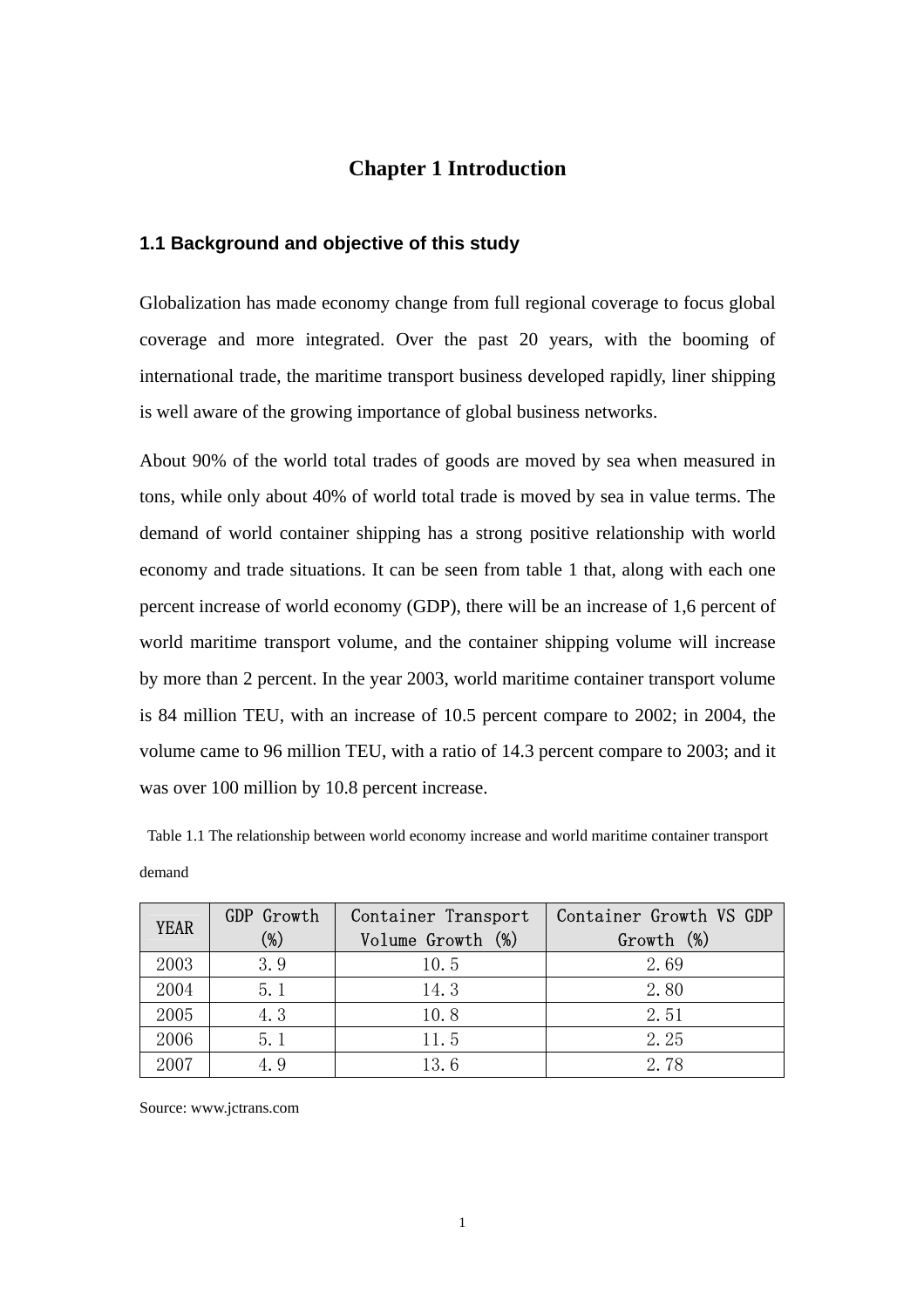# Chapter 1 Introduction

## 1.1 Background and objective of this study

Globalization has made economy change from full regional coverage to focus global coverage and more integrated. Over the past 20 years, with the booming of international trade, the maritime transport business developed rapidly, liner shipping is well aware of the growing importance of global business networks.

About 90% of the world total trades of goods are moved by sea when measured in tons, while only about 40% of world total trade is moved by sea in value terms. The demand of world container shipping has a strong positive relationship with world economy and trade situations. It can be seen from table 1 that, along with each one percent increase of world economy (GDP), there will be an increase of 1,6 percent of world maritime transport volume, and the container shipping volume will increase by more than 2 percent. In the year 2003, world maritime container transport volume is 84 million TEU, with an increase of 10.5 percent compare to 2002; in 2004, the volume came to 96 million TEU, with a ratio of 14.3 percent compare to 2003; and it was over 100 million by 10.8 percent increase.

Table 1.1 The relationship between world economy increase and world maritime container transport demand

| YEAR | GDP Growth (%) | Container Transport Volume Growth (%) | Container Growth VS GDP Growth (%) |
|---|---|---|---|
| 2003 | 3.9 | 10.5 | 2.69 |
| 2004 | 5.1 | 14.3 | 2.80 |
| 2005 | 4.3 | 10.8 | 2.51 |
| 2006 | 5.1 | 11.5 | 2.25 |
| 2007 | 4.9 | 13.6 | 2.78 |

Source: www.jctrans.com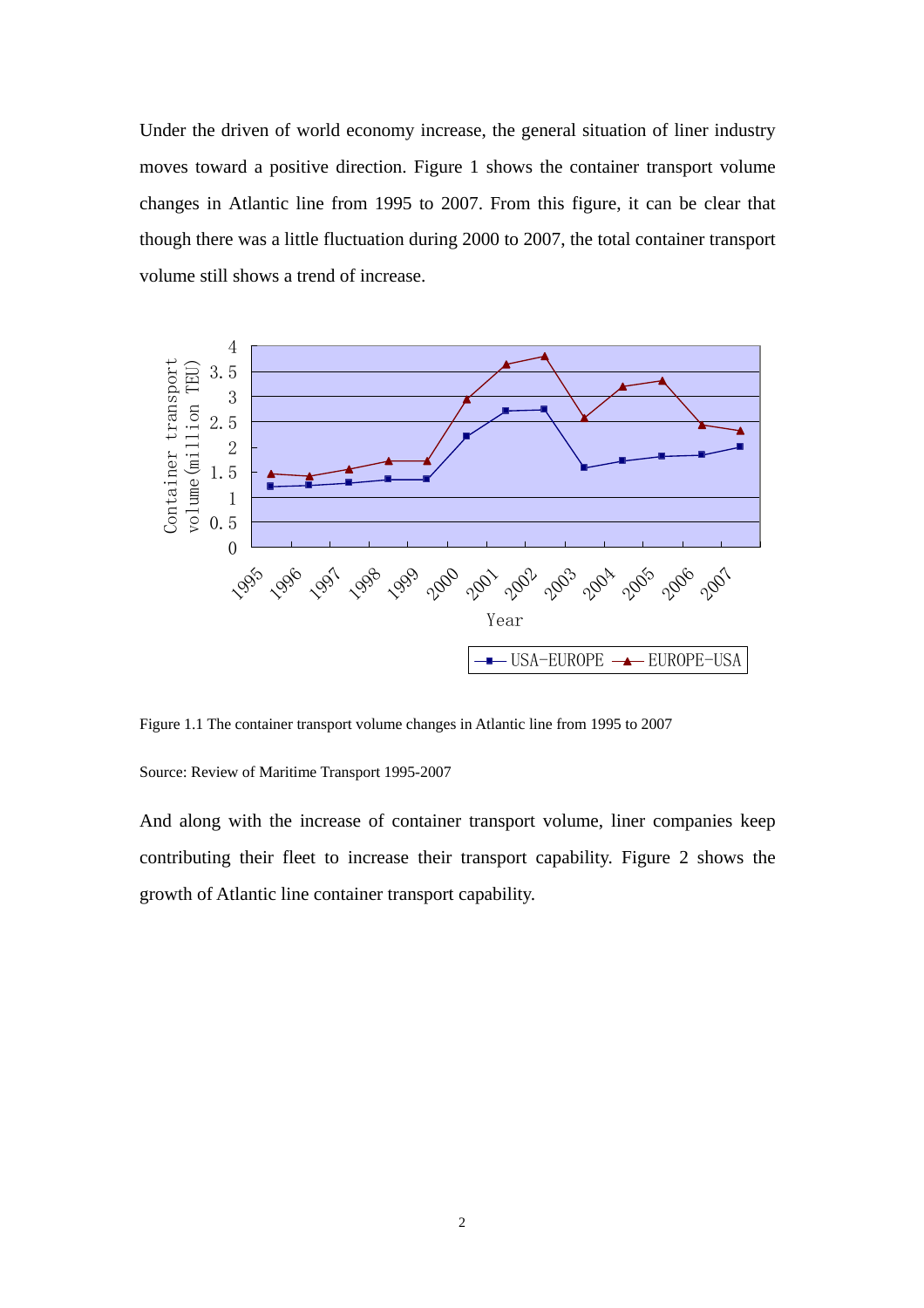Under the driven of world economy increase, the general situation of liner industry moves toward a positive direction. Figure 1 shows the container transport volume changes in Atlantic line from 1995 to 2007. From this figure, it can be clear that though there was a little fluctuation during 2000 to 2007, the total container transport volume still shows a trend of increase.

Figure 1.1 The container transport volume changes in Atlantic line from 1995 to 2007

Source: Review of Maritime Transport 1995-2007

And along with the increase of container transport volume, liner companies keep contributing their fleet to increase their transport capability. Figure 2 shows the growth of Atlantic line container transport capability.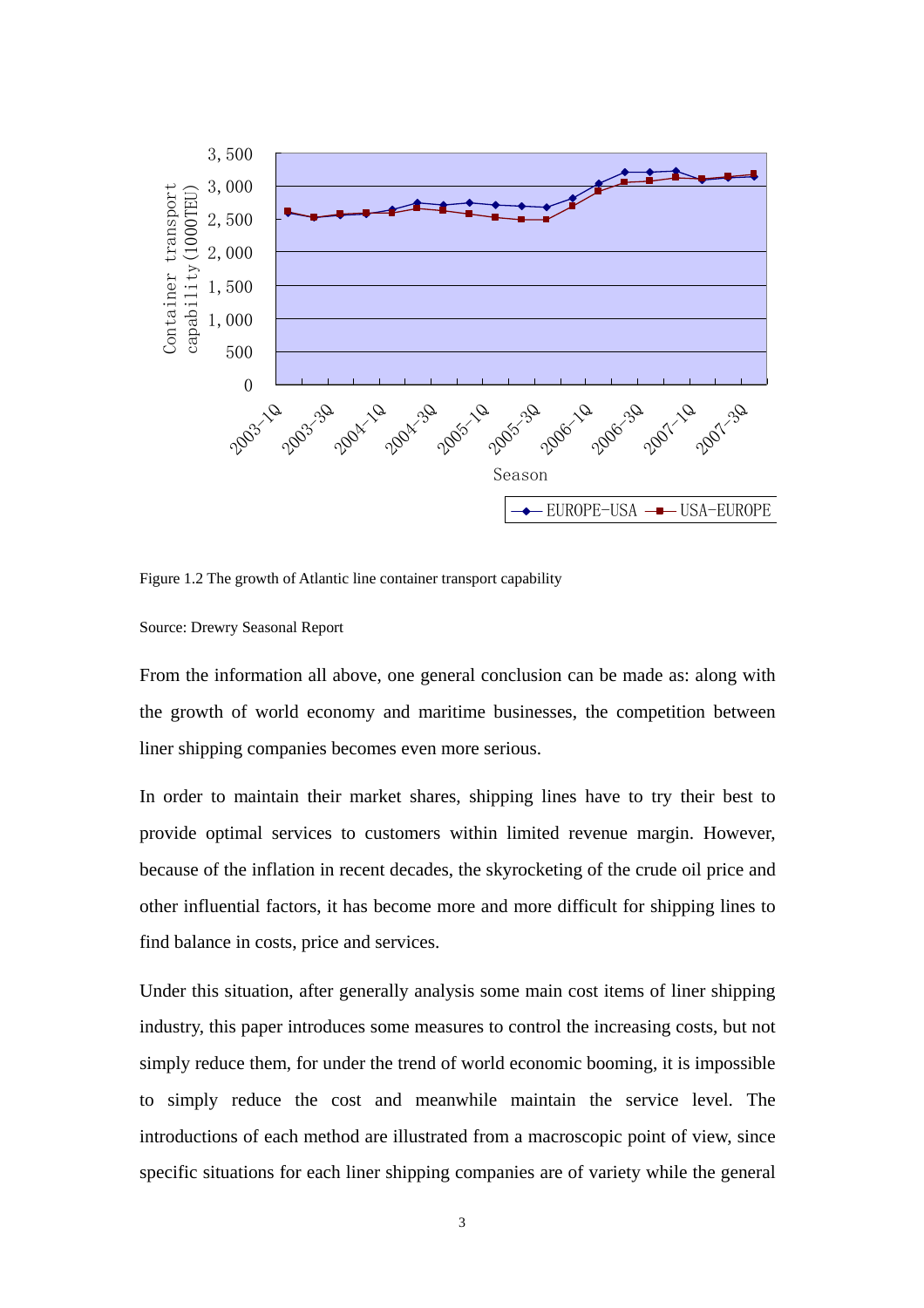Figure 1.2 The growth of Atlantic line container transport capability

Source: Drewry Seasonal Report

From the information all above, one general conclusion can be made as: along with the growth of world economy and maritime businesses, the competition between liner shipping companies becomes even more serious.

In order to maintain their market shares, shipping lines have to try their best to provide optimal services to customers within limited revenue margin. However, because of the inflation in recent decades, the skyrocketing of the crude oil price and other influential factors, it has become more and more difficult for shipping lines to find balance in costs, price and services.

Under this situation, after generally analysis some main cost items of liner shipping industry, this paper introduces some measures to control the increasing costs, but not simply reduce them, for under the trend of world economic booming, it is impossible to simply reduce the cost and meanwhile maintain the service level. The introductions of each method are illustrated from a macroscopic point of view, since specific situations for each liner shipping companies are of variety while the general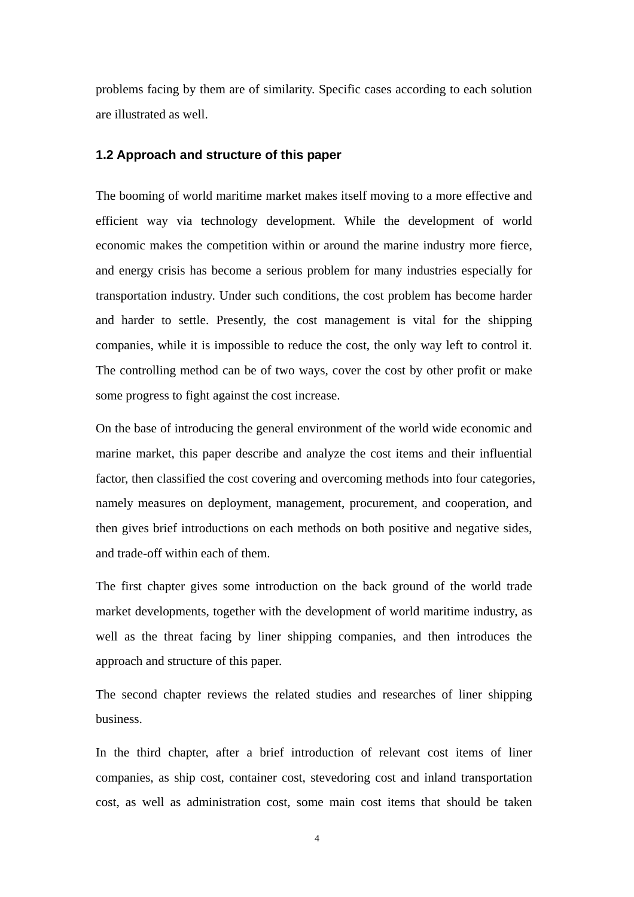problems facing by them are of similarity. Specific cases according to each solution are illustrated as well.

### 1.2 Approach and structure of this paper

The booming of world maritime market makes itself moving to a more effective and efficient way via technology development. While the development of world economic makes the competition within or around the marine industry more fierce, and energy crisis has become a serious problem for many industries especially for transportation industry. Under such conditions, the cost problem has become harder and harder to settle. Presently, the cost management is vital for the shipping companies, while it is impossible to reduce the cost, the only way left to control it. The controlling method can be of two ways, cover the cost by other profit or make some progress to fight against the cost increase.

On the base of introducing the general environment of the world wide economic and marine market, this paper describe and analyze the cost items and their influential factor, then classified the cost covering and overcoming methods into four categories, namely measures on deployment, management, procurement, and cooperation, and then gives brief introductions on each methods on both positive and negative sides, and trade-off within each of them.

The first chapter gives some introduction on the back ground of the world trade market developments, together with the development of world maritime industry, as well as the threat facing by liner shipping companies, and then introduces the approach and structure of this paper.

The second chapter reviews the related studies and researches of liner shipping business.

In the third chapter, after a brief introduction of relevant cost items of liner companies, as ship cost, container cost, stevedoring cost and inland transportation cost, as well as administration cost, some main cost items that should be taken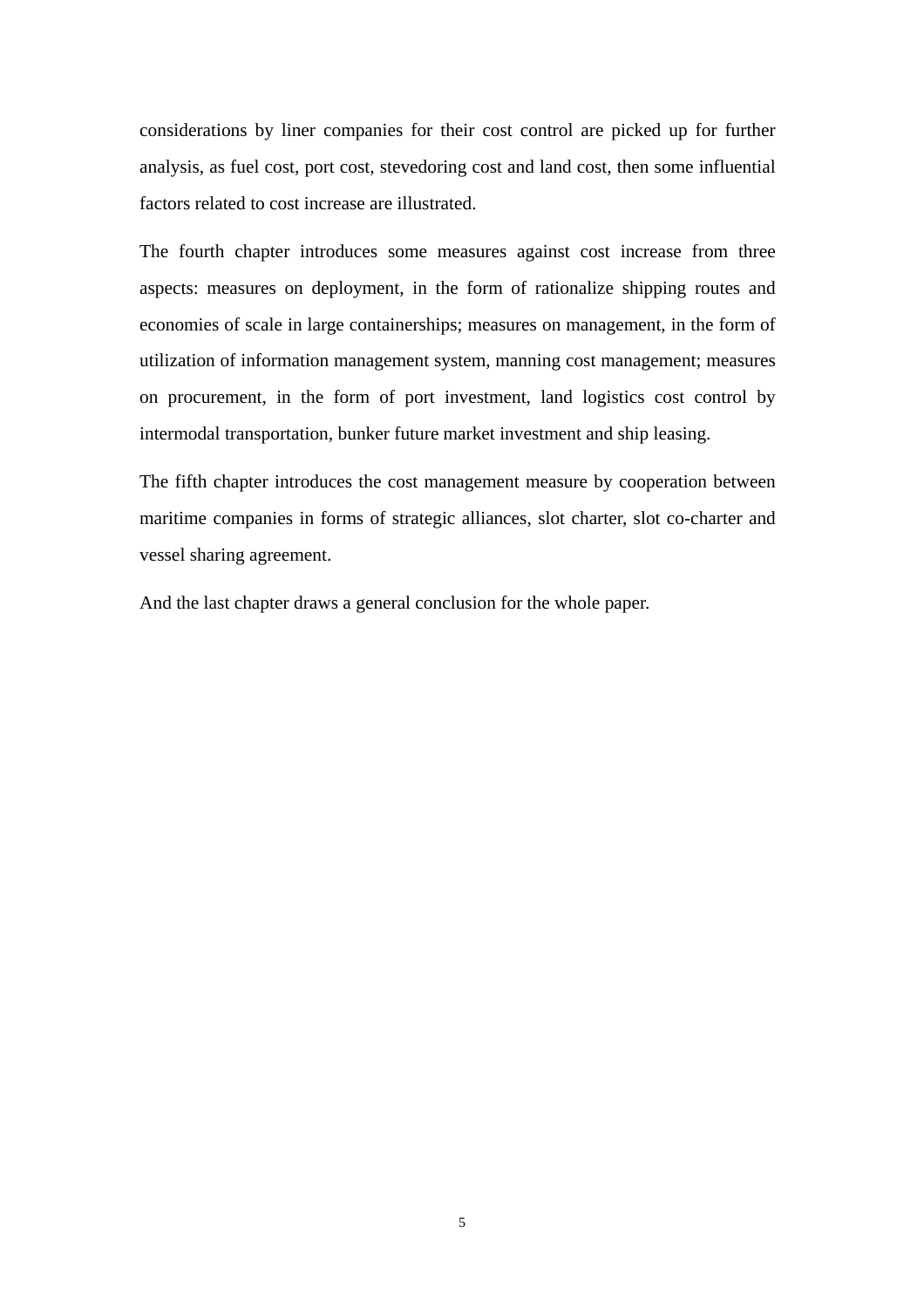considerations by liner companies for their cost control are picked up for further analysis, as fuel cost, port cost, stevedoring cost and land cost, then some influential factors related to cost increase are illustrated.

The fourth chapter introduces some measures against cost increase from three aspects: measures on deployment, in the form of rationalize shipping routes and economies of scale in large containerships; measures on management, in the form of utilization of information management system, manning cost management; measures on procurement, in the form of port investment, land logistics cost control by intermodal transportation, bunker future market investment and ship leasing.

The fifth chapter introduces the cost management measure by cooperation between maritime companies in forms of strategic alliances, slot charter, slot co-charter and vessel sharing agreement.

And the last chapter draws a general conclusion for the whole paper.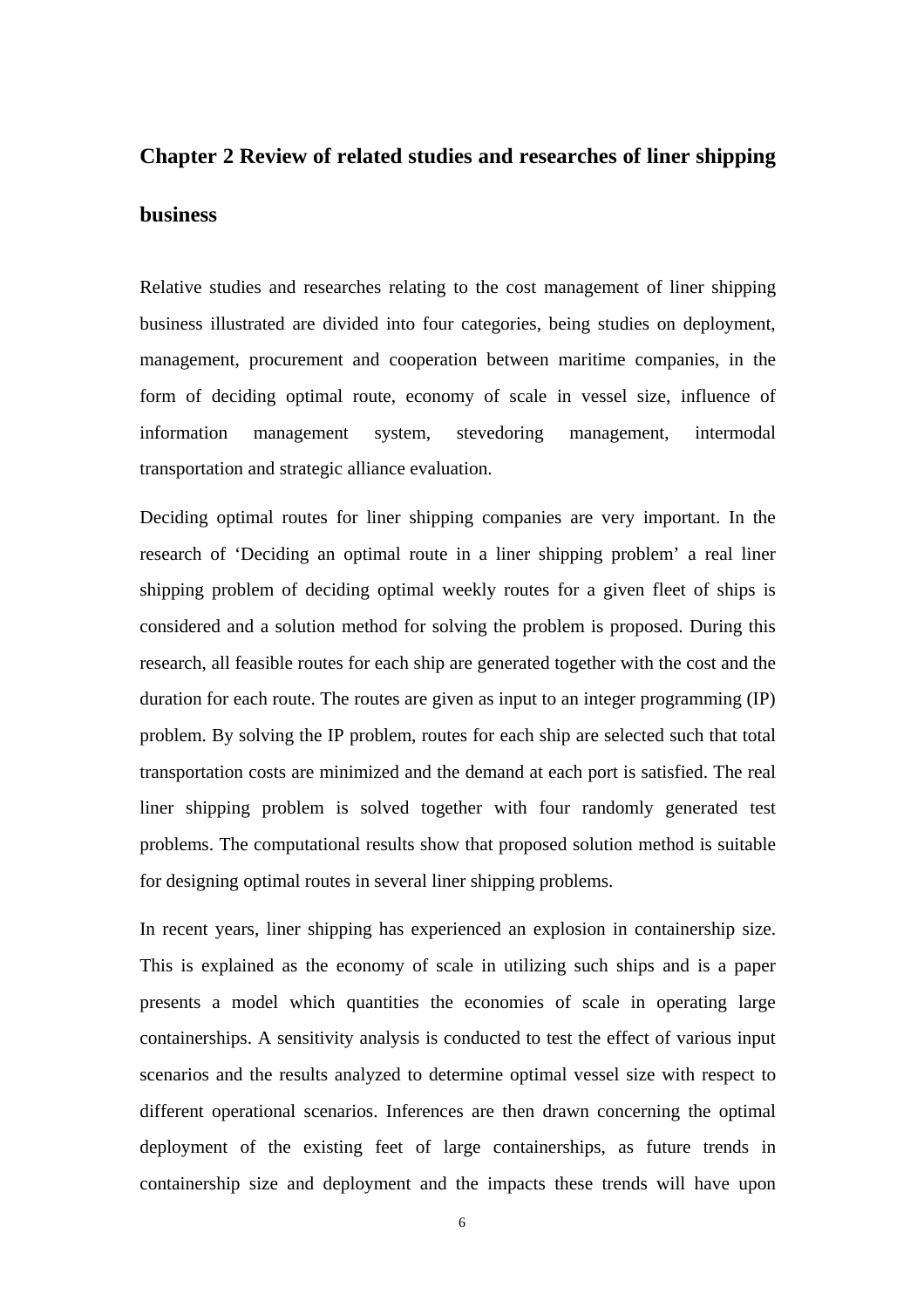## Chapter 2 Review of related studies and researches of liner shipping business

Relative studies and researches relating to the cost management of liner shipping business illustrated are divided into four categories, being studies on deployment, management, procurement and cooperation between maritime companies, in the form of deciding optimal route, economy of scale in vessel size, influence of information management system, stevedoring management, intermodal transportation and strategic alliance evaluation.

Deciding optimal routes for liner shipping companies are very important. In the research of 'Deciding an optimal route in a liner shipping problem' a real liner shipping problem of deciding optimal weekly routes for a given fleet of ships is considered and a solution method for solving the problem is proposed. During this research, all feasible routes for each ship are generated together with the cost and the duration for each route. The routes are given as input to an integer programming (IP) problem. By solving the IP problem, routes for each ship are selected such that total transportation costs are minimized and the demand at each port is satisfied. The real liner shipping problem is solved together with four randomly generated test problems. The computational results show that proposed solution method is suitable for designing optimal routes in several liner shipping problems.

In recent years, liner shipping has experienced an explosion in containership size. This is explained as the economy of scale in utilizing such ships and is a paper presents a model which quantities the economies of scale in operating large containerships. A sensitivity analysis is conducted to test the effect of various input scenarios and the results analyzed to determine optimal vessel size with respect to different operational scenarios. Inferences are then drawn concerning the optimal deployment of the existing feet of large containerships, as future trends in containership size and deployment and the impacts these trends will have upon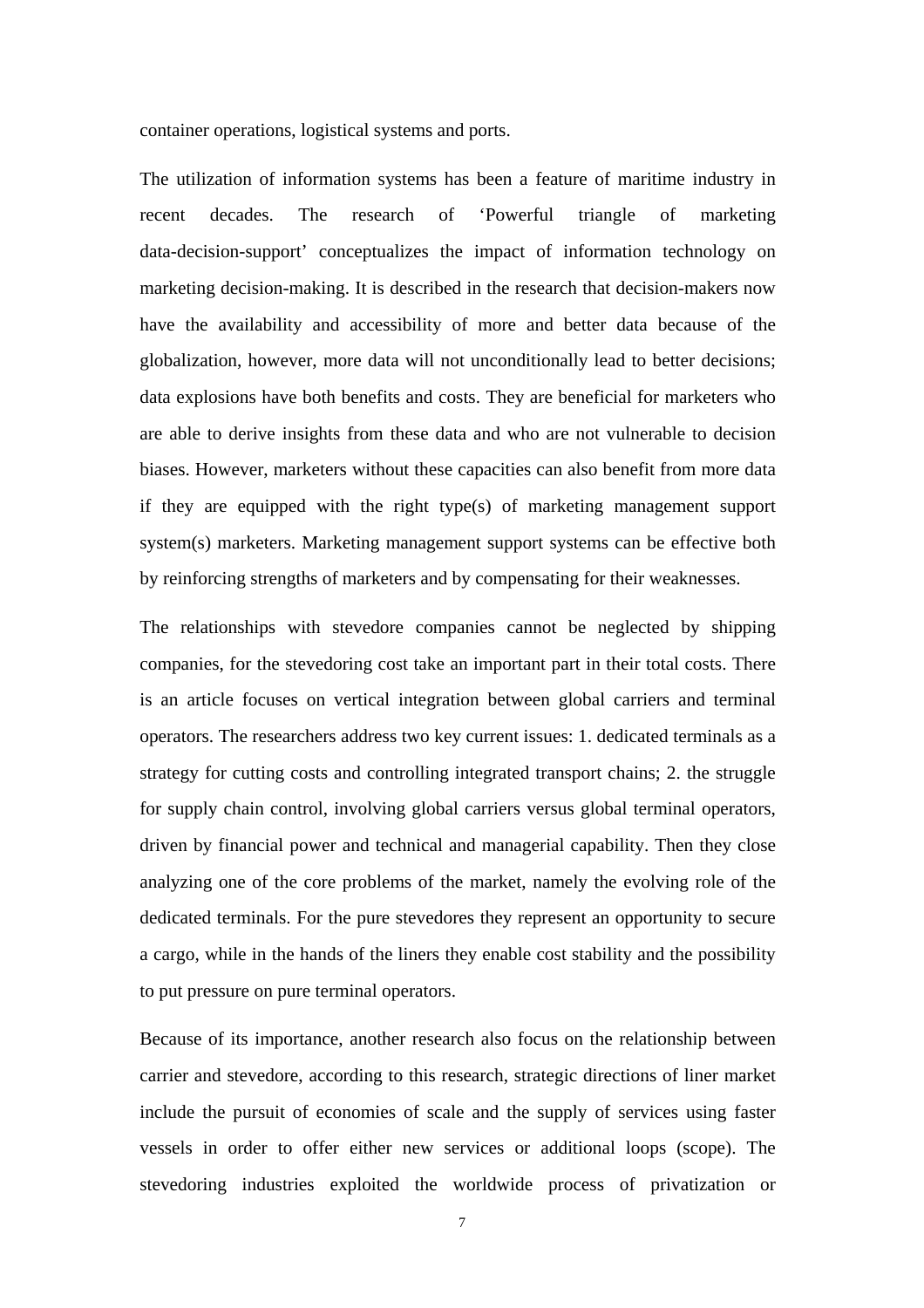container operations, logistical systems and ports.

The utilization of information systems has been a feature of maritime industry in recent decades. The research of 'Powerful triangle of marketing data-decision-support' conceptualizes the impact of information technology on marketing decision-making. It is described in the research that decision-makers now have the availability and accessibility of more and better data because of the globalization, however, more data will not unconditionally lead to better decisions; data explosions have both benefits and costs. They are beneficial for marketers who are able to derive insights from these data and who are not vulnerable to decision biases. However, marketers without these capacities can also benefit from more data if they are equipped with the right type(s) of marketing management support system(s) marketers. Marketing management support systems can be effective both by reinforcing strengths of marketers and by compensating for their weaknesses.

The relationships with stevedore companies cannot be neglected by shipping companies, for the stevedoring cost take an important part in their total costs. There is an article focuses on vertical integration between global carriers and terminal operators. The researchers address two key current issues: 1. dedicated terminals as a strategy for cutting costs and controlling integrated transport chains; 2. the struggle for supply chain control, involving global carriers versus global terminal operators, driven by financial power and technical and managerial capability. Then they close analyzing one of the core problems of the market, namely the evolving role of the dedicated terminals. For the pure stevedores they represent an opportunity to secure a cargo, while in the hands of the liners they enable cost stability and the possibility to put pressure on pure terminal operators.

Because of its importance, another research also focus on the relationship between carrier and stevedore, according to this research, strategic directions of liner market include the pursuit of economies of scale and the supply of services using faster vessels in order to offer either new services or additional loops (scope). The stevedoring industries exploited the worldwide process of privatization or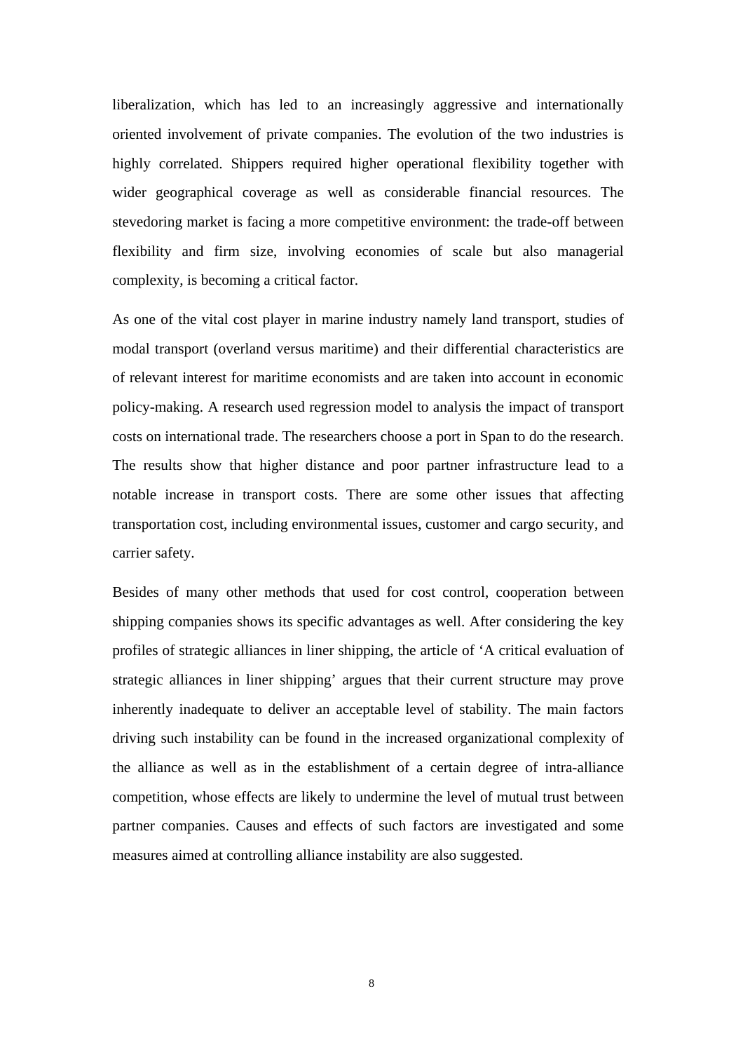liberalization, which has led to an increasingly aggressive and internationally oriented involvement of private companies. The evolution of the two industries is highly correlated. Shippers required higher operational flexibility together with wider geographical coverage as well as considerable financial resources. The stevedoring market is facing a more competitive environment: the trade-off between flexibility and firm size, involving economies of scale but also managerial complexity, is becoming a critical factor.

As one of the vital cost player in marine industry namely land transport, studies of modal transport (overland versus maritime) and their differential characteristics are of relevant interest for maritime economists and are taken into account in economic policy-making. A research used regression model to analysis the impact of transport costs on international trade. The researchers choose a port in Span to do the research. The results show that higher distance and poor partner infrastructure lead to a notable increase in transport costs. There are some other issues that affecting transportation cost, including environmental issues, customer and cargo security, and carrier safety.

Besides of many other methods that used for cost control, cooperation between shipping companies shows its specific advantages as well. After considering the key profiles of strategic alliances in liner shipping, the article of 'A critical evaluation of strategic alliances in liner shipping' argues that their current structure may prove inherently inadequate to deliver an acceptable level of stability. The main factors driving such instability can be found in the increased organizational complexity of the alliance as well as in the establishment of a certain degree of intra-alliance competition, whose effects are likely to undermine the level of mutual trust between partner companies. Causes and effects of such factors are investigated and some measures aimed at controlling alliance instability are also suggested.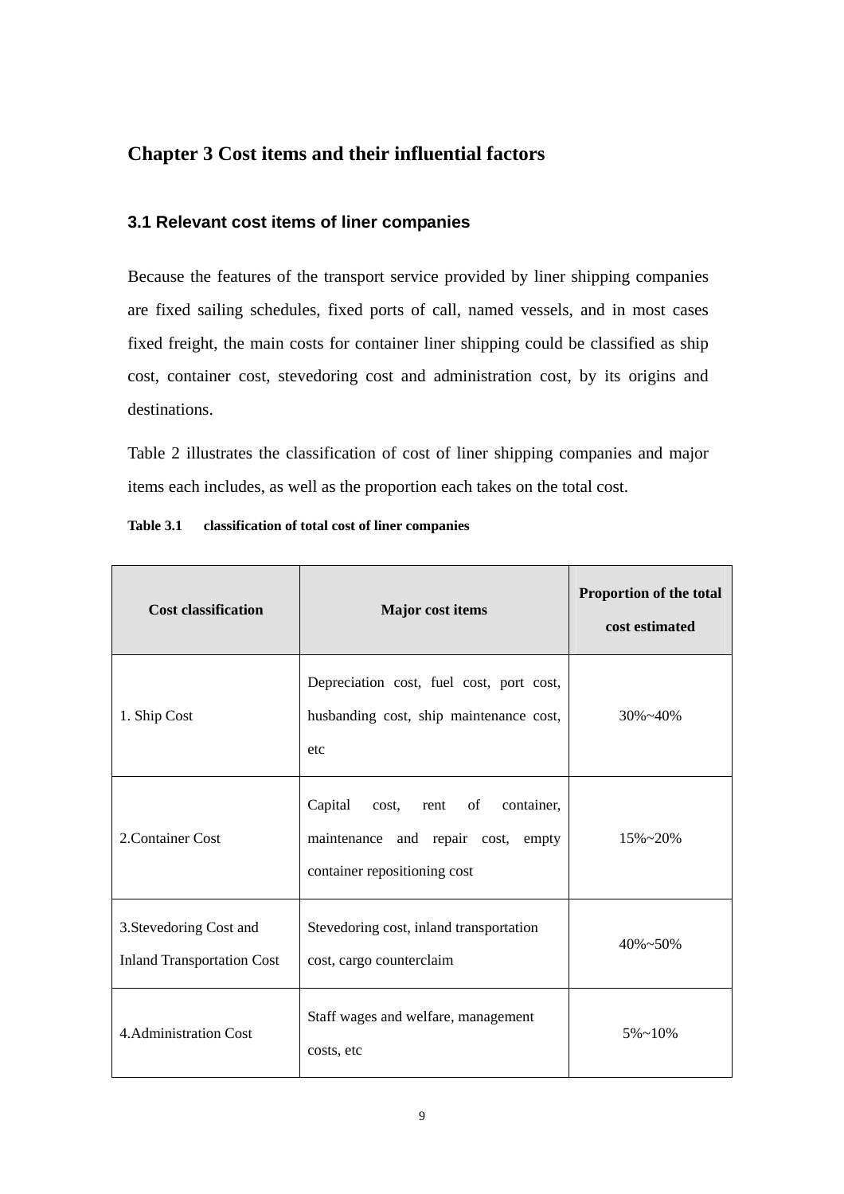# Chapter 3 Cost items and their influential factors

## 3.1 Relevant cost items of liner companies

Because the features of the transport service provided by liner shipping companies are fixed sailing schedules, fixed ports of call, named vessels, and in most cases fixed freight, the main costs for container liner shipping could be classified as ship cost, container cost, stevedoring cost and administration cost, by its origins and destinations.

Table 2 illustrates the classification of cost of liner shipping companies and major items each includes, as well as the proportion each takes on the total cost.

**Table 3.1 classification of total cost of liner companies**

| Cost classification | Major cost items | Proportion of the total cost estimated |
|---|---|---|
| 1. Ship Cost | Depreciation cost, fuel cost, port cost, husbanding cost, ship maintenance cost, etc | 30%~40% |
| 2.Container Cost | Capital cost, rent of container, maintenance and repair cost, empty container repositioning cost | 15%~20% |
| 3.Stevedoring Cost and Inland Transportation Cost | Stevedoring cost, inland transportation cost, cargo counterclaim | 40%~50% |
| 4.Administration Cost | Staff wages and welfare, management costs, etc | 5%~10% |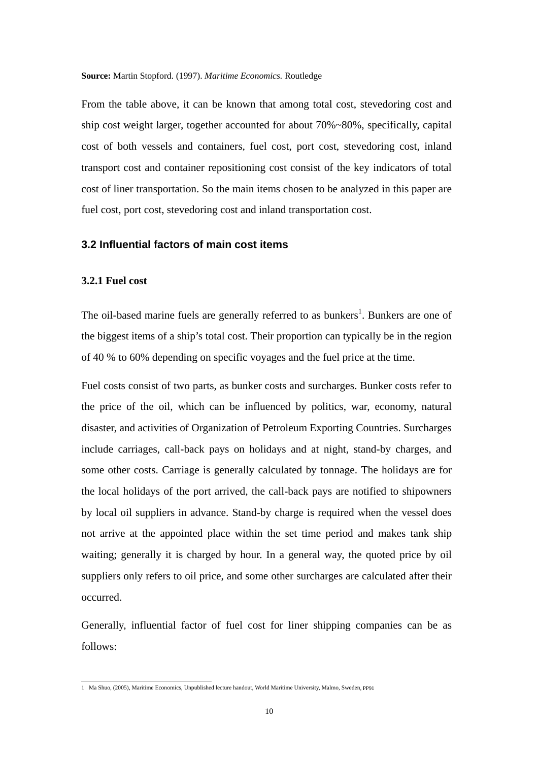**Source:** Martin Stopford. (1997). *Maritime Economics.* Routledge

From the table above, it can be known that among total cost, stevedoring cost and ship cost weight larger, together accounted for about 70%~80%, specifically, capital cost of both vessels and containers, fuel cost, port cost, stevedoring cost, inland transport cost and container repositioning cost consist of the key indicators of total cost of liner transportation. So the main items chosen to be analyzed in this paper are fuel cost, port cost, stevedoring cost and inland transportation cost.

## 3.2 Influential factors of main cost items

### 3.2.1 Fuel cost

The oil-based marine fuels are generally referred to as bunkers[1]. Bunkers are one of the biggest items of a ship's total cost. Their proportion can typically be in the region of 40 % to 60% depending on specific voyages and the fuel price at the time.

Fuel costs consist of two parts, as bunker costs and surcharges. Bunker costs refer to the price of the oil, which can be influenced by politics, war, economy, natural disaster, and activities of Organization of Petroleum Exporting Countries. Surcharges include carriages, call-back pays on holidays and at night, stand-by charges, and some other costs. Carriage is generally calculated by tonnage. The holidays are for the local holidays of the port arrived, the call-back pays are notified to shipowners by local oil suppliers in advance. Stand-by charge is required when the vessel does not arrive at the appointed place within the set time period and makes tank ship waiting; generally it is charged by hour. In a general way, the quoted price by oil suppliers only refers to oil price, and some other surcharges are calculated after their occurred.

Generally, influential factor of fuel cost for liner shipping companies can be as follows:

---

1 Ma Shuo, (2005), Maritime Economics, Unpublished lecture handout, World Maritime University, Malmo, Sweden, PP91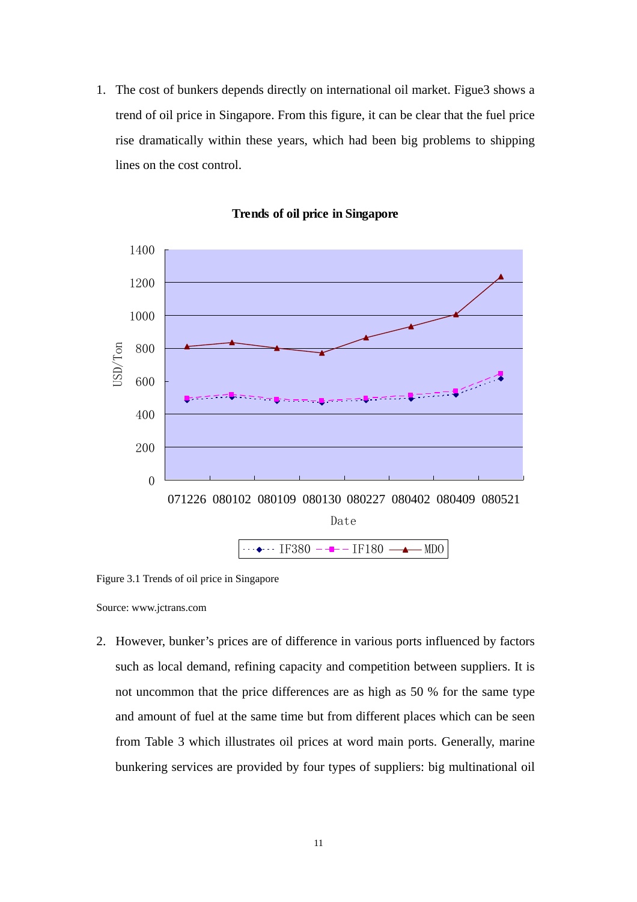1. The cost of bunkers depends directly on international oil market. Figue3 shows a trend of oil price in Singapore. From this figure, it can be clear that the fuel price rise dramatically within these years, which had been big problems to shipping lines on the cost control.

Figure 3.1 Trends of oil price in Singapore

Source: www.jctrans.com

2. However, bunker's prices are of difference in various ports influenced by factors such as local demand, refining capacity and competition between suppliers. It is not uncommon that the price differences are as high as 50 % for the same type and amount of fuel at the same time but from different places which can be seen from Table 3 which illustrates oil prices at word main ports. Generally, marine bunkering services are provided by four types of suppliers: big multinational oil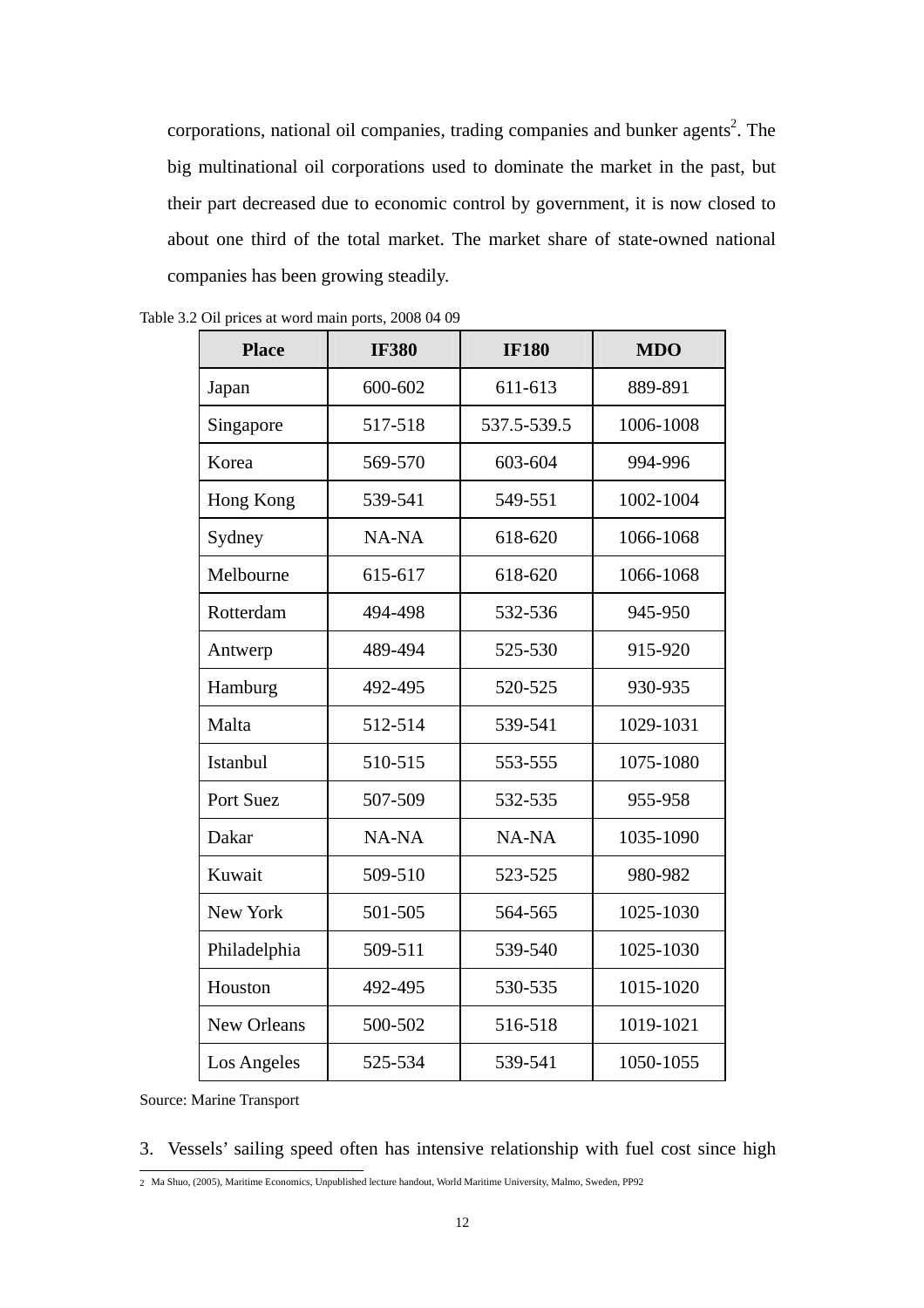corporations, national oil companies, trading companies and bunker agents[2]. The big multinational oil corporations used to dominate the market in the past, but their part decreased due to economic control by government, it is now closed to about one third of the total market. The market share of state-owned national companies has been growing steadily.

Table 3.2 Oil prices at word main ports, 2008 04 09

| Place | IF380 | IF180 | MDO |
|---|---|---|---|
| Japan | 600-602 | 611-613 | 889-891 |
| Singapore | 517-518 | 537.5-539.5 | 1006-1008 |
| Korea | 569-570 | 603-604 | 994-996 |
| Hong Kong | 539-541 | 549-551 | 1002-1004 |
| Sydney | NA-NA | 618-620 | 1066-1068 |
| Melbourne | 615-617 | 618-620 | 1066-1068 |
| Rotterdam | 494-498 | 532-536 | 945-950 |
| Antwerp | 489-494 | 525-530 | 915-920 |
| Hamburg | 492-495 | 520-525 | 930-935 |
| Malta | 512-514 | 539-541 | 1029-1031 |
| Istanbul | 510-515 | 553-555 | 1075-1080 |
| Port Suez | 507-509 | 532-535 | 955-958 |
| Dakar | NA-NA | NA-NA | 1035-1090 |
| Kuwait | 509-510 | 523-525 | 980-982 |
| New York | 501-505 | 564-565 | 1025-1030 |
| Philadelphia | 509-511 | 539-540 | 1025-1030 |
| Houston | 492-495 | 530-535 | 1015-1020 |
| New Orleans | 500-502 | 516-518 | 1019-1021 |
| Los Angeles | 525-534 | 539-541 | 1050-1055 |

Source: Marine Transport

3. Vessels' sailing speed often has intensive relationship with fuel cost since high

[2] Ma Shuo, (2005), Maritime Economics, Unpublished lecture handout, World Maritime University, Malmo, Sweden, PP92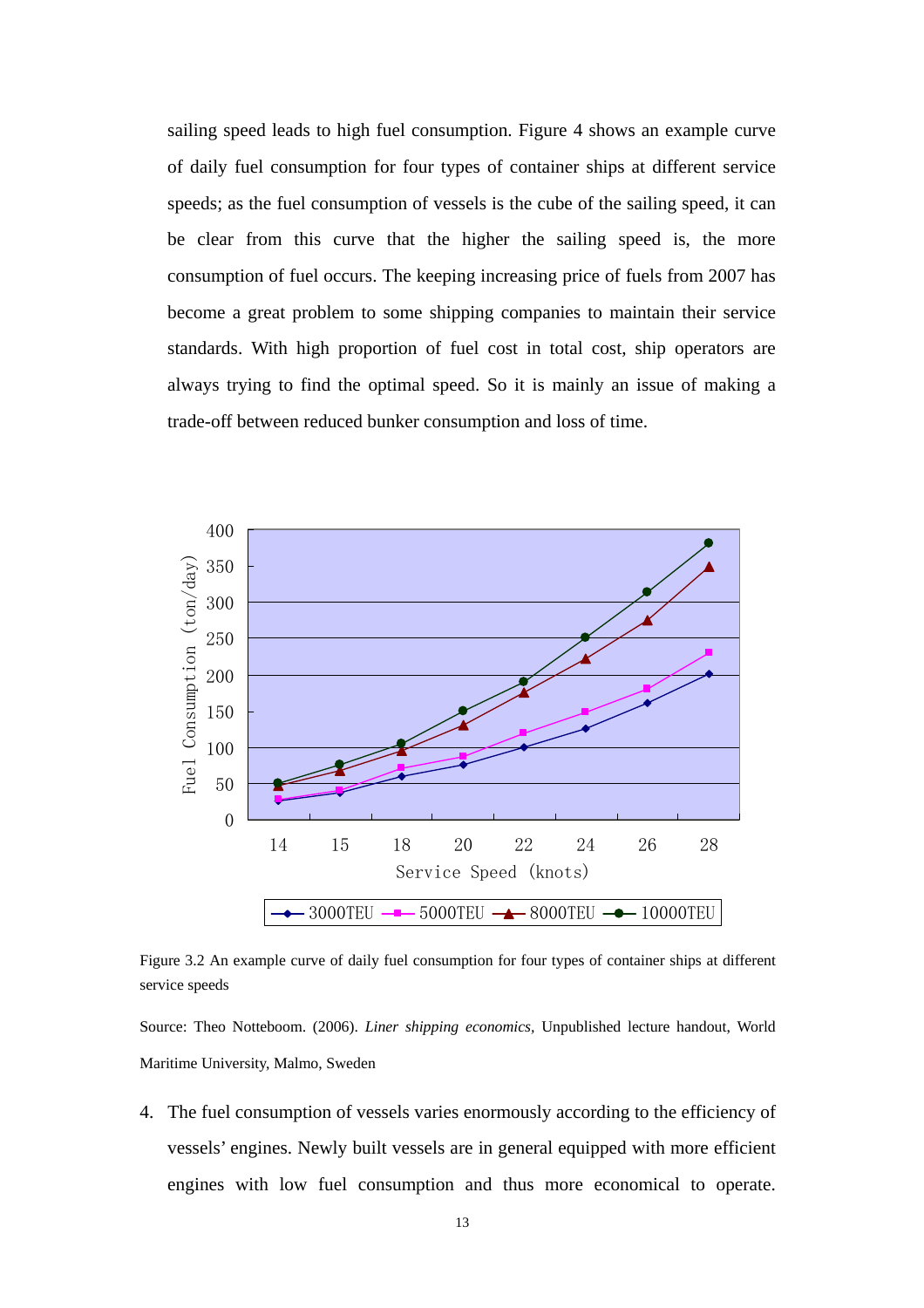sailing speed leads to high fuel consumption. Figure 4 shows an example curve of daily fuel consumption for four types of container ships at different service speeds; as the fuel consumption of vessels is the cube of the sailing speed, it can be clear from this curve that the higher the sailing speed is, the more consumption of fuel occurs. The keeping increasing price of fuels from 2007 has become a great problem to some shipping companies to maintain their service standards. With high proportion of fuel cost in total cost, ship operators are always trying to find the optimal speed. So it is mainly an issue of making a trade-off between reduced bunker consumption and loss of time.

Figure 3.2 An example curve of daily fuel consumption for four types of container ships at different service speeds

Source: Theo Notteboom. (2006). *Liner shipping economics*, Unpublished lecture handout, World Maritime University, Malmo, Sweden

4. The fuel consumption of vessels varies enormously according to the efficiency of vessels' engines. Newly built vessels are in general equipped with more efficient engines with low fuel consumption and thus more economical to operate.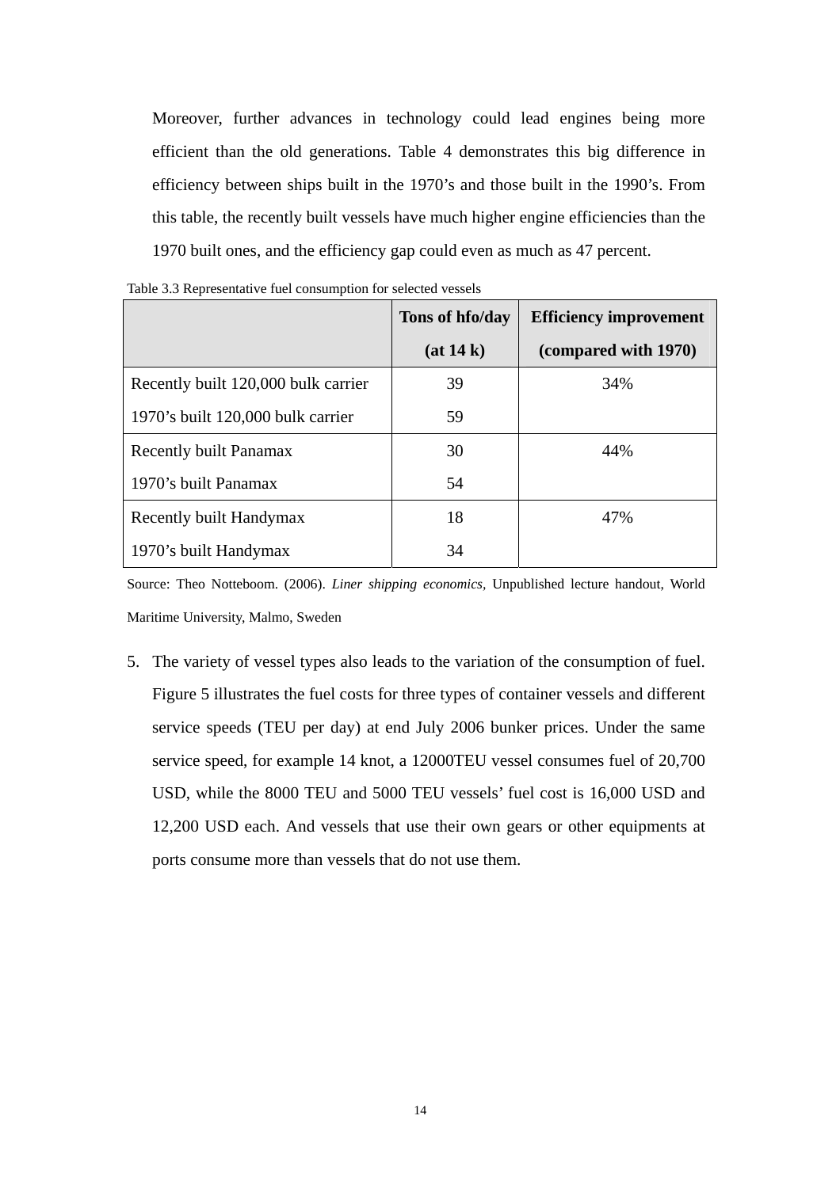Moreover, further advances in technology could lead engines being more efficient than the old generations. Table 4 demonstrates this big difference in efficiency between ships built in the 1970's and those built in the 1990's. From this table, the recently built vessels have much higher engine efficiencies than the 1970 built ones, and the efficiency gap could even as much as 47 percent.

Table 3.3 Representative fuel consumption for selected vessels

| | **Tons of hfo/day (at 14 k)** | **Efficiency improvement (compared with 1970)** |
|---|---|---|
| Recently built 120,000 bulk carrier | 39 | 34% |
| 1970's built 120,000 bulk carrier | 59 | |
| Recently built Panamax | 30 | 44% |
| 1970's built Panamax | 54 | |
| Recently built Handymax | 18 | 47% |
| 1970's built Handymax | 34 | |

Source: Theo Notteboom. (2006). *Liner shipping economics,* Unpublished lecture handout, World Maritime University, Malmo, Sweden

5. The variety of vessel types also leads to the variation of the consumption of fuel. Figure 5 illustrates the fuel costs for three types of container vessels and different service speeds (TEU per day) at end July 2006 bunker prices. Under the same service speed, for example 14 knot, a 12000TEU vessel consumes fuel of 20,700 USD, while the 8000 TEU and 5000 TEU vessels' fuel cost is 16,000 USD and 12,200 USD each. And vessels that use their own gears or other equipments at ports consume more than vessels that do not use them.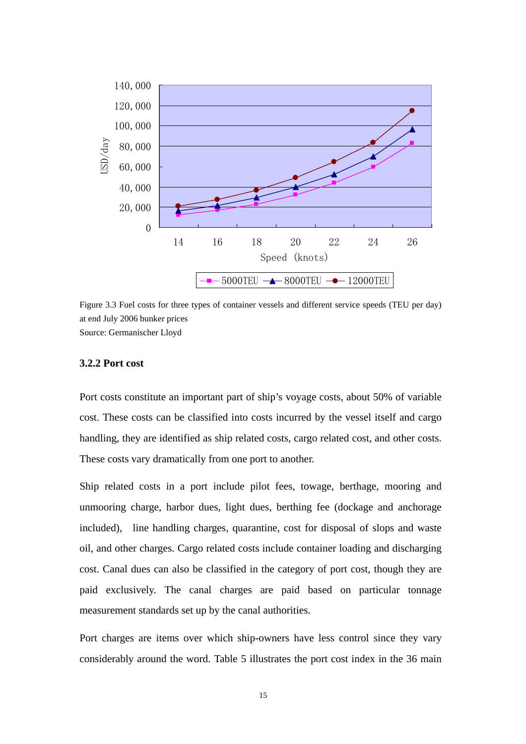Figure 3.3 Fuel costs for three types of container vessels and different service speeds (TEU per day) at end July 2006 bunker prices

Source: Germanischer Lloyd

### 3.2.2 Port cost

Port costs constitute an important part of ship's voyage costs, about 50% of variable cost. These costs can be classified into costs incurred by the vessel itself and cargo handling, they are identified as ship related costs, cargo related cost, and other costs. These costs vary dramatically from one port to another.

Ship related costs in a port include pilot fees, towage, berthage, mooring and unmooring charge, harbor dues, light dues, berthing fee (dockage and anchorage included), line handling charges, quarantine, cost for disposal of slops and waste oil, and other charges. Cargo related costs include container loading and discharging cost. Canal dues can also be classified in the category of port cost, though they are paid exclusively. The canal charges are paid based on particular tonnage measurement standards set up by the canal authorities.

Port charges are items over which ship-owners have less control since they vary considerably around the word. Table 5 illustrates the port cost index in the 36 main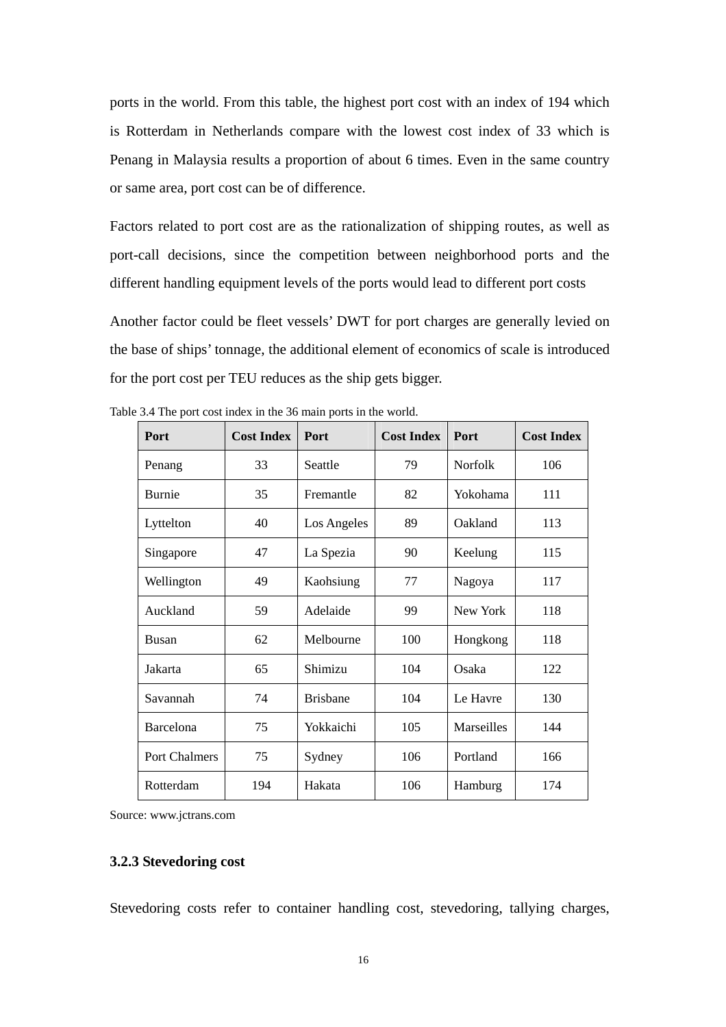ports in the world. From this table, the highest port cost with an index of 194 which is Rotterdam in Netherlands compare with the lowest cost index of 33 which is Penang in Malaysia results a proportion of about 6 times. Even in the same country or same area, port cost can be of difference.

Factors related to port cost are as the rationalization of shipping routes, as well as port-call decisions, since the competition between neighborhood ports and the different handling equipment levels of the ports would lead to different port costs

Another factor could be fleet vessels' DWT for port charges are generally levied on the base of ships' tonnage, the additional element of economics of scale is introduced for the port cost per TEU reduces as the ship gets bigger.

Table 3.4 The port cost index in the 36 main ports in the world.

| Port | Cost Index | Port | Cost Index | Port | Cost Index |
|---|---|---|---|---|---|
| Penang | 33 | Seattle | 79 | Norfolk | 106 |
| Burnie | 35 | Fremantle | 82 | Yokohama | 111 |
| Lyttelton | 40 | Los Angeles | 89 | Oakland | 113 |
| Singapore | 47 | La Spezia | 90 | Keelung | 115 |
| Wellington | 49 | Kaohsiung | 77 | Nagoya | 117 |
| Auckland | 59 | Adelaide | 99 | New York | 118 |
| Busan | 62 | Melbourne | 100 | Hongkong | 118 |
| Jakarta | 65 | Shimizu | 104 | Osaka | 122 |
| Savannah | 74 | Brisbane | 104 | Le Havre | 130 |
| Barcelona | 75 | Yokkaichi | 105 | Marseilles | 144 |
| Port Chalmers | 75 | Sydney | 106 | Portland | 166 |
| Rotterdam | 194 | Hakata | 106 | Hamburg | 174 |

Source: www.jctrans.com

### 3.2.3 Stevedoring cost

Stevedoring costs refer to container handling cost, stevedoring, tallying charges,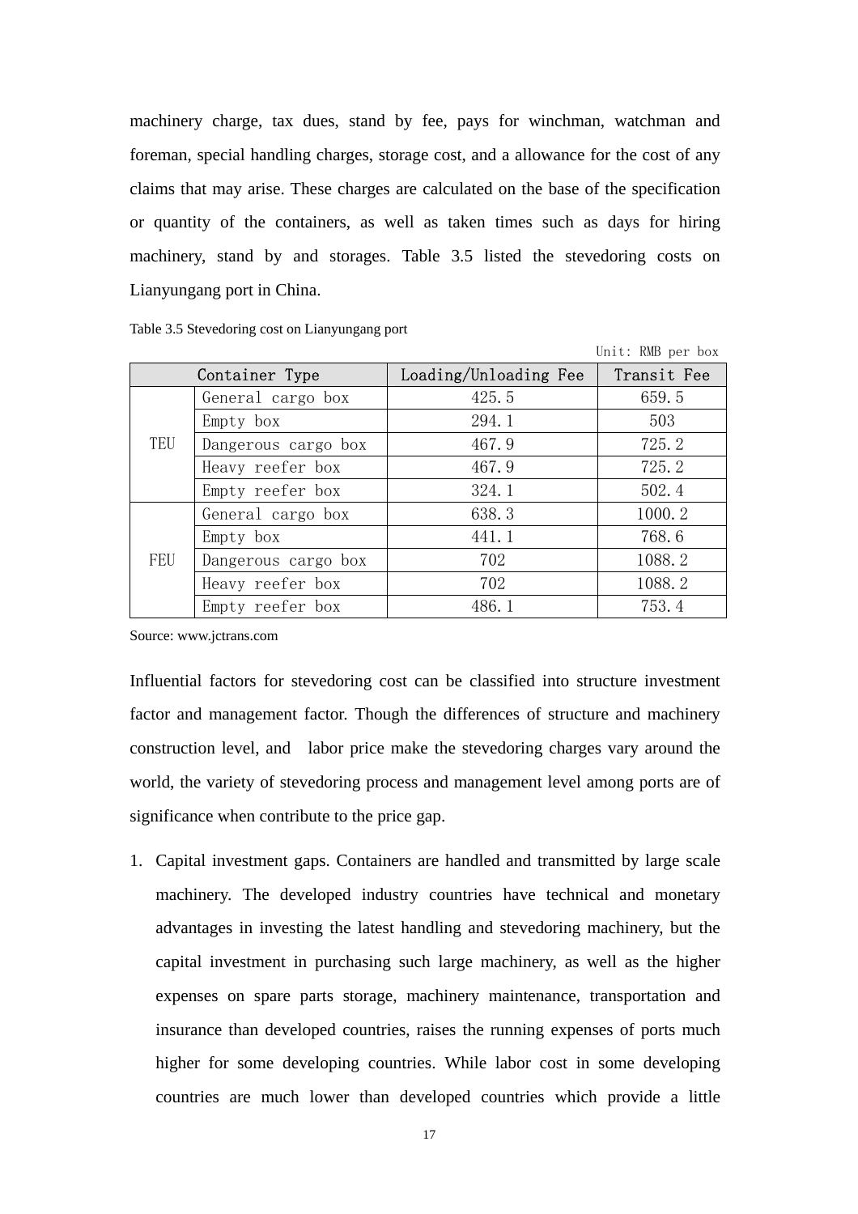machinery charge, tax dues, stand by fee, pays for winchman, watchman and foreman, special handling charges, storage cost, and a allowance for the cost of any claims that may arise. These charges are calculated on the base of the specification or quantity of the containers, as well as taken times such as days for hiring machinery, stand by and storages. Table 3.5 listed the stevedoring costs on Lianyungang port in China.

Table 3.5 Stevedoring cost on Lianyungang port

Unit: RMB per box

| Container Type | | Loading/Unloading Fee | Transit Fee |
|---|---|---|---|
| TEU | General cargo box | 425.5 | 659.5 |
| | Empty box | 294.1 | 503 |
| | Dangerous cargo box | 467.9 | 725.2 |
| | Heavy reefer box | 467.9 | 725.2 |
| | Empty reefer box | 324.1 | 502.4 |
| FEU | General cargo box | 638.3 | 1000.2 |
| | Empty box | 441.1 | 768.6 |
| | Dangerous cargo box | 702 | 1088.2 |
| | Heavy reefer box | 702 | 1088.2 |
| | Empty reefer box | 486.1 | 753.4 |

Source: www.jctrans.com

Influential factors for stevedoring cost can be classified into structure investment factor and management factor. Though the differences of structure and machinery construction level, and labor price make the stevedoring charges vary around the world, the variety of stevedoring process and management level among ports are of significance when contribute to the price gap.

1. Capital investment gaps. Containers are handled and transmitted by large scale machinery. The developed industry countries have technical and monetary advantages in investing the latest handling and stevedoring machinery, but the capital investment in purchasing such large machinery, as well as the higher expenses on spare parts storage, machinery maintenance, transportation and insurance than developed countries, raises the running expenses of ports much higher for some developing countries. While labor cost in some developing countries are much lower than developed countries which provide a little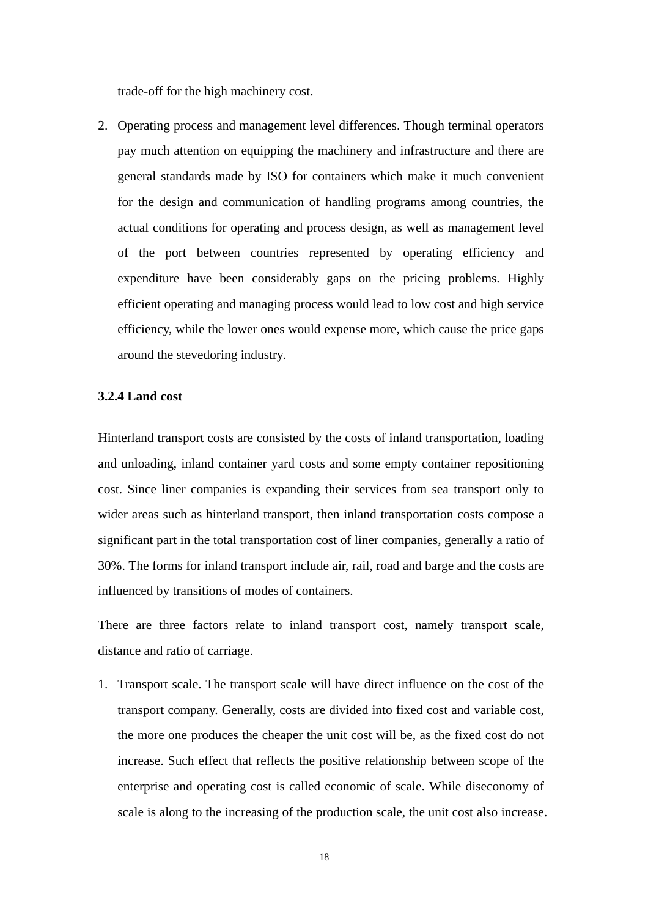trade-off for the high machinery cost.

2. Operating process and management level differences. Though terminal operators pay much attention on equipping the machinery and infrastructure and there are general standards made by ISO for containers which make it much convenient for the design and communication of handling programs among countries, the actual conditions for operating and process design, as well as management level of the port between countries represented by operating efficiency and expenditure have been considerably gaps on the pricing problems. Highly efficient operating and managing process would lead to low cost and high service efficiency, while the lower ones would expense more, which cause the price gaps around the stevedoring industry.

### 3.2.4 Land cost

Hinterland transport costs are consisted by the costs of inland transportation, loading and unloading, inland container yard costs and some empty container repositioning cost. Since liner companies is expanding their services from sea transport only to wider areas such as hinterland transport, then inland transportation costs compose a significant part in the total transportation cost of liner companies, generally a ratio of 30%. The forms for inland transport include air, rail, road and barge and the costs are influenced by transitions of modes of containers.

There are three factors relate to inland transport cost, namely transport scale, distance and ratio of carriage.

1. Transport scale. The transport scale will have direct influence on the cost of the transport company. Generally, costs are divided into fixed cost and variable cost, the more one produces the cheaper the unit cost will be, as the fixed cost do not increase. Such effect that reflects the positive relationship between scope of the enterprise and operating cost is called economic of scale. While diseconomy of scale is along to the increasing of the production scale, the unit cost also increase.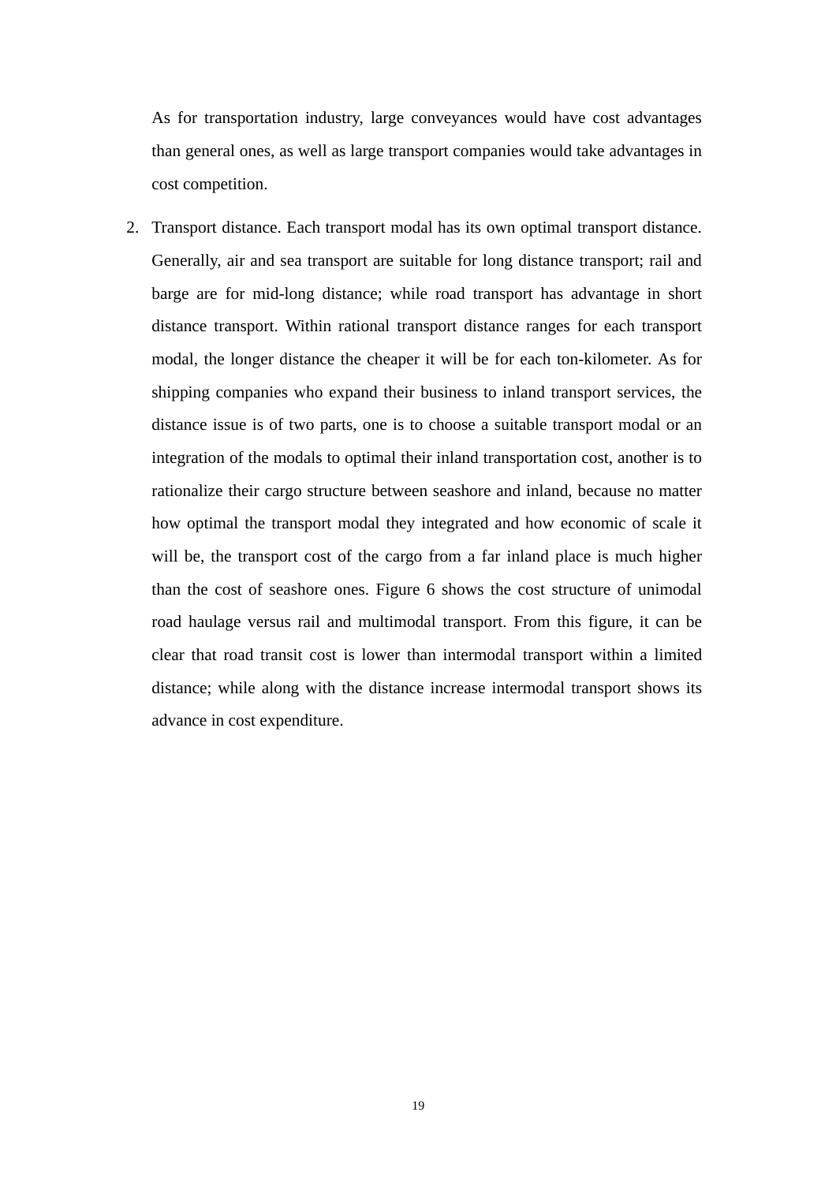As for transportation industry, large conveyances would have cost advantages than general ones, as well as large transport companies would take advantages in cost competition.

2. Transport distance. Each transport modal has its own optimal transport distance. Generally, air and sea transport are suitable for long distance transport; rail and barge are for mid-long distance; while road transport has advantage in short distance transport. Within rational transport distance ranges for each transport modal, the longer distance the cheaper it will be for each ton-kilometer. As for shipping companies who expand their business to inland transport services, the distance issue is of two parts, one is to choose a suitable transport modal or an integration of the modals to optimal their inland transportation cost, another is to rationalize their cargo structure between seashore and inland, because no matter how optimal the transport modal they integrated and how economic of scale it will be, the transport cost of the cargo from a far inland place is much higher than the cost of seashore ones. Figure 6 shows the cost structure of unimodal road haulage versus rail and multimodal transport. From this figure, it can be clear that road transit cost is lower than intermodal transport within a limited distance; while along with the distance increase intermodal transport shows its advance in cost expenditure.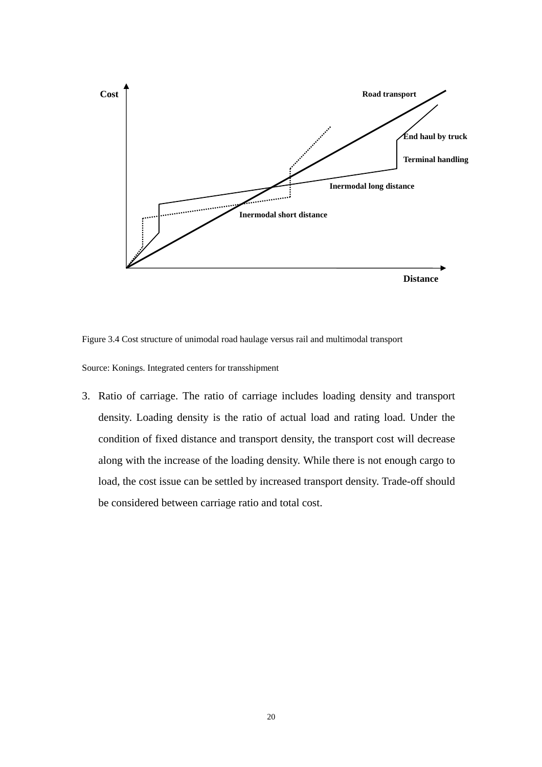Figure 3.4 Cost structure of unimodal road haulage versus rail and multimodal transport

Source: Konings. Integrated centers for transshipment

3. Ratio of carriage. The ratio of carriage includes loading density and transport density. Loading density is the ratio of actual load and rating load. Under the condition of fixed distance and transport density, the transport cost will decrease along with the increase of the loading density. While there is not enough cargo to load, the cost issue can be settled by increased transport density. Trade-off should be considered between carriage ratio and total cost.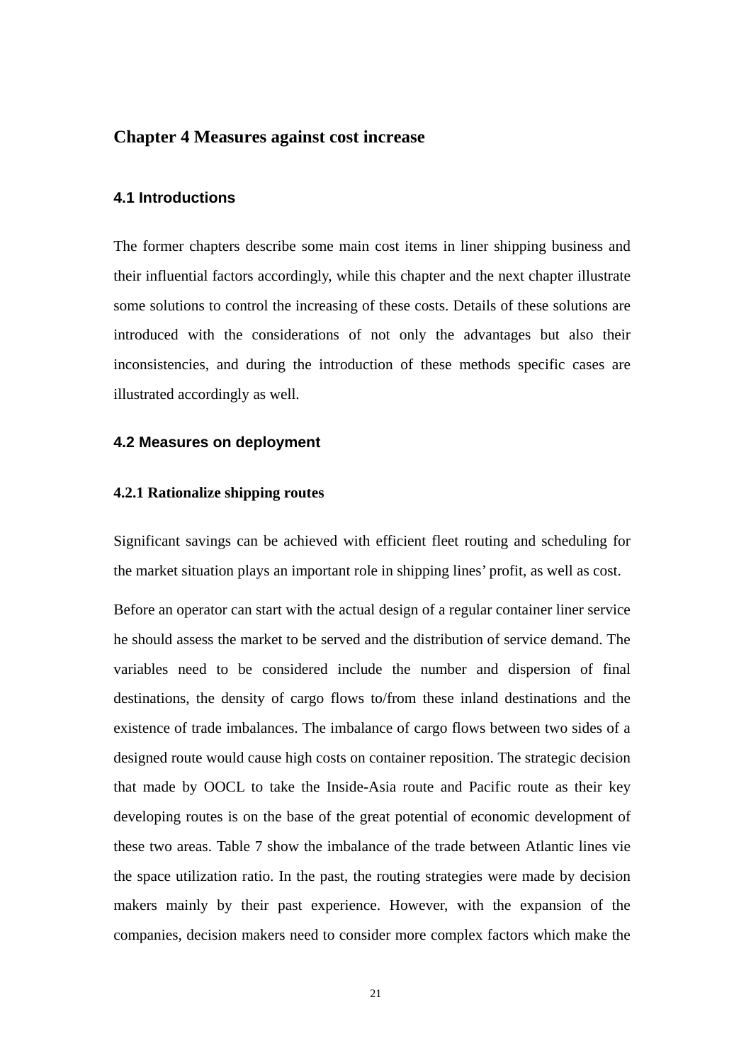# Chapter 4 Measures against cost increase

## 4.1 Introductions

The former chapters describe some main cost items in liner shipping business and their influential factors accordingly, while this chapter and the next chapter illustrate some solutions to control the increasing of these costs. Details of these solutions are introduced with the considerations of not only the advantages but also their inconsistencies, and during the introduction of these methods specific cases are illustrated accordingly as well.

## 4.2 Measures on deployment

### 4.2.1 Rationalize shipping routes

Significant savings can be achieved with efficient fleet routing and scheduling for the market situation plays an important role in shipping lines' profit, as well as cost.

Before an operator can start with the actual design of a regular container liner service he should assess the market to be served and the distribution of service demand. The variables need to be considered include the number and dispersion of final destinations, the density of cargo flows to/from these inland destinations and the existence of trade imbalances. The imbalance of cargo flows between two sides of a designed route would cause high costs on container reposition. The strategic decision that made by OOCL to take the Inside-Asia route and Pacific route as their key developing routes is on the base of the great potential of economic development of these two areas. Table 7 show the imbalance of the trade between Atlantic lines vie the space utilization ratio. In the past, the routing strategies were made by decision makers mainly by their past experience. However, with the expansion of the companies, decision makers need to consider more complex factors which make the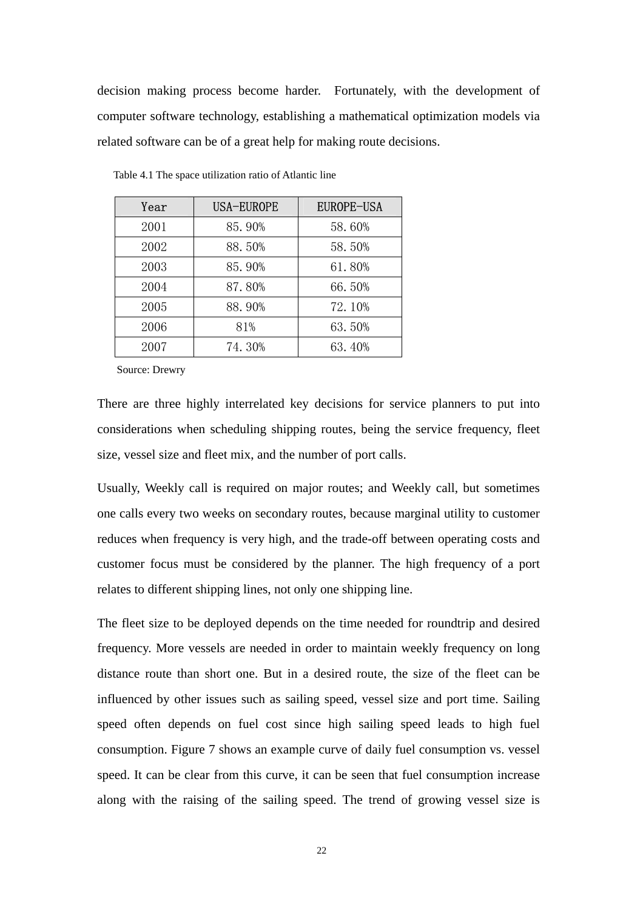decision making process become harder. Fortunately, with the development of computer software technology, establishing a mathematical optimization models via related software can be of a great help for making route decisions.

Table 4.1 The space utilization ratio of Atlantic line

| Year | USA-EUROPE | EUROPE-USA |
|---|---|---|
| 2001 | 85.90% | 58.60% |
| 2002 | 88.50% | 58.50% |
| 2003 | 85.90% | 61.80% |
| 2004 | 87.80% | 66.50% |
| 2005 | 88.90% | 72.10% |
| 2006 | 81% | 63.50% |
| 2007 | 74.30% | 63.40% |

Source: Drewry

There are three highly interrelated key decisions for service planners to put into considerations when scheduling shipping routes, being the service frequency, fleet size, vessel size and fleet mix, and the number of port calls.

Usually, Weekly call is required on major routes; and Weekly call, but sometimes one calls every two weeks on secondary routes, because marginal utility to customer reduces when frequency is very high, and the trade-off between operating costs and customer focus must be considered by the planner. The high frequency of a port relates to different shipping lines, not only one shipping line.

The fleet size to be deployed depends on the time needed for roundtrip and desired frequency. More vessels are needed in order to maintain weekly frequency on long distance route than short one. But in a desired route, the size of the fleet can be influenced by other issues such as sailing speed, vessel size and port time. Sailing speed often depends on fuel cost since high sailing speed leads to high fuel consumption. Figure 7 shows an example curve of daily fuel consumption vs. vessel speed. It can be clear from this curve, it can be seen that fuel consumption increase along with the raising of the sailing speed. The trend of growing vessel size is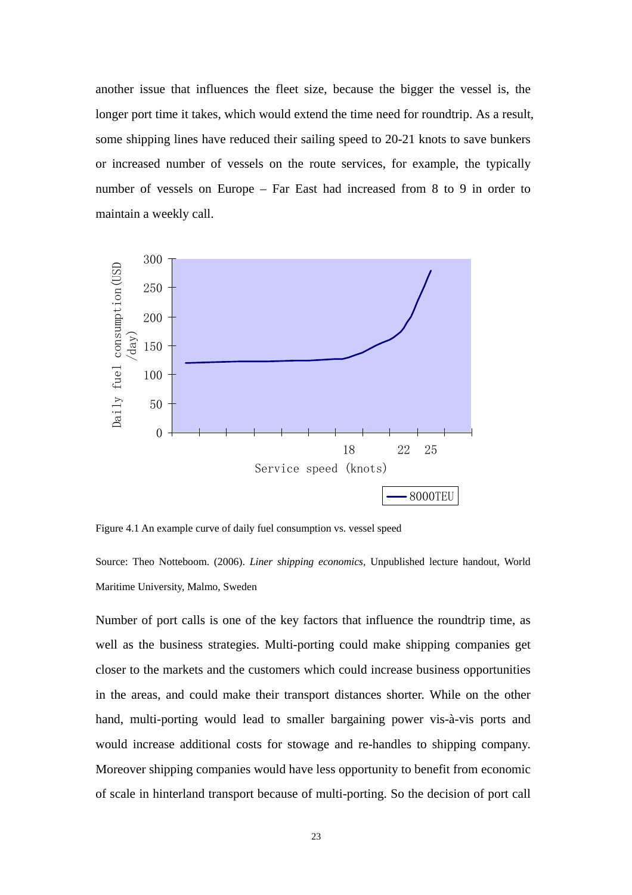another issue that influences the fleet size, because the bigger the vessel is, the longer port time it takes, which would extend the time need for roundtrip. As a result, some shipping lines have reduced their sailing speed to 20-21 knots to save bunkers or increased number of vessels on the route services, for example, the typically number of vessels on Europe – Far East had increased from 8 to 9 in order to maintain a weekly call.

Figure 4.1 An example curve of daily fuel consumption vs. vessel speed

Source: Theo Notteboom. (2006). *Liner shipping economics*, Unpublished lecture handout, World Maritime University, Malmo, Sweden

Number of port calls is one of the key factors that influence the roundtrip time, as well as the business strategies. Multi-porting could make shipping companies get closer to the markets and the customers which could increase business opportunities in the areas, and could make their transport distances shorter. While on the other hand, multi-porting would lead to smaller bargaining power vis-à-vis ports and would increase additional costs for stowage and re-handles to shipping company. Moreover shipping companies would have less opportunity to benefit from economic of scale in hinterland transport because of multi-porting. So the decision of port call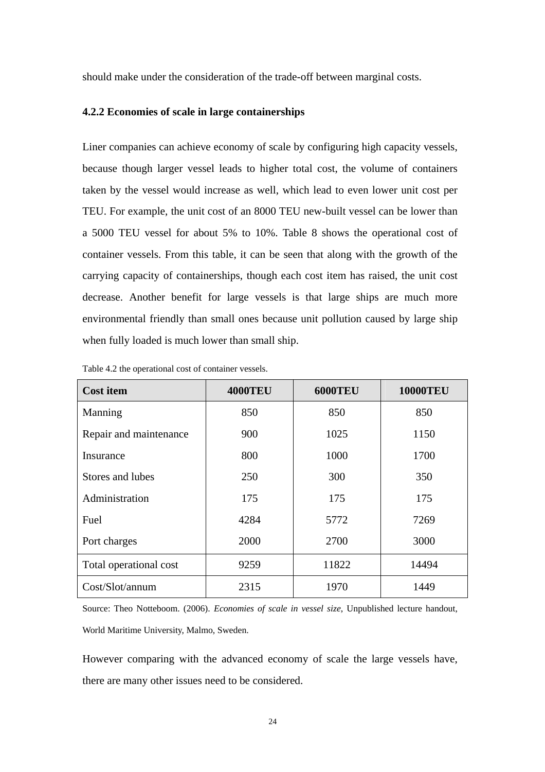should make under the consideration of the trade-off between marginal costs.

### 4.2.2 Economies of scale in large containerships

Liner companies can achieve economy of scale by configuring high capacity vessels, because though larger vessel leads to higher total cost, the volume of containers taken by the vessel would increase as well, which lead to even lower unit cost per TEU. For example, the unit cost of an 8000 TEU new-built vessel can be lower than a 5000 TEU vessel for about 5% to 10%. Table 8 shows the operational cost of container vessels. From this table, it can be seen that along with the growth of the carrying capacity of containerships, though each cost item has raised, the unit cost decrease. Another benefit for large vessels is that large ships are much more environmental friendly than small ones because unit pollution caused by large ship when fully loaded is much lower than small ship.

Table 4.2 the operational cost of container vessels.

| Cost item | 4000TEU | 6000TEU | 10000TEU |
|---|---|---|---|
| Manning | 850 | 850 | 850 |
| Repair and maintenance | 900 | 1025 | 1150 |
| Insurance | 800 | 1000 | 1700 |
| Stores and lubes | 250 | 300 | 350 |
| Administration | 175 | 175 | 175 |
| Fuel | 4284 | 5772 | 7269 |
| Port charges | 2000 | 2700 | 3000 |
| Total operational cost | 9259 | 11822 | 14494 |
| Cost/Slot/annum | 2315 | 1970 | 1449 |

Source: Theo Notteboom. (2006). *Economies of scale in vessel size*, Unpublished lecture handout, World Maritime University, Malmo, Sweden.

However comparing with the advanced economy of scale the large vessels have, there are many other issues need to be considered.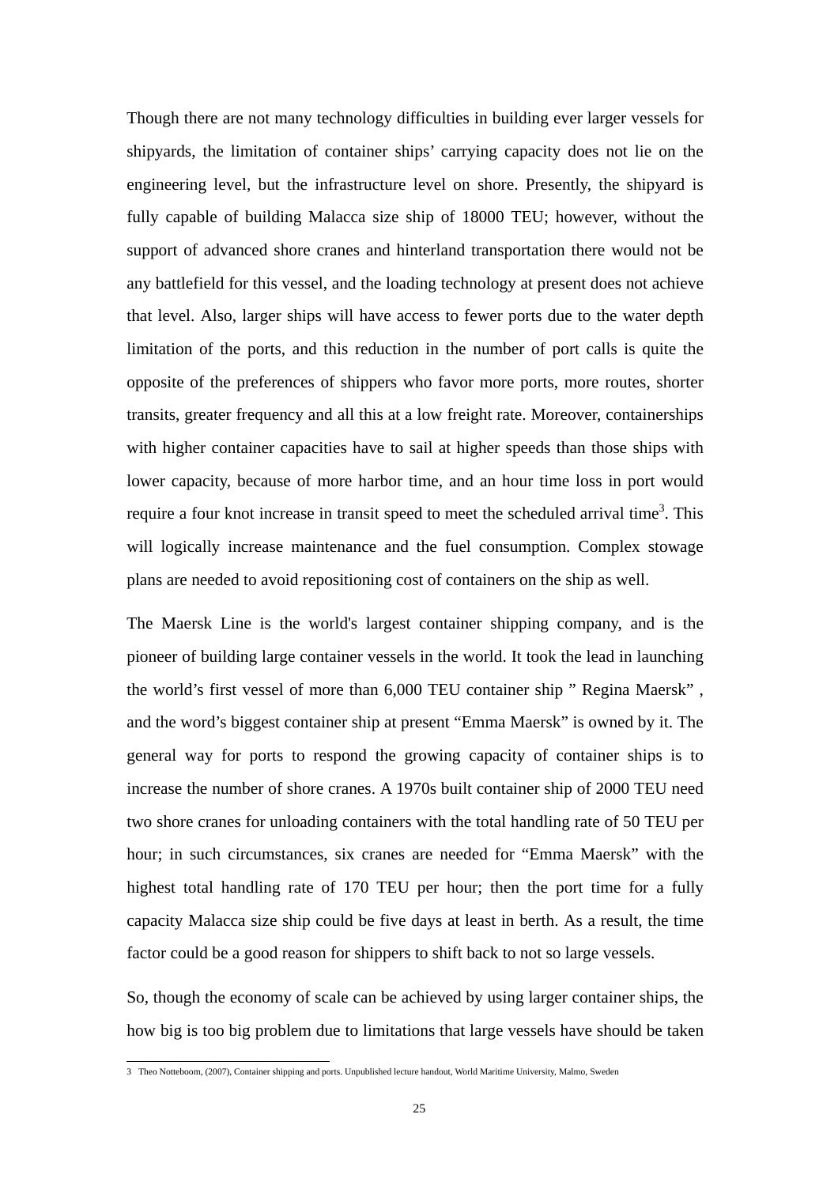Though there are not many technology difficulties in building ever larger vessels for shipyards, the limitation of container ships' carrying capacity does not lie on the engineering level, but the infrastructure level on shore. Presently, the shipyard is fully capable of building Malacca size ship of 18000 TEU; however, without the support of advanced shore cranes and hinterland transportation there would not be any battlefield for this vessel, and the loading technology at present does not achieve that level. Also, larger ships will have access to fewer ports due to the water depth limitation of the ports, and this reduction in the number of port calls is quite the opposite of the preferences of shippers who favor more ports, more routes, shorter transits, greater frequency and all this at a low freight rate. Moreover, containerships with higher container capacities have to sail at higher speeds than those ships with lower capacity, because of more harbor time, and an hour time loss in port would require a four knot increase in transit speed to meet the scheduled arrival time[3]. This will logically increase maintenance and the fuel consumption. Complex stowage plans are needed to avoid repositioning cost of containers on the ship as well.

The Maersk Line is the world's largest container shipping company, and is the pioneer of building large container vessels in the world. It took the lead in launching the world's first vessel of more than 6,000 TEU container ship " Regina Maersk" , and the word's biggest container ship at present "Emma Maersk" is owned by it. The general way for ports to respond the growing capacity of container ships is to increase the number of shore cranes. A 1970s built container ship of 2000 TEU need two shore cranes for unloading containers with the total handling rate of 50 TEU per hour; in such circumstances, six cranes are needed for "Emma Maersk" with the highest total handling rate of 170 TEU per hour; then the port time for a fully capacity Malacca size ship could be five days at least in berth. As a result, the time factor could be a good reason for shippers to shift back to not so large vessels.

So, though the economy of scale can be achieved by using larger container ships, the how big is too big problem due to limitations that large vessels have should be taken

---

3 Theo Notteboom, (2007), Container shipping and ports. Unpublished lecture handout, World Maritime University, Malmo, Sweden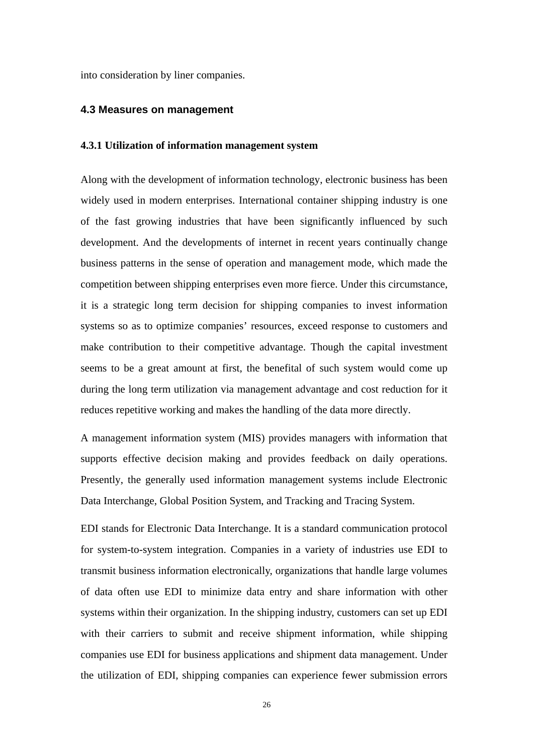into consideration by liner companies.

### 4.3 Measures on management

#### 4.3.1 Utilization of information management system

Along with the development of information technology, electronic business has been widely used in modern enterprises. International container shipping industry is one of the fast growing industries that have been significantly influenced by such development. And the developments of internet in recent years continually change business patterns in the sense of operation and management mode, which made the competition between shipping enterprises even more fierce. Under this circumstance, it is a strategic long term decision for shipping companies to invest information systems so as to optimize companies' resources, exceed response to customers and make contribution to their competitive advantage. Though the capital investment seems to be a great amount at first, the benefital of such system would come up during the long term utilization via management advantage and cost reduction for it reduces repetitive working and makes the handling of the data more directly.

A management information system (MIS) provides managers with information that supports effective decision making and provides feedback on daily operations. Presently, the generally used information management systems include Electronic Data Interchange, Global Position System, and Tracking and Tracing System.

EDI stands for Electronic Data Interchange. It is a standard communication protocol for system-to-system integration. Companies in a variety of industries use EDI to transmit business information electronically, organizations that handle large volumes of data often use EDI to minimize data entry and share information with other systems within their organization. In the shipping industry, customers can set up EDI with their carriers to submit and receive shipment information, while shipping companies use EDI for business applications and shipment data management. Under the utilization of EDI, shipping companies can experience fewer submission errors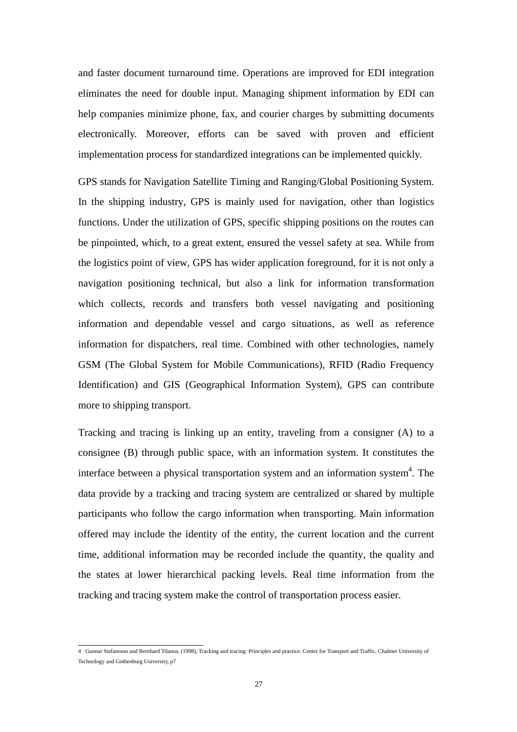and faster document turnaround time. Operations are improved for EDI integration eliminates the need for double input. Managing shipment information by EDI can help companies minimize phone, fax, and courier charges by submitting documents electronically. Moreover, efforts can be saved with proven and efficient implementation process for standardized integrations can be implemented quickly.

GPS stands for Navigation Satellite Timing and Ranging/Global Positioning System. In the shipping industry, GPS is mainly used for navigation, other than logistics functions. Under the utilization of GPS, specific shipping positions on the routes can be pinpointed, which, to a great extent, ensured the vessel safety at sea. While from the logistics point of view, GPS has wider application foreground, for it is not only a navigation positioning technical, but also a link for information transformation which collects, records and transfers both vessel navigating and positioning information and dependable vessel and cargo situations, as well as reference information for dispatchers, real time. Combined with other technologies, namely GSM (The Global System for Mobile Communications), RFID (Radio Frequency Identification) and GIS (Geographical Information System), GPS can contribute more to shipping transport.

Tracking and tracing is linking up an entity, traveling from a consigner (A) to a consignee (B) through public space, with an information system. It constitutes the interface between a physical transportation system and an information system[4]. The data provide by a tracking and tracing system are centralized or shared by multiple participants who follow the cargo information when transporting. Main information offered may include the identity of the entity, the current location and the current time, additional information may be recorded include the quantity, the quality and the states at lower hierarchical packing levels. Real time information from the tracking and tracing system make the control of transportation process easier.

---

4 Gunnar Stefansson and Bernhard Tilanus, (1998), Tracking and tracing: Principles and practice. Center for Transport and Traffic, Chalmer University of Technology and Gothenburg University, p7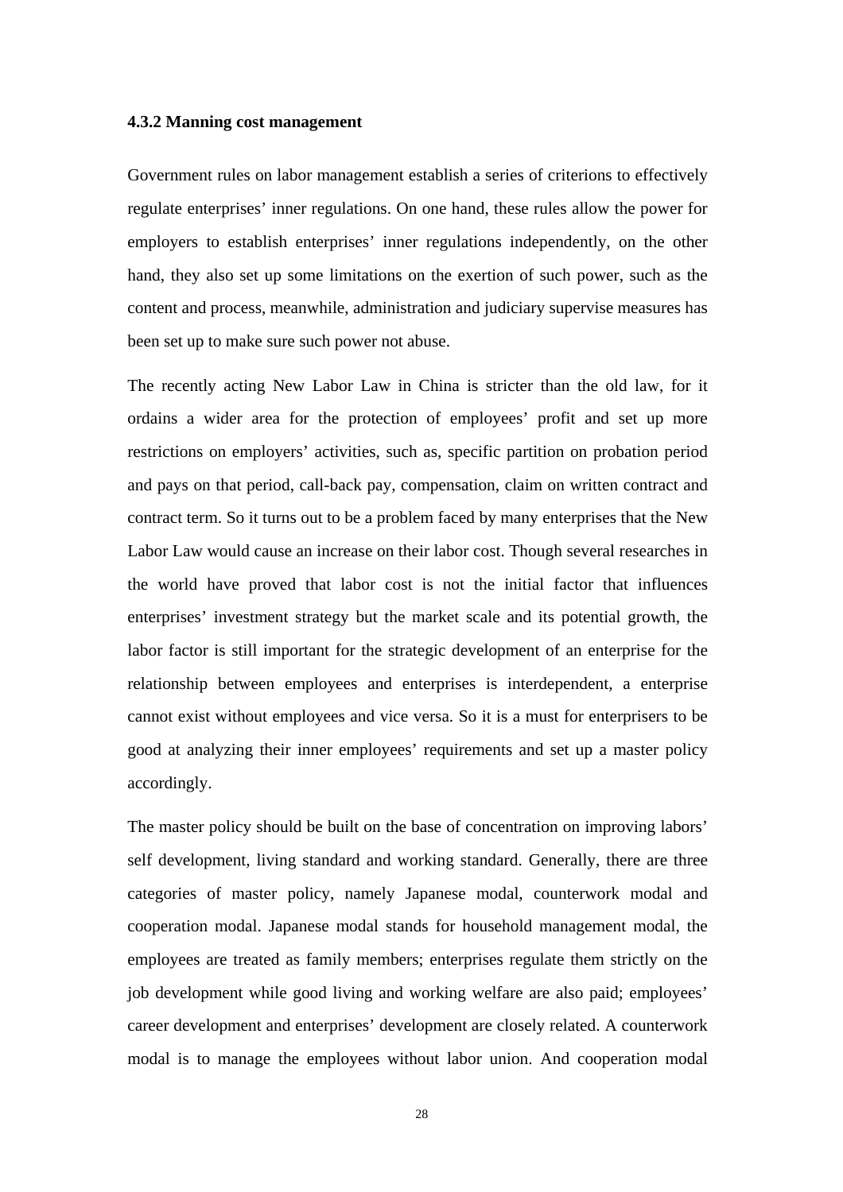### 4.3.2 Manning cost management

Government rules on labor management establish a series of criterions to effectively regulate enterprises' inner regulations. On one hand, these rules allow the power for employers to establish enterprises' inner regulations independently, on the other hand, they also set up some limitations on the exertion of such power, such as the content and process, meanwhile, administration and judiciary supervise measures has been set up to make sure such power not abuse.

The recently acting New Labor Law in China is stricter than the old law, for it ordains a wider area for the protection of employees' profit and set up more restrictions on employers' activities, such as, specific partition on probation period and pays on that period, call-back pay, compensation, claim on written contract and contract term. So it turns out to be a problem faced by many enterprises that the New Labor Law would cause an increase on their labor cost. Though several researches in the world have proved that labor cost is not the initial factor that influences enterprises' investment strategy but the market scale and its potential growth, the labor factor is still important for the strategic development of an enterprise for the relationship between employees and enterprises is interdependent, a enterprise cannot exist without employees and vice versa. So it is a must for enterprisers to be good at analyzing their inner employees' requirements and set up a master policy accordingly.

The master policy should be built on the base of concentration on improving labors' self development, living standard and working standard. Generally, there are three categories of master policy, namely Japanese modal, counterwork modal and cooperation modal. Japanese modal stands for household management modal, the employees are treated as family members; enterprises regulate them strictly on the job development while good living and working welfare are also paid; employees' career development and enterprises' development are closely related. A counterwork modal is to manage the employees without labor union. And cooperation modal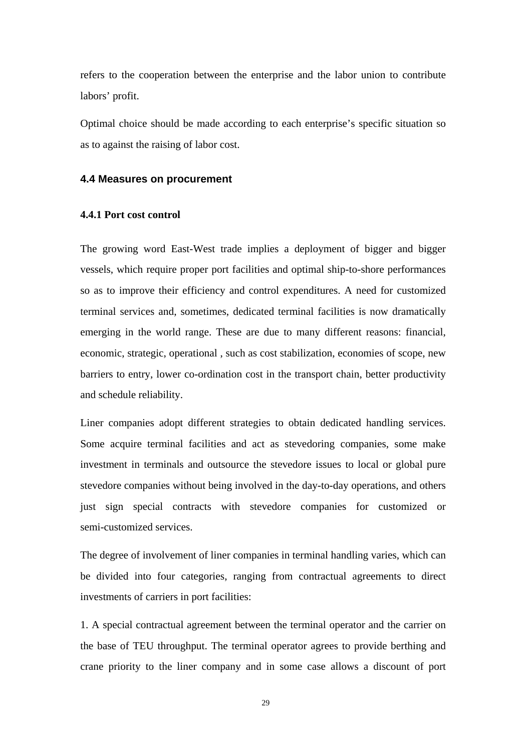refers to the cooperation between the enterprise and the labor union to contribute labors' profit.

Optimal choice should be made according to each enterprise's specific situation so as to against the raising of labor cost.

## 4.4 Measures on procurement

### 4.4.1 Port cost control

The growing word East-West trade implies a deployment of bigger and bigger vessels, which require proper port facilities and optimal ship-to-shore performances so as to improve their efficiency and control expenditures. A need for customized terminal services and, sometimes, dedicated terminal facilities is now dramatically emerging in the world range. These are due to many different reasons: financial, economic, strategic, operational , such as cost stabilization, economies of scope, new barriers to entry, lower co-ordination cost in the transport chain, better productivity and schedule reliability.

Liner companies adopt different strategies to obtain dedicated handling services. Some acquire terminal facilities and act as stevedoring companies, some make investment in terminals and outsource the stevedore issues to local or global pure stevedore companies without being involved in the day-to-day operations, and others just sign special contracts with stevedore companies for customized or semi-customized services.

The degree of involvement of liner companies in terminal handling varies, which can be divided into four categories, ranging from contractual agreements to direct investments of carriers in port facilities:

1. A special contractual agreement between the terminal operator and the carrier on the base of TEU throughput. The terminal operator agrees to provide berthing and crane priority to the liner company and in some case allows a discount of port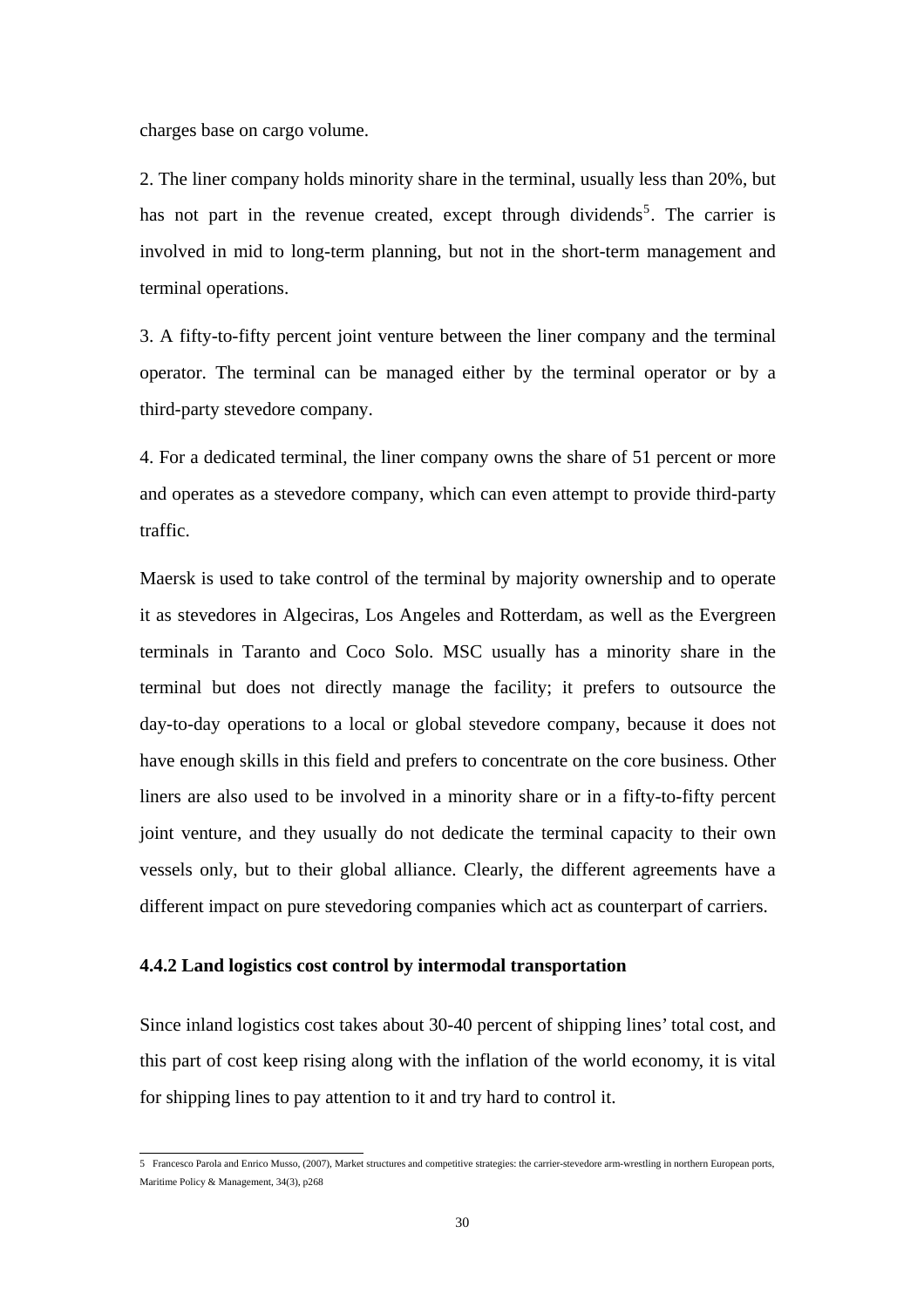charges base on cargo volume.

2. The liner company holds minority share in the terminal, usually less than 20%, but has not part in the revenue created, except through dividends[5]. The carrier is involved in mid to long-term planning, but not in the short-term management and terminal operations.

3. A fifty-to-fifty percent joint venture between the liner company and the terminal operator. The terminal can be managed either by the terminal operator or by a third-party stevedore company.

4. For a dedicated terminal, the liner company owns the share of 51 percent or more and operates as a stevedore company, which can even attempt to provide third-party traffic.

Maersk is used to take control of the terminal by majority ownership and to operate it as stevedores in Algeciras, Los Angeles and Rotterdam, as well as the Evergreen terminals in Taranto and Coco Solo. MSC usually has a minority share in the terminal but does not directly manage the facility; it prefers to outsource the day-to-day operations to a local or global stevedore company, because it does not have enough skills in this field and prefers to concentrate on the core business. Other liners are also used to be involved in a minority share or in a fifty-to-fifty percent joint venture, and they usually do not dedicate the terminal capacity to their own vessels only, but to their global alliance. Clearly, the different agreements have a different impact on pure stevedoring companies which act as counterpart of carriers.

### 4.4.2 Land logistics cost control by intermodal transportation

Since inland logistics cost takes about 30-40 percent of shipping lines' total cost, and this part of cost keep rising along with the inflation of the world economy, it is vital for shipping lines to pay attention to it and try hard to control it.

---

5 Francesco Parola and Enrico Musso, (2007), Market structures and competitive strategies: the carrier-stevedore arm-wrestling in northern European ports, Maritime Policy & Management, 34(3), p268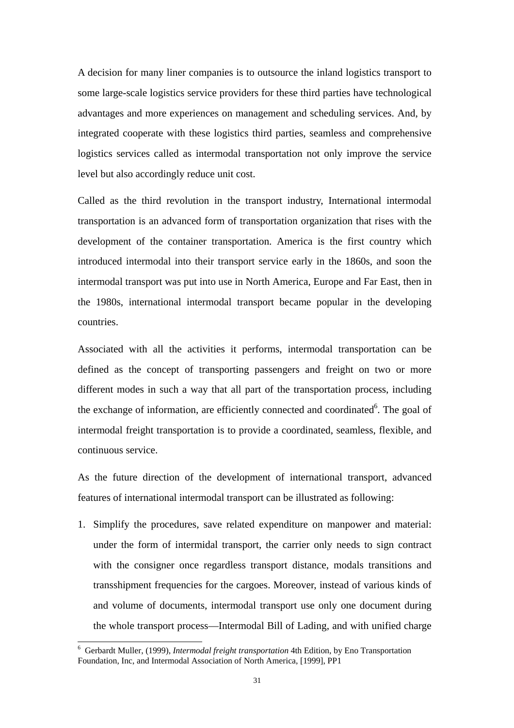A decision for many liner companies is to outsource the inland logistics transport to some large-scale logistics service providers for these third parties have technological advantages and more experiences on management and scheduling services. And, by integrated cooperate with these logistics third parties, seamless and comprehensive logistics services called as intermodal transportation not only improve the service level but also accordingly reduce unit cost.

Called as the third revolution in the transport industry, International intermodal transportation is an advanced form of transportation organization that rises with the development of the container transportation. America is the first country which introduced intermodal into their transport service early in the 1860s, and soon the intermodal transport was put into use in North America, Europe and Far East, then in the 1980s, international intermodal transport became popular in the developing countries.

Associated with all the activities it performs, intermodal transportation can be defined as the concept of transporting passengers and freight on two or more different modes in such a way that all part of the transportation process, including the exchange of information, are efficiently connected and coordinated[6]. The goal of intermodal freight transportation is to provide a coordinated, seamless, flexible, and continuous service.

As the future direction of the development of international transport, advanced features of international intermodal transport can be illustrated as following:

1. Simplify the procedures, save related expenditure on manpower and material: under the form of intermidal transport, the carrier only needs to sign contract with the consigner once regardless transport distance, modals transitions and transshipment frequencies for the cargoes. Moreover, instead of various kinds of and volume of documents, intermodal transport use only one document during the whole transport process—Intermodal Bill of Lading, and with unified charge

---

[6] Gerbardt Muller, (1999), *Intermodal freight transportation* 4th Edition, by Eno Transportation Foundation, Inc, and Intermodal Association of North America, [1999], PP1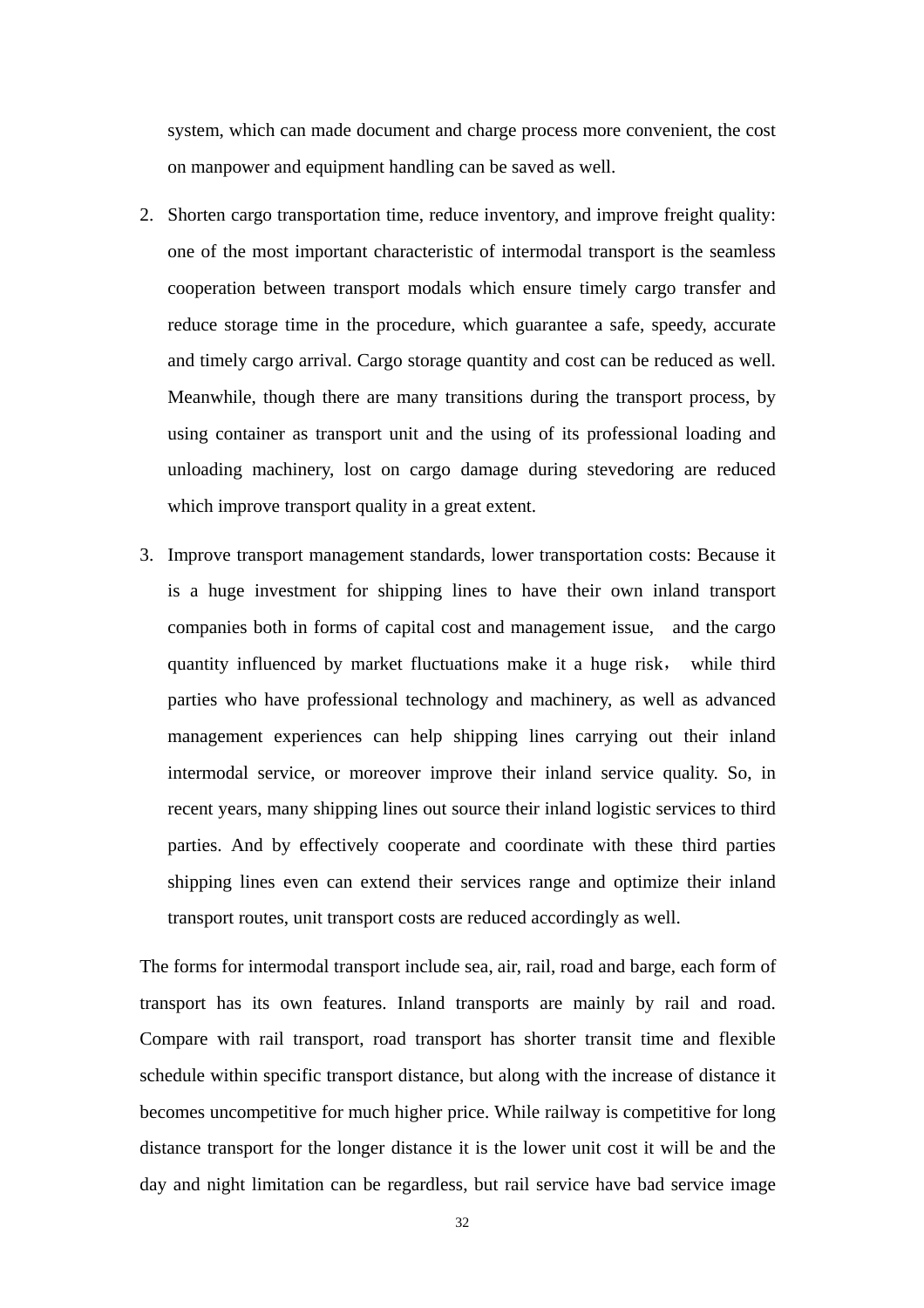system, which can made document and charge process more convenient, the cost on manpower and equipment handling can be saved as well.

2. Shorten cargo transportation time, reduce inventory, and improve freight quality: one of the most important characteristic of intermodal transport is the seamless cooperation between transport modals which ensure timely cargo transfer and reduce storage time in the procedure, which guarantee a safe, speedy, accurate and timely cargo arrival. Cargo storage quantity and cost can be reduced as well. Meanwhile, though there are many transitions during the transport process, by using container as transport unit and the using of its professional loading and unloading machinery, lost on cargo damage during stevedoring are reduced which improve transport quality in a great extent.

3. Improve transport management standards, lower transportation costs: Because it is a huge investment for shipping lines to have their own inland transport companies both in forms of capital cost and management issue, and the cargo quantity influenced by market fluctuations make it a huge risk， while third parties who have professional technology and machinery, as well as advanced management experiences can help shipping lines carrying out their inland intermodal service, or moreover improve their inland service quality. So, in recent years, many shipping lines out source their inland logistic services to third parties. And by effectively cooperate and coordinate with these third parties shipping lines even can extend their services range and optimize their inland transport routes, unit transport costs are reduced accordingly as well.

The forms for intermodal transport include sea, air, rail, road and barge, each form of transport has its own features. Inland transports are mainly by rail and road. Compare with rail transport, road transport has shorter transit time and flexible schedule within specific transport distance, but along with the increase of distance it becomes uncompetitive for much higher price. While railway is competitive for long distance transport for the longer distance it is the lower unit cost it will be and the day and night limitation can be regardless, but rail service have bad service image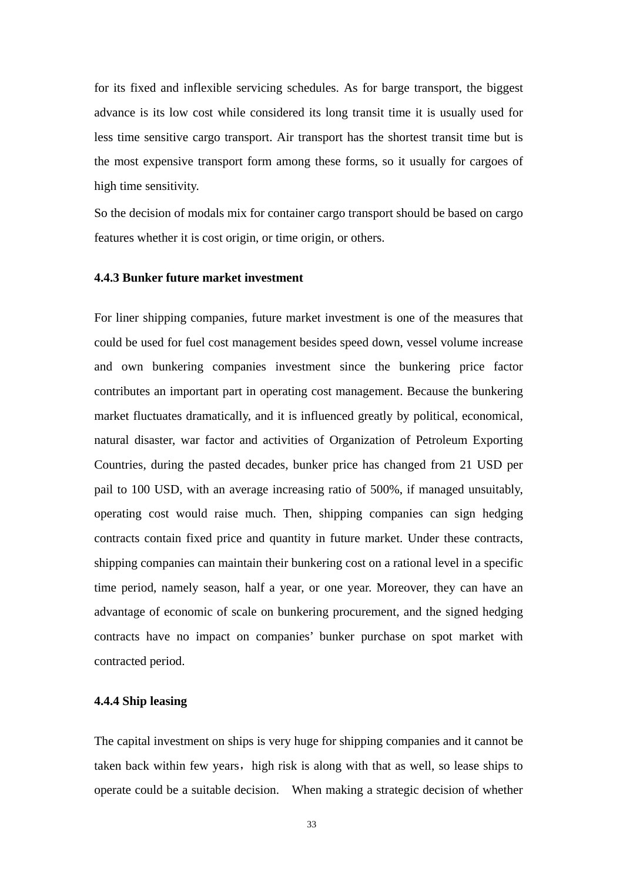for its fixed and inflexible servicing schedules. As for barge transport, the biggest advance is its low cost while considered its long transit time it is usually used for less time sensitive cargo transport. Air transport has the shortest transit time but is the most expensive transport form among these forms, so it usually for cargoes of high time sensitivity.

So the decision of modals mix for container cargo transport should be based on cargo features whether it is cost origin, or time origin, or others.

### 4.4.3 Bunker future market investment

For liner shipping companies, future market investment is one of the measures that could be used for fuel cost management besides speed down, vessel volume increase and own bunkering companies investment since the bunkering price factor contributes an important part in operating cost management. Because the bunkering market fluctuates dramatically, and it is influenced greatly by political, economical, natural disaster, war factor and activities of Organization of Petroleum Exporting Countries, during the pasted decades, bunker price has changed from 21 USD per pail to 100 USD, with an average increasing ratio of 500%, if managed unsuitably, operating cost would raise much. Then, shipping companies can sign hedging contracts contain fixed price and quantity in future market. Under these contracts, shipping companies can maintain their bunkering cost on a rational level in a specific time period, namely season, half a year, or one year. Moreover, they can have an advantage of economic of scale on bunkering procurement, and the signed hedging contracts have no impact on companies' bunker purchase on spot market with contracted period.

### 4.4.4 Ship leasing

The capital investment on ships is very huge for shipping companies and it cannot be taken back within few years，high risk is along with that as well, so lease ships to operate could be a suitable decision.　When making a strategic decision of whether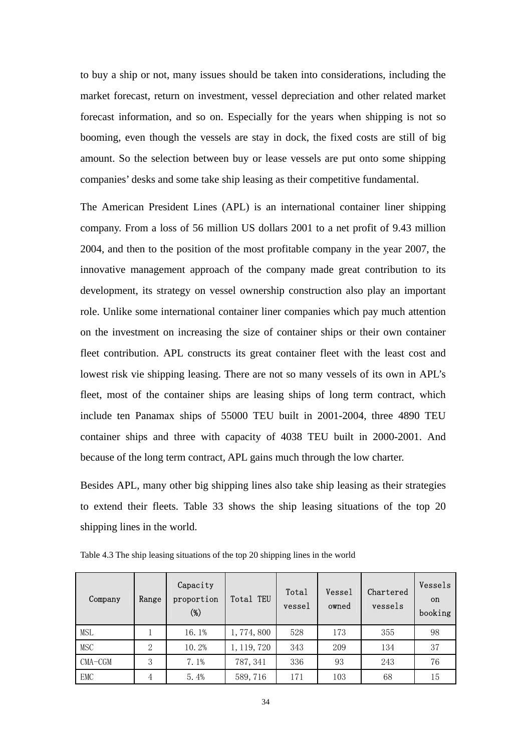to buy a ship or not, many issues should be taken into considerations, including the market forecast, return on investment, vessel depreciation and other related market forecast information, and so on. Especially for the years when shipping is not so booming, even though the vessels are stay in dock, the fixed costs are still of big amount. So the selection between buy or lease vessels are put onto some shipping companies' desks and some take ship leasing as their competitive fundamental.

The American President Lines (APL) is an international container liner shipping company. From a loss of 56 million US dollars 2001 to a net profit of 9.43 million 2004, and then to the position of the most profitable company in the year 2007, the innovative management approach of the company made great contribution to its development, its strategy on vessel ownership construction also play an important role. Unlike some international container liner companies which pay much attention on the investment on increasing the size of container ships or their own container fleet contribution. APL constructs its great container fleet with the least cost and lowest risk vie shipping leasing. There are not so many vessels of its own in APL's fleet, most of the container ships are leasing ships of long term contract, which include ten Panamax ships of 55000 TEU built in 2001-2004, three 4890 TEU container ships and three with capacity of 4038 TEU built in 2000-2001. And because of the long term contract, APL gains much through the low charter.

Besides APL, many other big shipping lines also take ship leasing as their strategies to extend their fleets. Table 33 shows the ship leasing situations of the top 20 shipping lines in the world.

Table 4.3 The ship leasing situations of the top 20 shipping lines in the world

| Company | Range | Capacity proportion (%) | Total TEU | Total vessel | Vessel owned | Chartered vessels | Vessels on booking |
|---|---|---|---|---|---|---|---|
| MSL | 1 | 16.1% | 1,774,800 | 528 | 173 | 355 | 98 |
| MSC | 2 | 10.2% | 1,119,720 | 343 | 209 | 134 | 37 |
| CMA-CGM | 3 | 7.1% | 787,341 | 336 | 93 | 243 | 76 |
| EMC | 4 | 5.4% | 589,716 | 171 | 103 | 68 | 15 |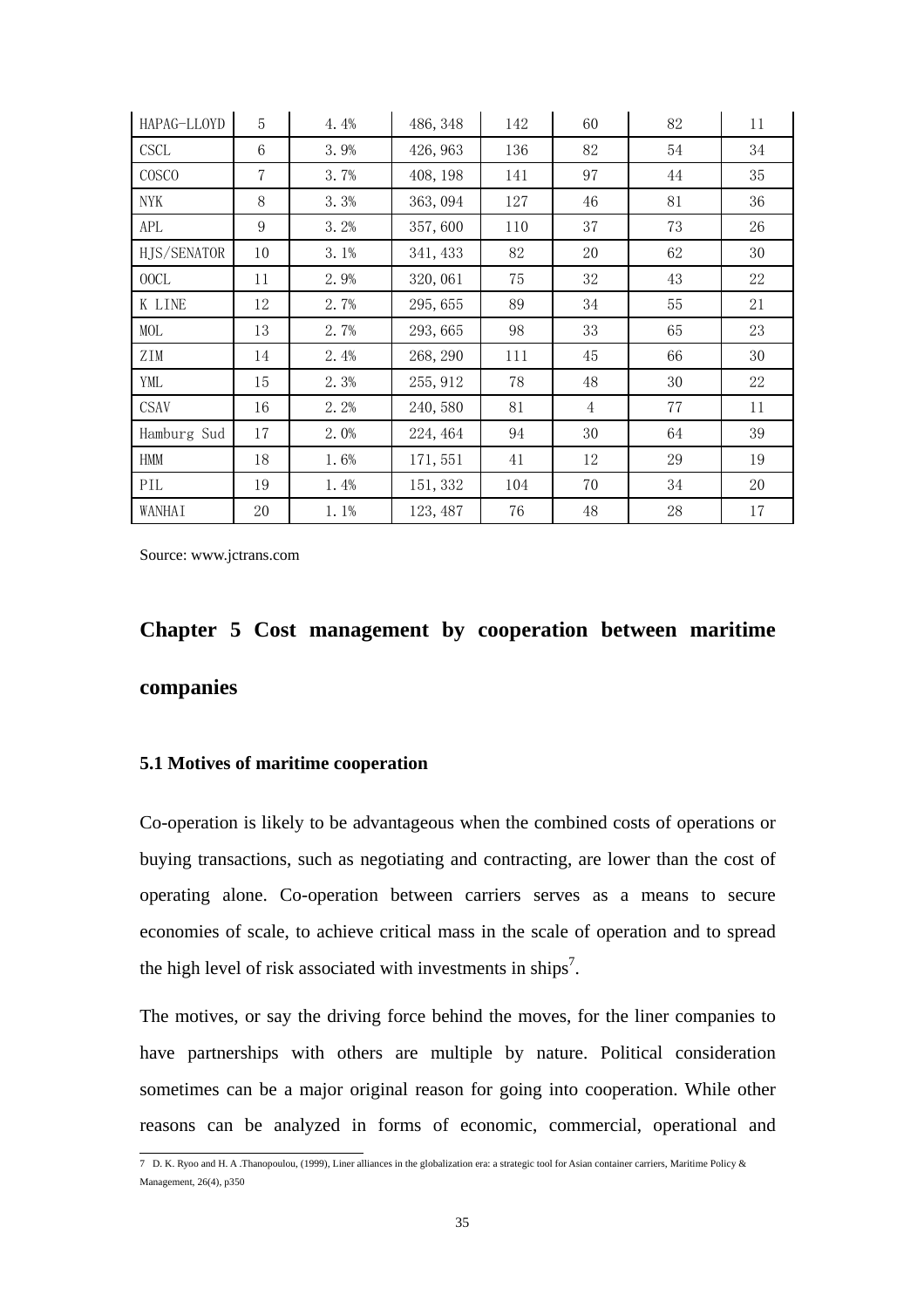| HAPAG-LLOYD | 5 | 4.4% | 486,348 | 142 | 60 | 82 | 11 |
|---|---|---|---|---|---|---|---|
| CSCL | 6 | 3.9% | 426,963 | 136 | 82 | 54 | 34 |
| COSCO | 7 | 3.7% | 408,198 | 141 | 97 | 44 | 35 |
| NYK | 8 | 3.3% | 363,094 | 127 | 46 | 81 | 36 |
| APL | 9 | 3.2% | 357,600 | 110 | 37 | 73 | 26 |
| HJS/SENATOR | 10 | 3.1% | 341,433 | 82 | 20 | 62 | 30 |
| OOCL | 11 | 2.9% | 320,061 | 75 | 32 | 43 | 22 |
| K LINE | 12 | 2.7% | 295,655 | 89 | 34 | 55 | 21 |
| MOL | 13 | 2.7% | 293,665 | 98 | 33 | 65 | 23 |
| ZIM | 14 | 2.4% | 268,290 | 111 | 45 | 66 | 30 |
| YML | 15 | 2.3% | 255,912 | 78 | 48 | 30 | 22 |
| CSAV | 16 | 2.2% | 240,580 | 81 | 4 | 77 | 11 |
| Hamburg Sud | 17 | 2.0% | 224,464 | 94 | 30 | 64 | 39 |
| HMM | 18 | 1.6% | 171,551 | 41 | 12 | 29 | 19 |
| PIL | 19 | 1.4% | 151,332 | 104 | 70 | 34 | 20 |
| WANHAI | 20 | 1.1% | 123,487 | 76 | 48 | 28 | 17 |

Source: www.jctrans.com

# Chapter 5 Cost management by cooperation between maritime companies

### 5.1 Motives of maritime cooperation

Co-operation is likely to be advantageous when the combined costs of operations or buying transactions, such as negotiating and contracting, are lower than the cost of operating alone. Co-operation between carriers serves as a means to secure economies of scale, to achieve critical mass in the scale of operation and to spread the high level of risk associated with investments in ships[7].

The motives, or say the driving force behind the moves, for the liner companies to have partnerships with others are multiple by nature. Political consideration sometimes can be a major original reason for going into cooperation. While other reasons can be analyzed in forms of economic, commercial, operational and

7 D. K. Ryoo and H. A .Thanopoulou, (1999), Liner alliances in the globalization era: a strategic tool for Asian container carriers, Maritime Policy & Management, 26(4), p350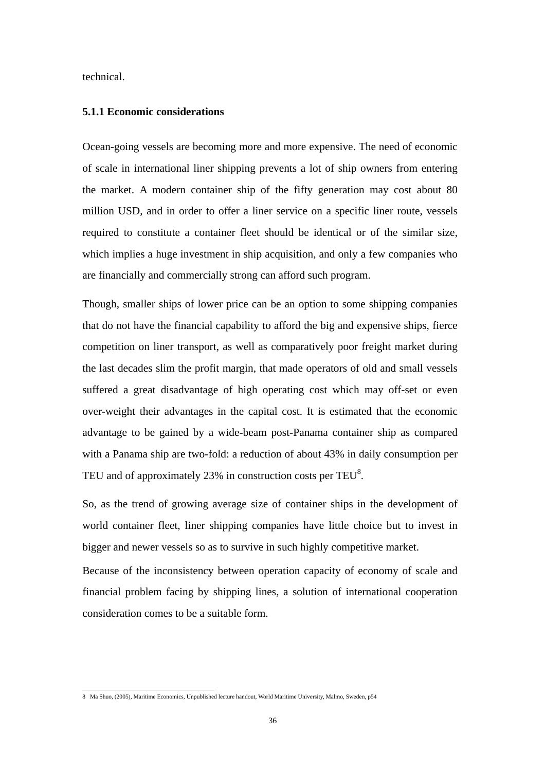technical.

### 5.1.1 Economic considerations

Ocean-going vessels are becoming more and more expensive. The need of economic of scale in international liner shipping prevents a lot of ship owners from entering the market. A modern container ship of the fifty generation may cost about 80 million USD, and in order to offer a liner service on a specific liner route, vessels required to constitute a container fleet should be identical or of the similar size, which implies a huge investment in ship acquisition, and only a few companies who are financially and commercially strong can afford such program.

Though, smaller ships of lower price can be an option to some shipping companies that do not have the financial capability to afford the big and expensive ships, fierce competition on liner transport, as well as comparatively poor freight market during the last decades slim the profit margin, that made operators of old and small vessels suffered a great disadvantage of high operating cost which may off-set or even over-weight their advantages in the capital cost. It is estimated that the economic advantage to be gained by a wide-beam post-Panama container ship as compared with a Panama ship are two-fold: a reduction of about 43% in daily consumption per TEU and of approximately 23% in construction costs per TEU[8].

So, as the trend of growing average size of container ships in the development of world container fleet, liner shipping companies have little choice but to invest in bigger and newer vessels so as to survive in such highly competitive market.

Because of the inconsistency between operation capacity of economy of scale and financial problem facing by shipping lines, a solution of international cooperation consideration comes to be a suitable form.

---

8 Ma Shuo, (2005), Maritime Economics, Unpublished lecture handout, World Maritime University, Malmo, Sweden, p54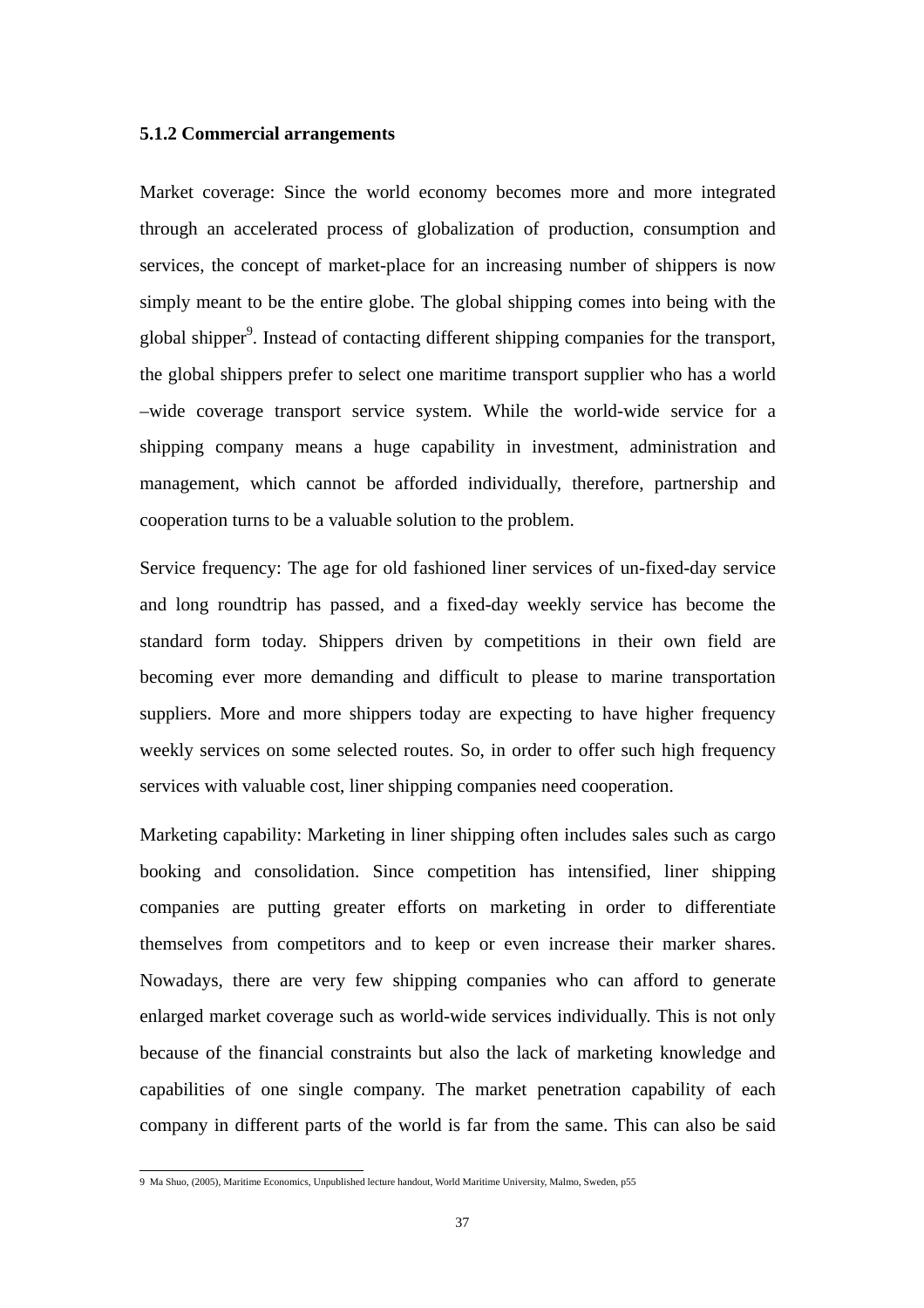### 5.1.2 Commercial arrangements

Market coverage: Since the world economy becomes more and more integrated through an accelerated process of globalization of production, consumption and services, the concept of market-place for an increasing number of shippers is now simply meant to be the entire globe. The global shipping comes into being with the global shipper[9]. Instead of contacting different shipping companies for the transport, the global shippers prefer to select one maritime transport supplier who has a world –wide coverage transport service system. While the world-wide service for a shipping company means a huge capability in investment, administration and management, which cannot be afforded individually, therefore, partnership and cooperation turns to be a valuable solution to the problem.

Service frequency: The age for old fashioned liner services of un-fixed-day service and long roundtrip has passed, and a fixed-day weekly service has become the standard form today. Shippers driven by competitions in their own field are becoming ever more demanding and difficult to please to marine transportation suppliers. More and more shippers today are expecting to have higher frequency weekly services on some selected routes. So, in order to offer such high frequency services with valuable cost, liner shipping companies need cooperation.

Marketing capability: Marketing in liner shipping often includes sales such as cargo booking and consolidation. Since competition has intensified, liner shipping companies are putting greater efforts on marketing in order to differentiate themselves from competitors and to keep or even increase their marker shares. Nowadays, there are very few shipping companies who can afford to generate enlarged market coverage such as world-wide services individually. This is not only because of the financial constraints but also the lack of marketing knowledge and capabilities of one single company. The market penetration capability of each company in different parts of the world is far from the same. This can also be said

9 Ma Shuo, (2005), Maritime Economics, Unpublished lecture handout, World Maritime University, Malmo, Sweden, p55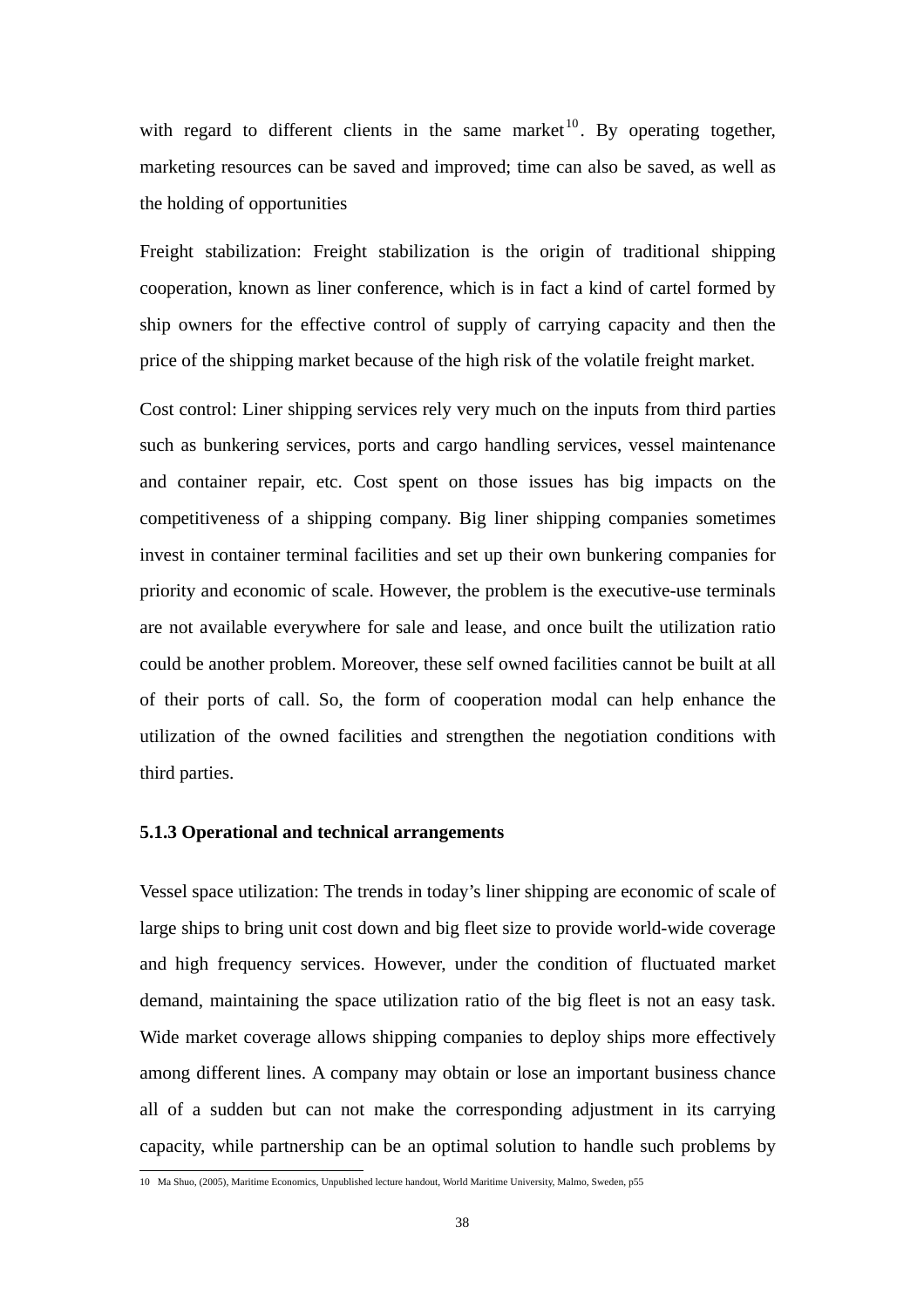with regard to different clients in the same market[10]. By operating together, marketing resources can be saved and improved; time can also be saved, as well as the holding of opportunities

Freight stabilization: Freight stabilization is the origin of traditional shipping cooperation, known as liner conference, which is in fact a kind of cartel formed by ship owners for the effective control of supply of carrying capacity and then the price of the shipping market because of the high risk of the volatile freight market.

Cost control: Liner shipping services rely very much on the inputs from third parties such as bunkering services, ports and cargo handling services, vessel maintenance and container repair, etc. Cost spent on those issues has big impacts on the competitiveness of a shipping company. Big liner shipping companies sometimes invest in container terminal facilities and set up their own bunkering companies for priority and economic of scale. However, the problem is the executive-use terminals are not available everywhere for sale and lease, and once built the utilization ratio could be another problem. Moreover, these self owned facilities cannot be built at all of their ports of call. So, the form of cooperation modal can help enhance the utilization of the owned facilities and strengthen the negotiation conditions with third parties.

### 5.1.3 Operational and technical arrangements

Vessel space utilization: The trends in today's liner shipping are economic of scale of large ships to bring unit cost down and big fleet size to provide world-wide coverage and high frequency services. However, under the condition of fluctuated market demand, maintaining the space utilization ratio of the big fleet is not an easy task. Wide market coverage allows shipping companies to deploy ships more effectively among different lines. A company may obtain or lose an important business chance all of a sudden but can not make the corresponding adjustment in its carrying capacity, while partnership can be an optimal solution to handle such problems by

---

10 Ma Shuo, (2005), Maritime Economics, Unpublished lecture handout, World Maritime University, Malmo, Sweden, p55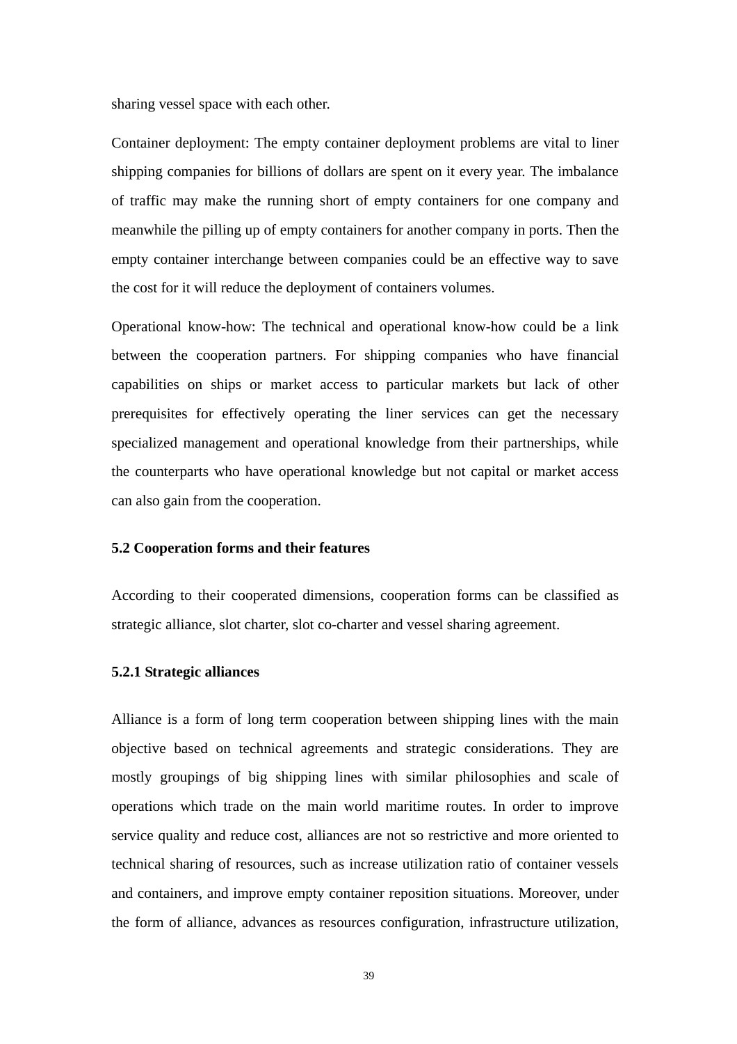sharing vessel space with each other.

Container deployment: The empty container deployment problems are vital to liner shipping companies for billions of dollars are spent on it every year. The imbalance of traffic may make the running short of empty containers for one company and meanwhile the pilling up of empty containers for another company in ports. Then the empty container interchange between companies could be an effective way to save the cost for it will reduce the deployment of containers volumes.

Operational know-how: The technical and operational know-how could be a link between the cooperation partners. For shipping companies who have financial capabilities on ships or market access to particular markets but lack of other prerequisites for effectively operating the liner services can get the necessary specialized management and operational knowledge from their partnerships, while the counterparts who have operational knowledge but not capital or market access can also gain from the cooperation.

### 5.2 Cooperation forms and their features

According to their cooperated dimensions, cooperation forms can be classified as strategic alliance, slot charter, slot co-charter and vessel sharing agreement.

#### 5.2.1 Strategic alliances

Alliance is a form of long term cooperation between shipping lines with the main objective based on technical agreements and strategic considerations. They are mostly groupings of big shipping lines with similar philosophies and scale of operations which trade on the main world maritime routes. In order to improve service quality and reduce cost, alliances are not so restrictive and more oriented to technical sharing of resources, such as increase utilization ratio of container vessels and containers, and improve empty container reposition situations. Moreover, under the form of alliance, advances as resources configuration, infrastructure utilization,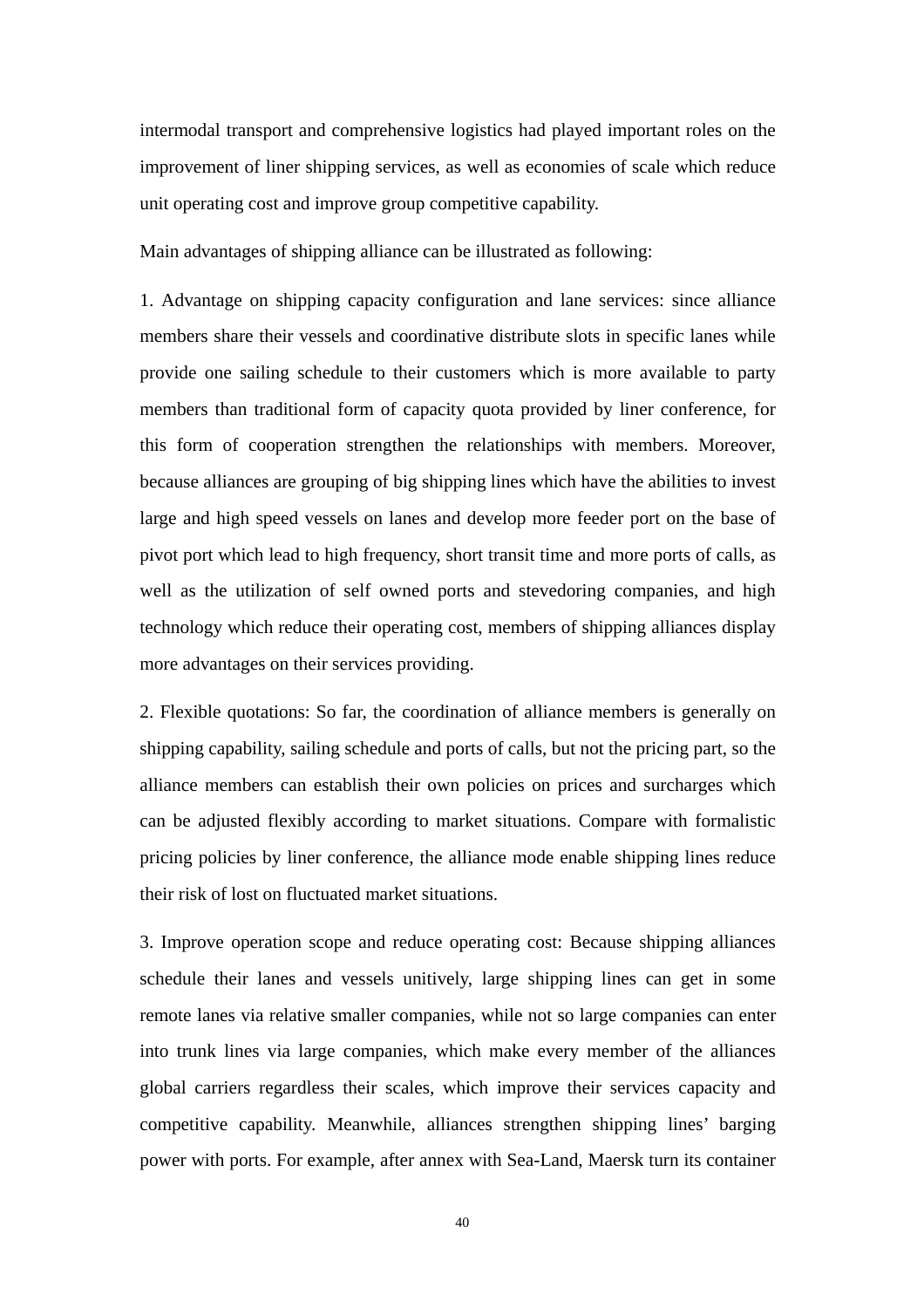intermodal transport and comprehensive logistics had played important roles on the improvement of liner shipping services, as well as economies of scale which reduce unit operating cost and improve group competitive capability.

Main advantages of shipping alliance can be illustrated as following:

1. Advantage on shipping capacity configuration and lane services: since alliance members share their vessels and coordinative distribute slots in specific lanes while provide one sailing schedule to their customers which is more available to party members than traditional form of capacity quota provided by liner conference, for this form of cooperation strengthen the relationships with members. Moreover, because alliances are grouping of big shipping lines which have the abilities to invest large and high speed vessels on lanes and develop more feeder port on the base of pivot port which lead to high frequency, short transit time and more ports of calls, as well as the utilization of self owned ports and stevedoring companies, and high technology which reduce their operating cost, members of shipping alliances display more advantages on their services providing.

2. Flexible quotations: So far, the coordination of alliance members is generally on shipping capability, sailing schedule and ports of calls, but not the pricing part, so the alliance members can establish their own policies on prices and surcharges which can be adjusted flexibly according to market situations. Compare with formalistic pricing policies by liner conference, the alliance mode enable shipping lines reduce their risk of lost on fluctuated market situations.

3. Improve operation scope and reduce operating cost: Because shipping alliances schedule their lanes and vessels unitively, large shipping lines can get in some remote lanes via relative smaller companies, while not so large companies can enter into trunk lines via large companies, which make every member of the alliances global carriers regardless their scales, which improve their services capacity and competitive capability. Meanwhile, alliances strengthen shipping lines' barging power with ports. For example, after annex with Sea-Land, Maersk turn its container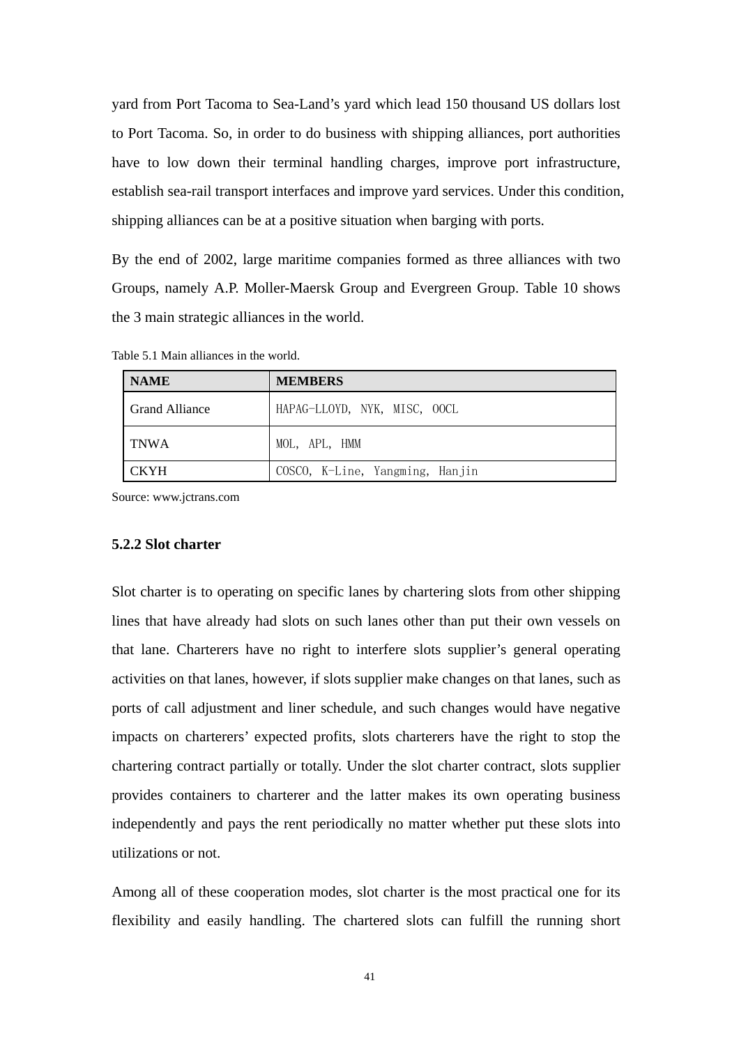yard from Port Tacoma to Sea-Land's yard which lead 150 thousand US dollars lost to Port Tacoma. So, in order to do business with shipping alliances, port authorities have to low down their terminal handling charges, improve port infrastructure, establish sea-rail transport interfaces and improve yard services. Under this condition, shipping alliances can be at a positive situation when barging with ports.

By the end of 2002, large maritime companies formed as three alliances with two Groups, namely A.P. Moller-Maersk Group and Evergreen Group. Table 10 shows the 3 main strategic alliances in the world.

Table 5.1 Main alliances in the world.

| NAME | MEMBERS |
|---|---|
| Grand Alliance | HAPAG-LLOYD, NYK, MISC, OOCL |
| TNWA | MOL, APL, HMM |
| CKYH | COSCO, K-Line, Yangming, Hanjin |

Source: www.jctrans.com

### 5.2.2 Slot charter

Slot charter is to operating on specific lanes by chartering slots from other shipping lines that have already had slots on such lanes other than put their own vessels on that lane. Charterers have no right to interfere slots supplier's general operating activities on that lanes, however, if slots supplier make changes on that lanes, such as ports of call adjustment and liner schedule, and such changes would have negative impacts on charterers' expected profits, slots charterers have the right to stop the chartering contract partially or totally. Under the slot charter contract, slots supplier provides containers to charterer and the latter makes its own operating business independently and pays the rent periodically no matter whether put these slots into utilizations or not.

Among all of these cooperation modes, slot charter is the most practical one for its flexibility and easily handling. The chartered slots can fulfill the running short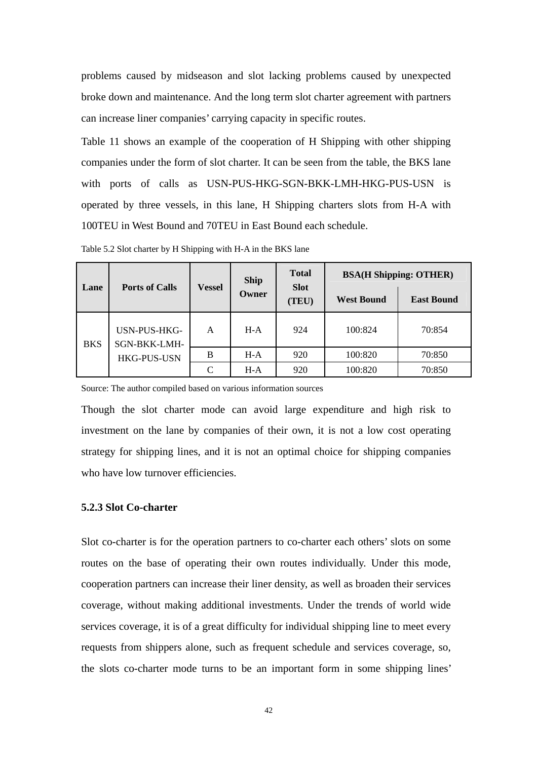problems caused by midseason and slot lacking problems caused by unexpected broke down and maintenance. And the long term slot charter agreement with partners can increase liner companies' carrying capacity in specific routes.

Table 11 shows an example of the cooperation of H Shipping with other shipping companies under the form of slot charter. It can be seen from the table, the BKS lane with ports of calls as USN-PUS-HKG-SGN-BKK-LMH-HKG-PUS-USN is operated by three vessels, in this lane, H Shipping charters slots from H-A with 100TEU in West Bound and 70TEU in East Bound each schedule.

Table 5.2 Slot charter by H Shipping with H-A in the BKS lane

| Lane | Ports of Calls | Vessel | Ship Owner | Total Slot (TEU) | BSA(H Shipping: OTHER) | |
|---|---|---|---|---|---|---|
| | | | | | West Bound | East Bound |
| BKS | USN-PUS-HKG-SGN-BKK-LMH-HKG-PUS-USN | A | H-A | 924 | 100:824 | 70:854 |
| | | B | H-A | 920 | 100:820 | 70:850 |
| | | C | H-A | 920 | 100:820 | 70:850 |

Source: The author compiled based on various information sources

Though the slot charter mode can avoid large expenditure and high risk to investment on the lane by companies of their own, it is not a low cost operating strategy for shipping lines, and it is not an optimal choice for shipping companies who have low turnover efficiencies.

### 5.2.3 Slot Co-charter

Slot co-charter is for the operation partners to co-charter each others' slots on some routes on the base of operating their own routes individually. Under this mode, cooperation partners can increase their liner density, as well as broaden their services coverage, without making additional investments. Under the trends of world wide services coverage, it is of a great difficulty for individual shipping line to meet every requests from shippers alone, such as frequent schedule and services coverage, so, the slots co-charter mode turns to be an important form in some shipping lines'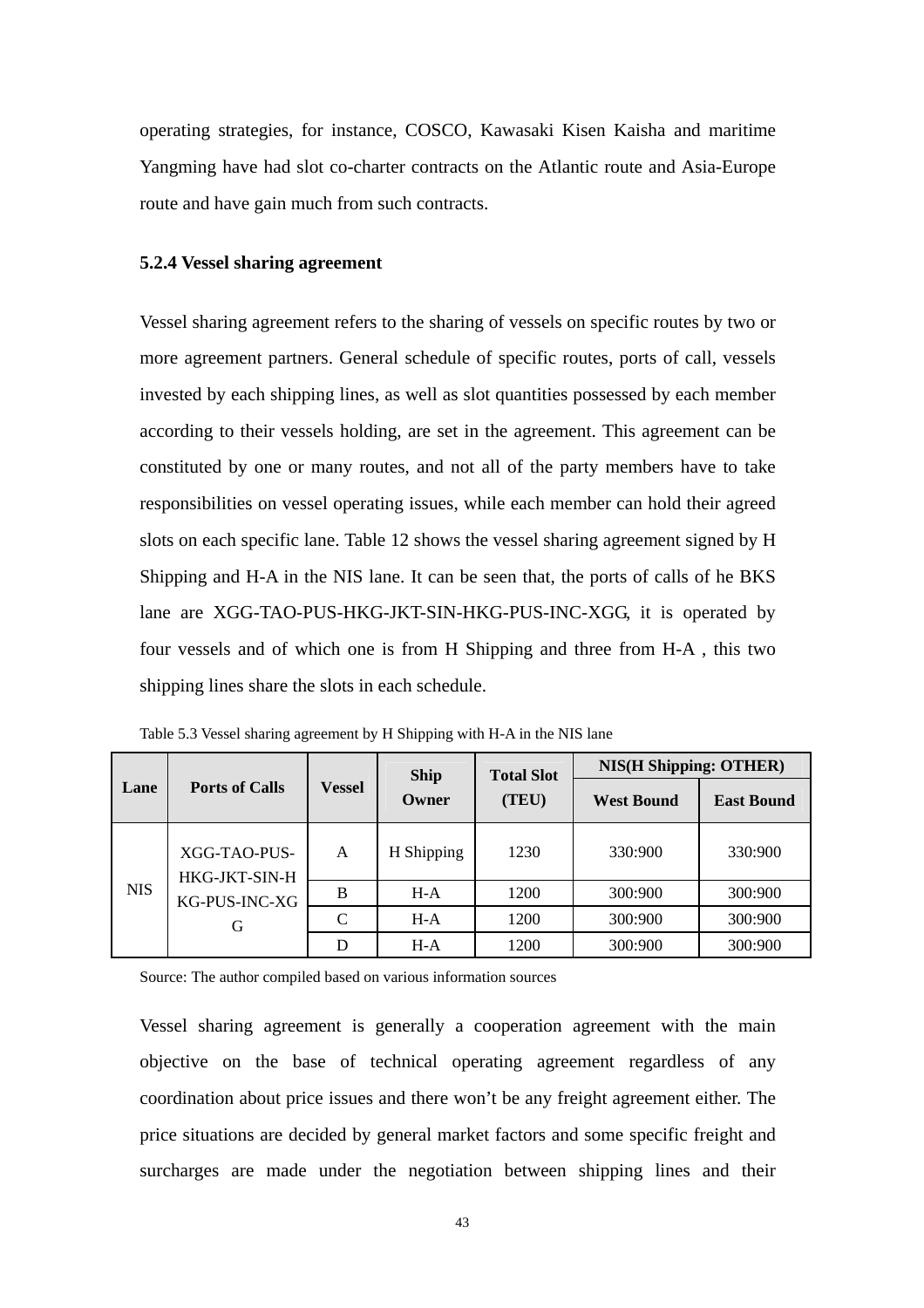operating strategies, for instance, COSCO, Kawasaki Kisen Kaisha and maritime Yangming have had slot co-charter contracts on the Atlantic route and Asia-Europe route and have gain much from such contracts.

### 5.2.4 Vessel sharing agreement

Vessel sharing agreement refers to the sharing of vessels on specific routes by two or more agreement partners. General schedule of specific routes, ports of call, vessels invested by each shipping lines, as well as slot quantities possessed by each member according to their vessels holding, are set in the agreement. This agreement can be constituted by one or many routes, and not all of the party members have to take responsibilities on vessel operating issues, while each member can hold their agreed slots on each specific lane. Table 12 shows the vessel sharing agreement signed by H Shipping and H-A in the NIS lane. It can be seen that, the ports of calls of he BKS lane are XGG-TAO-PUS-HKG-JKT-SIN-HKG-PUS-INC-XGG, it is operated by four vessels and of which one is from H Shipping and three from H-A , this two shipping lines share the slots in each schedule.

Table 5.3 Vessel sharing agreement by H Shipping with H-A in the NIS lane

| Lane | Ports of Calls | Vessel | Ship Owner | Total Slot (TEU) | NIS(H Shipping: OTHER) | |
|---|---|---|---|---|---|---|
| | | | | | West Bound | East Bound |
| NIS | XGG-TAO-PUS-HKG-JKT-SIN-HKG-PUS-INC-XGG | A | H Shipping | 1230 | 330:900 | 330:900 |
| | | B | H-A | 1200 | 300:900 | 300:900 |
| | | C | H-A | 1200 | 300:900 | 300:900 |
| | | D | H-A | 1200 | 300:900 | 300:900 |

Source: The author compiled based on various information sources

Vessel sharing agreement is generally a cooperation agreement with the main objective on the base of technical operating agreement regardless of any coordination about price issues and there won't be any freight agreement either. The price situations are decided by general market factors and some specific freight and surcharges are made under the negotiation between shipping lines and their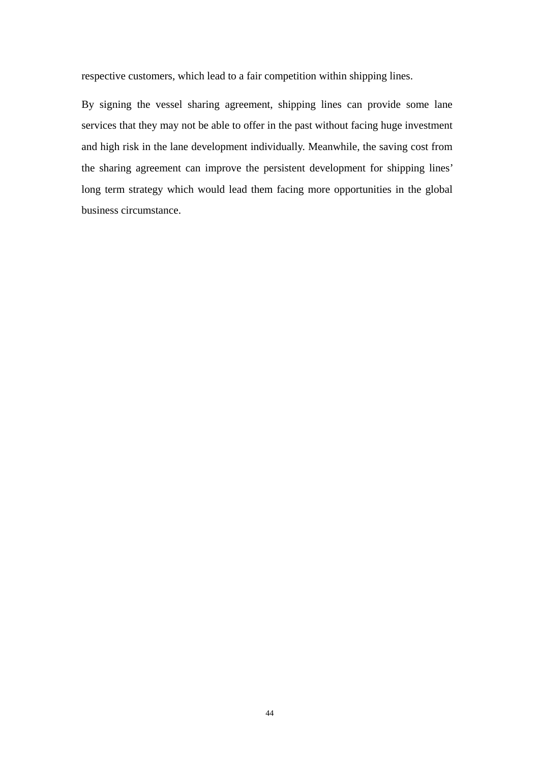respective customers, which lead to a fair competition within shipping lines.

By signing the vessel sharing agreement, shipping lines can provide some lane services that they may not be able to offer in the past without facing huge investment and high risk in the lane development individually. Meanwhile, the saving cost from the sharing agreement can improve the persistent development for shipping lines' long term strategy which would lead them facing more opportunities in the global business circumstance.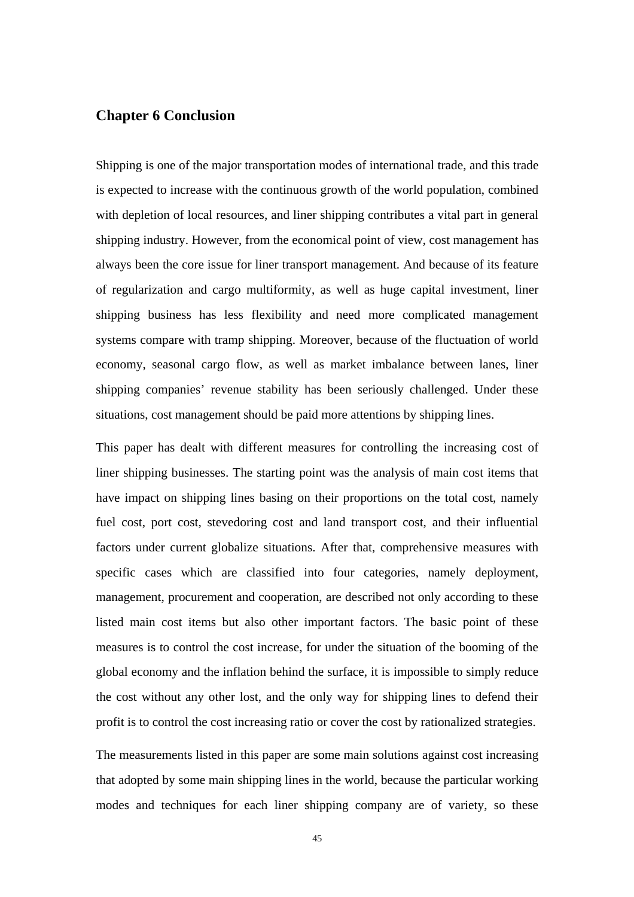## Chapter 6 Conclusion

Shipping is one of the major transportation modes of international trade, and this trade is expected to increase with the continuous growth of the world population, combined with depletion of local resources, and liner shipping contributes a vital part in general shipping industry. However, from the economical point of view, cost management has always been the core issue for liner transport management. And because of its feature of regularization and cargo multiformity, as well as huge capital investment, liner shipping business has less flexibility and need more complicated management systems compare with tramp shipping. Moreover, because of the fluctuation of world economy, seasonal cargo flow, as well as market imbalance between lanes, liner shipping companies' revenue stability has been seriously challenged. Under these situations, cost management should be paid more attentions by shipping lines.

This paper has dealt with different measures for controlling the increasing cost of liner shipping businesses. The starting point was the analysis of main cost items that have impact on shipping lines basing on their proportions on the total cost, namely fuel cost, port cost, stevedoring cost and land transport cost, and their influential factors under current globalize situations. After that, comprehensive measures with specific cases which are classified into four categories, namely deployment, management, procurement and cooperation, are described not only according to these listed main cost items but also other important factors. The basic point of these measures is to control the cost increase, for under the situation of the booming of the global economy and the inflation behind the surface, it is impossible to simply reduce the cost without any other lost, and the only way for shipping lines to defend their profit is to control the cost increasing ratio or cover the cost by rationalized strategies.

The measurements listed in this paper are some main solutions against cost increasing that adopted by some main shipping lines in the world, because the particular working modes and techniques for each liner shipping company are of variety, so these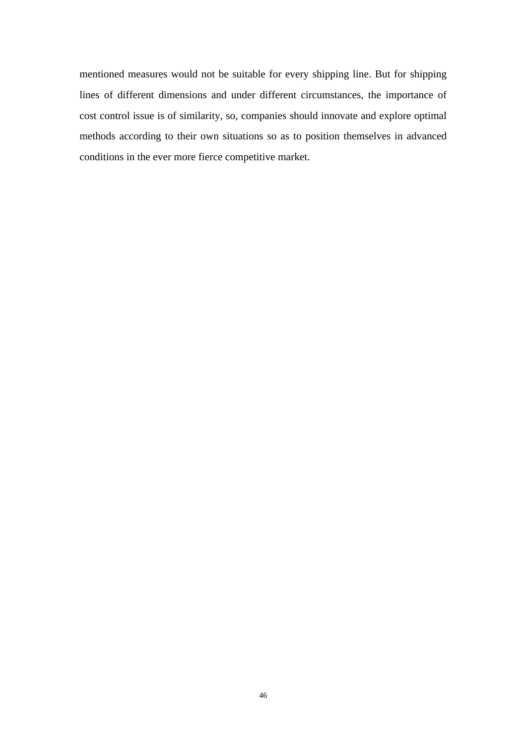mentioned measures would not be suitable for every shipping line. But for shipping lines of different dimensions and under different circumstances, the importance of cost control issue is of similarity, so, companies should innovate and explore optimal methods according to their own situations so as to position themselves in advanced conditions in the ever more fierce competitive market.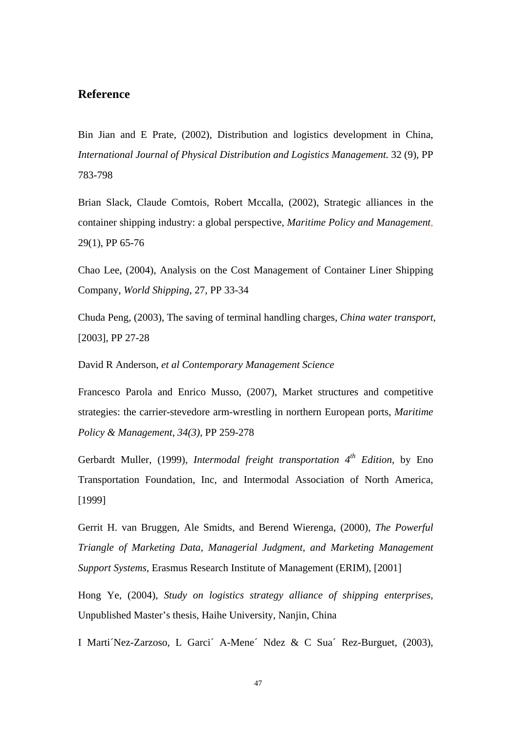## Reference

Bin Jian and E Prate, (2002), Distribution and logistics development in China, *International Journal of Physical Distribution and Logistics Management.* 32 (9), PP 783-798

Brian Slack, Claude Comtois, Robert Mccalla, (2002), Strategic alliances in the container shipping industry: a global perspective, *Maritime Policy and Management*, 29(1), PP 65-76

Chao Lee, (2004), Analysis on the Cost Management of Container Liner Shipping Company, *World Shipping*, 27, PP 33-34

Chuda Peng, (2003), The saving of terminal handling charges, *China water transport*, [2003], PP 27-28

David R Anderson, *et al Contemporary Management Science*

Francesco Parola and Enrico Musso, (2007), Market structures and competitive strategies: the carrier-stevedore arm-wrestling in northern European ports, *Maritime Policy & Management, 34(3),* PP 259-278

Gerbardt Muller, (1999), *Intermodal freight transportation 4th Edition*, by Eno Transportation Foundation, Inc, and Intermodal Association of North America, [1999]

Gerrit H. van Bruggen, Ale Smidts, and Berend Wierenga, (2000), *The Powerful Triangle of Marketing Data, Managerial Judgment, and Marketing Management Support Systems,* Erasmus Research Institute of Management (ERIM), [2001]

Hong Ye, (2004), *Study on logistics strategy alliance of shipping enterprises*, Unpublished Master's thesis, Haihe University, Nanjin, China

I Marti´Nez-Zarzoso, L Garci´ A-Mene´ Ndez & C Sua´ Rez-Burguet, (2003),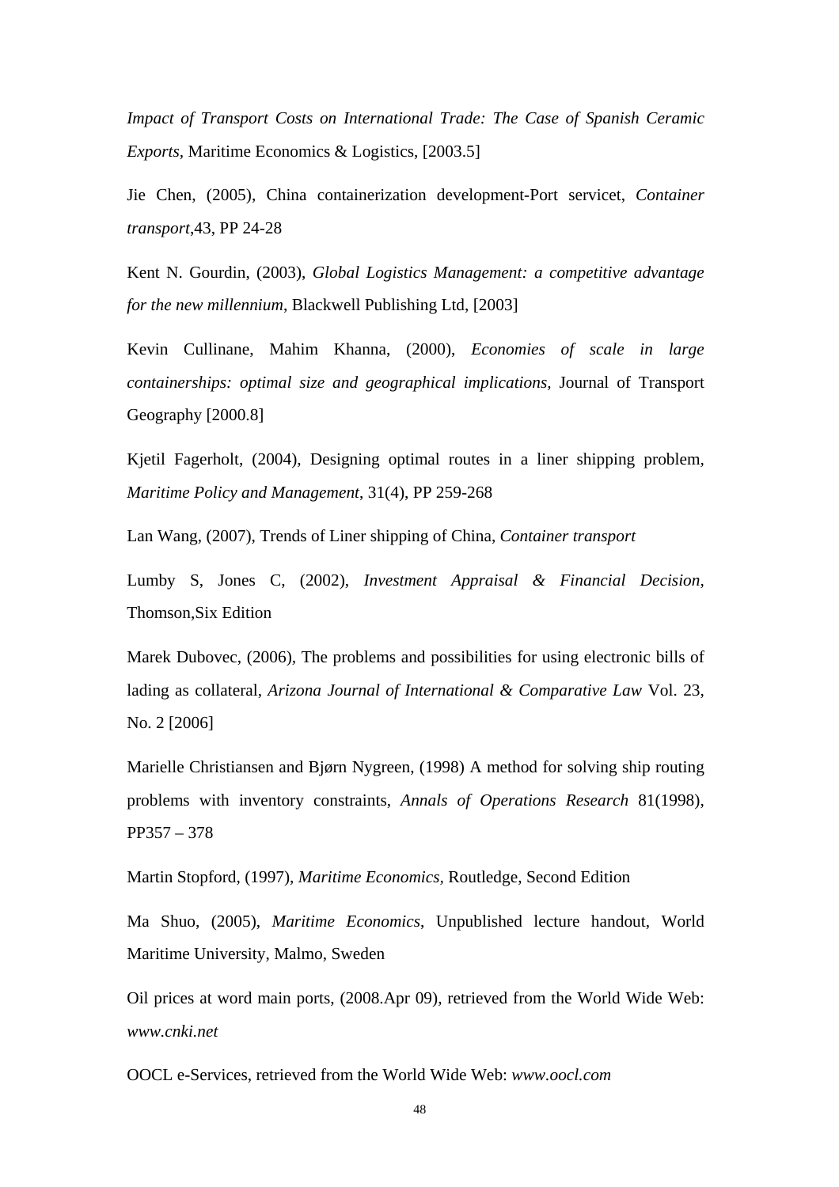*Impact of Transport Costs on International Trade: The Case of Spanish Ceramic Exports*, Maritime Economics & Logistics, [2003.5]

Jie Chen, (2005), China containerization development-Port servicet, *Container transport*,43, PP 24-28

Kent N. Gourdin, (2003), *Global Logistics Management: a competitive advantage for the new millennium*, Blackwell Publishing Ltd, [2003]

Kevin Cullinane, Mahim Khanna, (2000), *Economies of scale in large containerships: optimal size and geographical implications*, Journal of Transport Geography [2000.8]

Kjetil Fagerholt, (2004), Designing optimal routes in a liner shipping problem, *Maritime Policy and Management*, 31(4), PP 259-268

Lan Wang, (2007), Trends of Liner shipping of China, *Container transport*

Lumby S, Jones C, (2002), *Investment Appraisal & Financial Decision*, Thomson,Six Edition

Marek Dubovec, (2006), The problems and possibilities for using electronic bills of lading as collateral, *Arizona Journal of International & Comparative Law* Vol. 23, No. 2 [2006]

Marielle Christiansen and Bjørn Nygreen, (1998) A method for solving ship routing problems with inventory constraints, *Annals of Operations Research* 81(1998), PP357 – 378

Martin Stopford, (1997), *Maritime Economics*, Routledge, Second Edition

Ma Shuo, (2005), *Maritime Economics*, Unpublished lecture handout, World Maritime University, Malmo, Sweden

Oil prices at word main ports, (2008.Apr 09), retrieved from the World Wide Web: *www.cnki.net*

OOCL e-Services, retrieved from the World Wide Web: *www.oocl.com*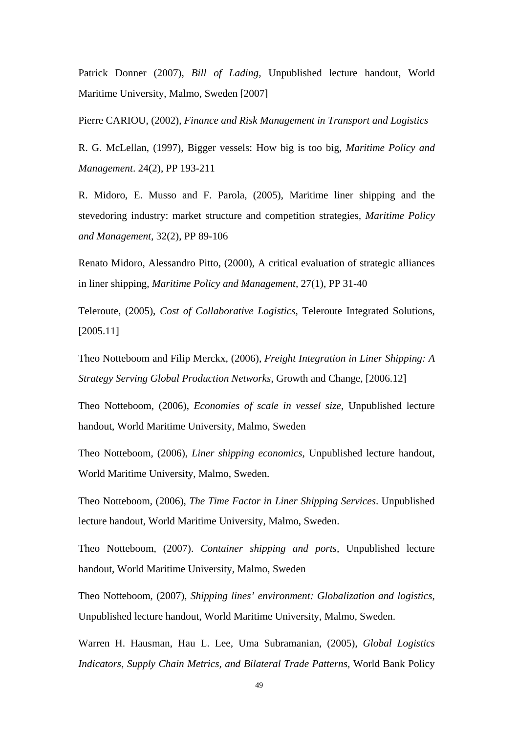Patrick Donner (2007), *Bill of Lading*, Unpublished lecture handout, World Maritime University, Malmo, Sweden [2007]

Pierre CARIOU, (2002), *Finance and Risk Management in Transport and Logistics*

R. G. McLellan, (1997), Bigger vessels: How big is too big, *Maritime Policy and Management*. 24(2), PP 193-211

R. Midoro, E. Musso and F. Parola, (2005), Maritime liner shipping and the stevedoring industry: market structure and competition strategies, *Maritime Policy and Management*, 32(2), PP 89-106

Renato Midoro, Alessandro Pitto, (2000), A critical evaluation of strategic alliances in liner shipping, *Maritime Policy and Management*, 27(1), PP 31-40

Teleroute, (2005), *Cost of Collaborative Logistics*, Teleroute Integrated Solutions, [2005.11]

Theo Notteboom and Filip Merckx, (2006), *Freight Integration in Liner Shipping: A Strategy Serving Global Production Networks*, Growth and Change, [2006.12]

Theo Notteboom, (2006), *Economies of scale in vessel size*, Unpublished lecture handout, World Maritime University, Malmo, Sweden

Theo Notteboom, (2006), *Liner shipping economics*, Unpublished lecture handout, World Maritime University, Malmo, Sweden.

Theo Notteboom, (2006), *The Time Factor in Liner Shipping Services*. Unpublished lecture handout, World Maritime University, Malmo, Sweden.

Theo Notteboom, (2007). *Container shipping and ports*, Unpublished lecture handout, World Maritime University, Malmo, Sweden

Theo Notteboom, (2007), *Shipping lines' environment: Globalization and logistics*, Unpublished lecture handout, World Maritime University, Malmo, Sweden.

Warren H. Hausman, Hau L. Lee, Uma Subramanian, (2005), *Global Logistics Indicators, Supply Chain Metrics, and Bilateral Trade Patterns*, World Bank Policy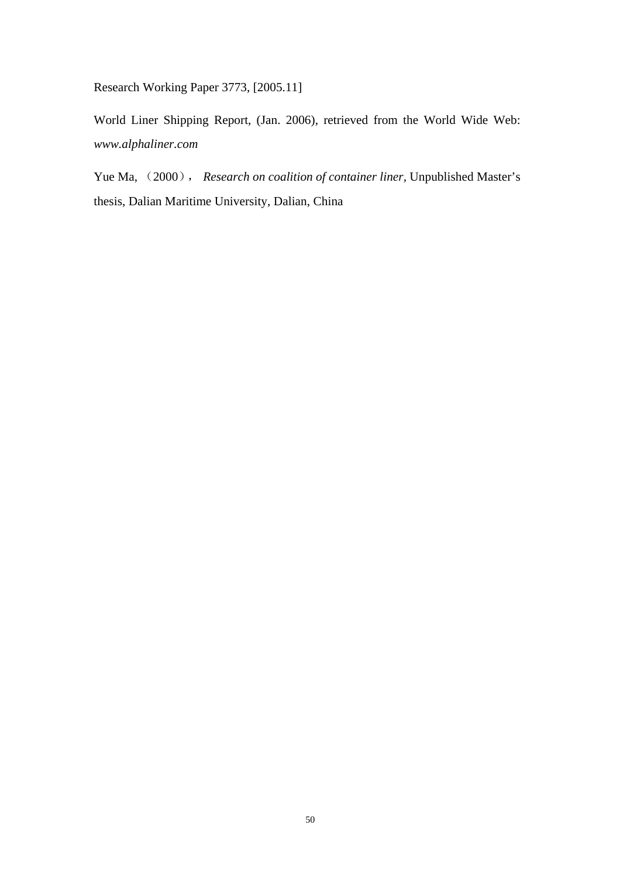Research Working Paper 3773, [2005.11]

World Liner Shipping Report, (Jan. 2006), retrieved from the World Wide Web: *www.alphaliner.com*

Yue Ma, （2000）， *Research on coalition of container liner*, Unpublished Master's thesis, Dalian Maritime University, Dalian, China